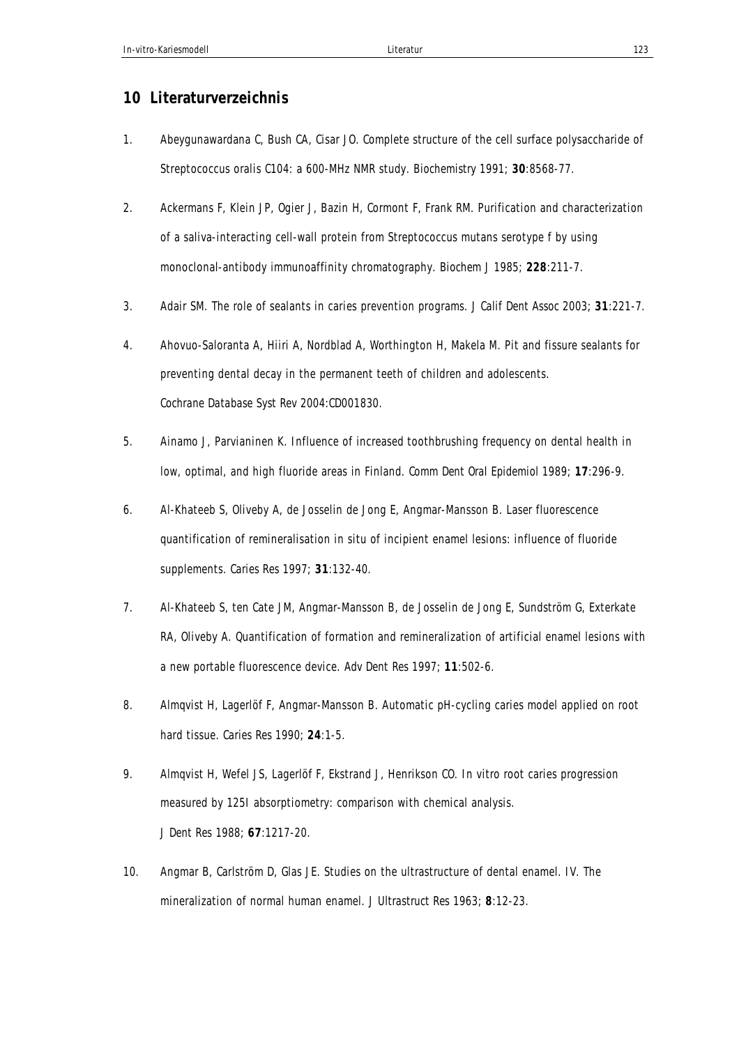## 10 Literaturverzeichnis

1. Abeygunawardana C, Bush CA, Cisar JO. Complete structure of the cell surface polysaccharide of Streptococcus oralis C104: a 600-MHz NMR study. Biochemistry 1991; **30**:8568-77.

2. Ackermans F, Klein JP, Ogier J, Bazin H, Cormont F, Frank RM. Purification and characterization of a saliva-interacting cell-wall protein from Streptococcus mutans serotype f by using monoclonal-antibody immunoaffinity chromatography. Biochem J 1985; **228**:211-7.

3. Adair SM. The role of sealants in caries prevention programs. J Calif Dent Assoc 2003; **31**:221-7.

4. Ahovuo-Saloranta A, Hiiri A, Nordblad A, Worthington H, Makela M. Pit and fissure sealants for preventing dental decay in the permanent teeth of children and adolescents. Cochrane Database Syst Rev 2004:CD001830.

5. Ainamo J, Parvianinen K. Influence of increased toothbrushing frequency on dental health in low, optimal, and high fluoride areas in Finland. Comm Dent Oral Epidemiol 1989; **17**:296-9.

6. Al-Khateeb S, Oliveby A, de Josselin de Jong E, Angmar-Mansson B. Laser fluorescence quantification of remineralisation in situ of incipient enamel lesions: influence of fluoride supplements. Caries Res 1997; **31**:132-40.

7. Al-Khateeb S, ten Cate JM, Angmar-Mansson B, de Josselin de Jong E, Sundström G, Exterkate RA, Oliveby A. Quantification of formation and remineralization of artificial enamel lesions with a new portable fluorescence device. Adv Dent Res 1997; **11**:502-6.

8. Almqvist H, Lagerlöf F, Angmar-Mansson B. Automatic pH-cycling caries model applied on root hard tissue. Caries Res 1990; **24**:1-5.

9. Almqvist H, Wefel JS, Lagerlöf F, Ekstrand J, Henrikson CO. In vitro root caries progression measured by 125I absorptiometry: comparison with chemical analysis. J Dent Res 1988; **67**:1217-20.

10. Angmar B, Carlström D, Glas JE. Studies on the ultrastructure of dental enamel. IV. The mineralization of normal human enamel. J Ultrastruct Res 1963; **8**:12-23.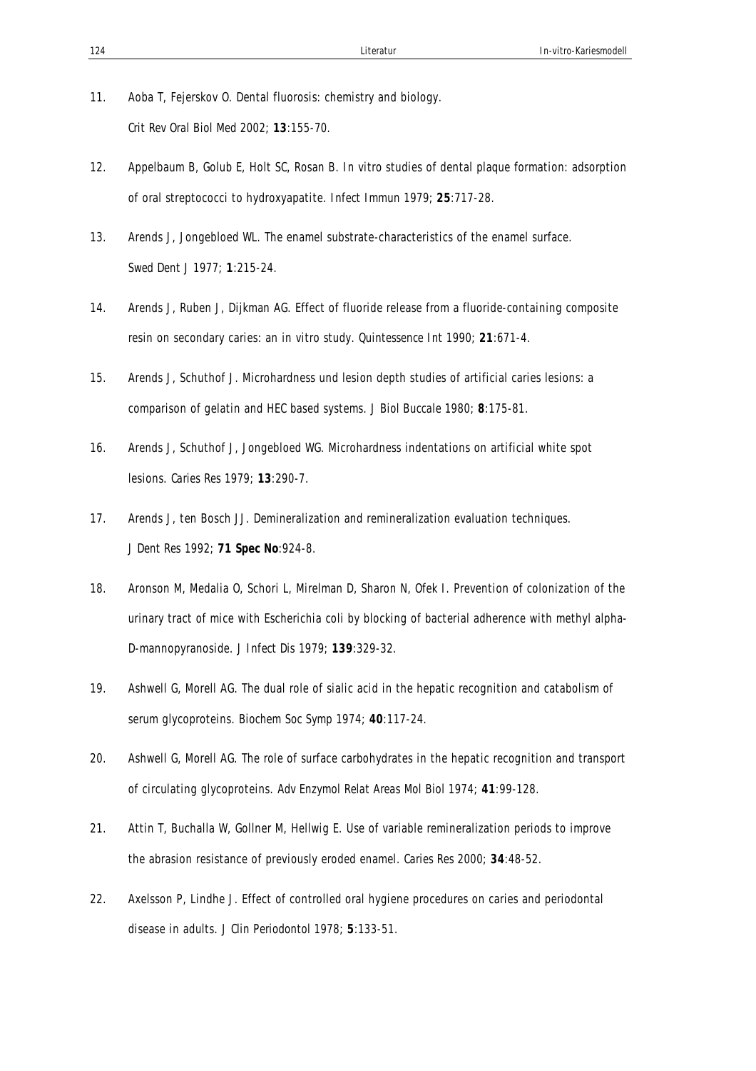11. Aoba T, Fejerskov O. Dental fluorosis: chemistry and biology. *Crit Rev Oral Biol Med* 2002; **13**:155-70.

12. Appelbaum B, Golub E, Holt SC, Rosan B. In vitro studies of dental plaque formation: adsorption of oral streptococci to hydroxyapatite. *Infect Immun* 1979; **25**:717-28.

13. Arends J, Jongebloed WL. The enamel substrate-characteristics of the enamel surface. *Swed Dent J* 1977; **1**:215-24.

14. Arends J, Ruben J, Dijkman AG. Effect of fluoride release from a fluoride-containing composite resin on secondary caries: an in vitro study. *Quintessence Int* 1990; **21**:671-4.

15. Arends J, Schuthof J. Microhardness und lesion depth studies of artificial caries lesions: a comparison of gelatin and HEC based systems. *J Biol Buccale* 1980; **8**:175-81.

16. Arends J, Schuthof J, Jongebloed WG. Microhardness indentations on artificial white spot lesions. *Caries Res* 1979; **13**:290-7.

17. Arends J, ten Bosch JJ. Demineralization and remineralization evaluation techniques. *J Dent Res* 1992; **71 Spec No**:924-8.

18. Aronson M, Medalia O, Schori L, Mirelman D, Sharon N, Ofek I. Prevention of colonization of the urinary tract of mice with Escherichia coli by blocking of bacterial adherence with methyl alpha-D-mannopyranoside. *J Infect Dis* 1979; **139**:329-32.

19. Ashwell G, Morell AG. The dual role of sialic acid in the hepatic recognition and catabolism of serum glycoproteins. *Biochem Soc Symp* 1974; **40**:117-24.

20. Ashwell G, Morell AG. The role of surface carbohydrates in the hepatic recognition and transport of circulating glycoproteins. *Adv Enzymol Relat Areas Mol Biol* 1974; **41**:99-128.

21. Attin T, Buchalla W, Gollner M, Hellwig E. Use of variable remineralization periods to improve the abrasion resistance of previously eroded enamel. *Caries Res* 2000; **34**:48-52.

22. Axelsson P, Lindhe J. Effect of controlled oral hygiene procedures on caries and periodontal disease in adults. *J Clin Periodontol* 1978; **5**:133-51.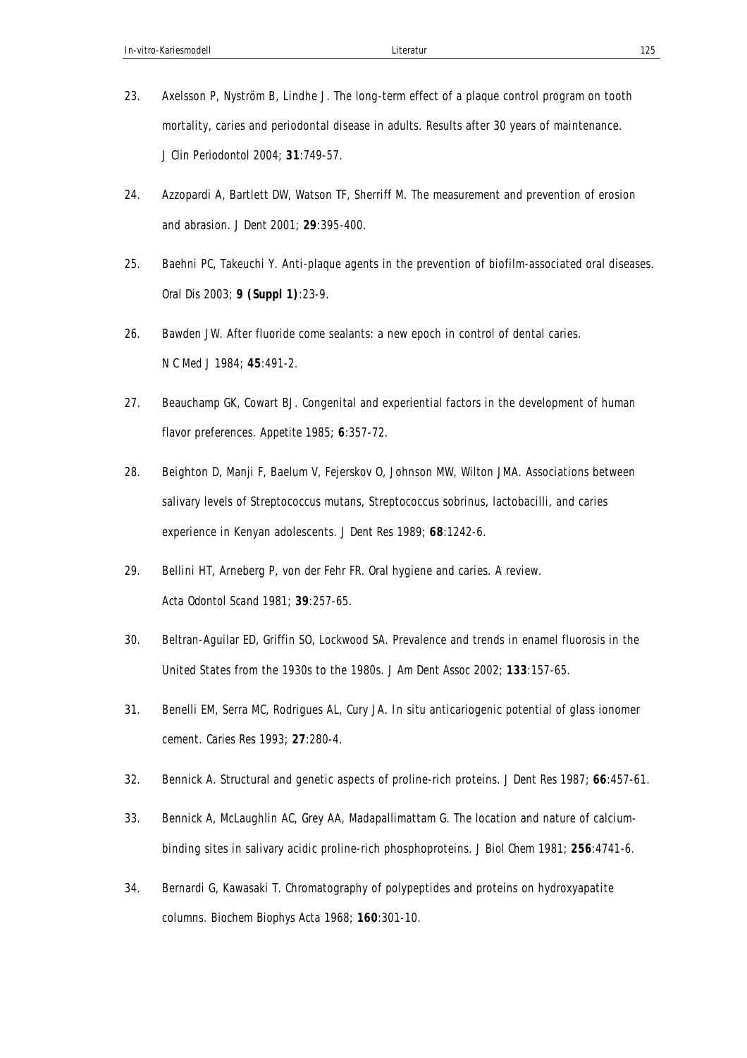23. Axelsson P, Nyström B, Lindhe J. The long-term effect of a plaque control program on tooth mortality, caries and periodontal disease in adults. Results after 30 years of maintenance. J Clin Periodontol 2004; **31**:749-57.

24. Azzopardi A, Bartlett DW, Watson TF, Sherriff M. The measurement and prevention of erosion and abrasion. J Dent 2001; **29**:395-400.

25. Baehni PC, Takeuchi Y. Anti-plaque agents in the prevention of biofilm-associated oral diseases. Oral Dis 2003; **9 (Suppl 1)**:23-9.

26. Bawden JW. After fluoride come sealants: a new epoch in control of dental caries. N C Med J 1984; **45**:491-2.

27. Beauchamp GK, Cowart BJ. Congenital and experiential factors in the development of human flavor preferences. Appetite 1985; **6**:357-72.

28. Beighton D, Manji F, Baelum V, Fejerskov O, Johnson MW, Wilton JMA. Associations between salivary levels of Streptococcus mutans, Streptococcus sobrinus, lactobacilli, and caries experience in Kenyan adolescents. J Dent Res 1989; **68**:1242-6.

29. Bellini HT, Arneberg P, von der Fehr FR. Oral hygiene and caries. A review. Acta Odontol Scand 1981; **39**:257-65.

30. Beltran-Aguilar ED, Griffin SO, Lockwood SA. Prevalence and trends in enamel fluorosis in the United States from the 1930s to the 1980s. J Am Dent Assoc 2002; **133**:157-65.

31. Benelli EM, Serra MC, Rodrigues AL, Cury JA. In situ anticariogenic potential of glass ionomer cement. Caries Res 1993; **27**:280-4.

32. Bennick A. Structural and genetic aspects of proline-rich proteins. J Dent Res 1987; **66**:457-61.

33. Bennick A, McLaughlin AC, Grey AA, Madapallimattam G. The location and nature of calcium-binding sites in salivary acidic proline-rich phosphoproteins. J Biol Chem 1981; **256**:4741-6.

34. Bernardi G, Kawasaki T. Chromatography of polypeptides and proteins on hydroxyapatite columns. Biochem Biophys Acta 1968; **160**:301-10.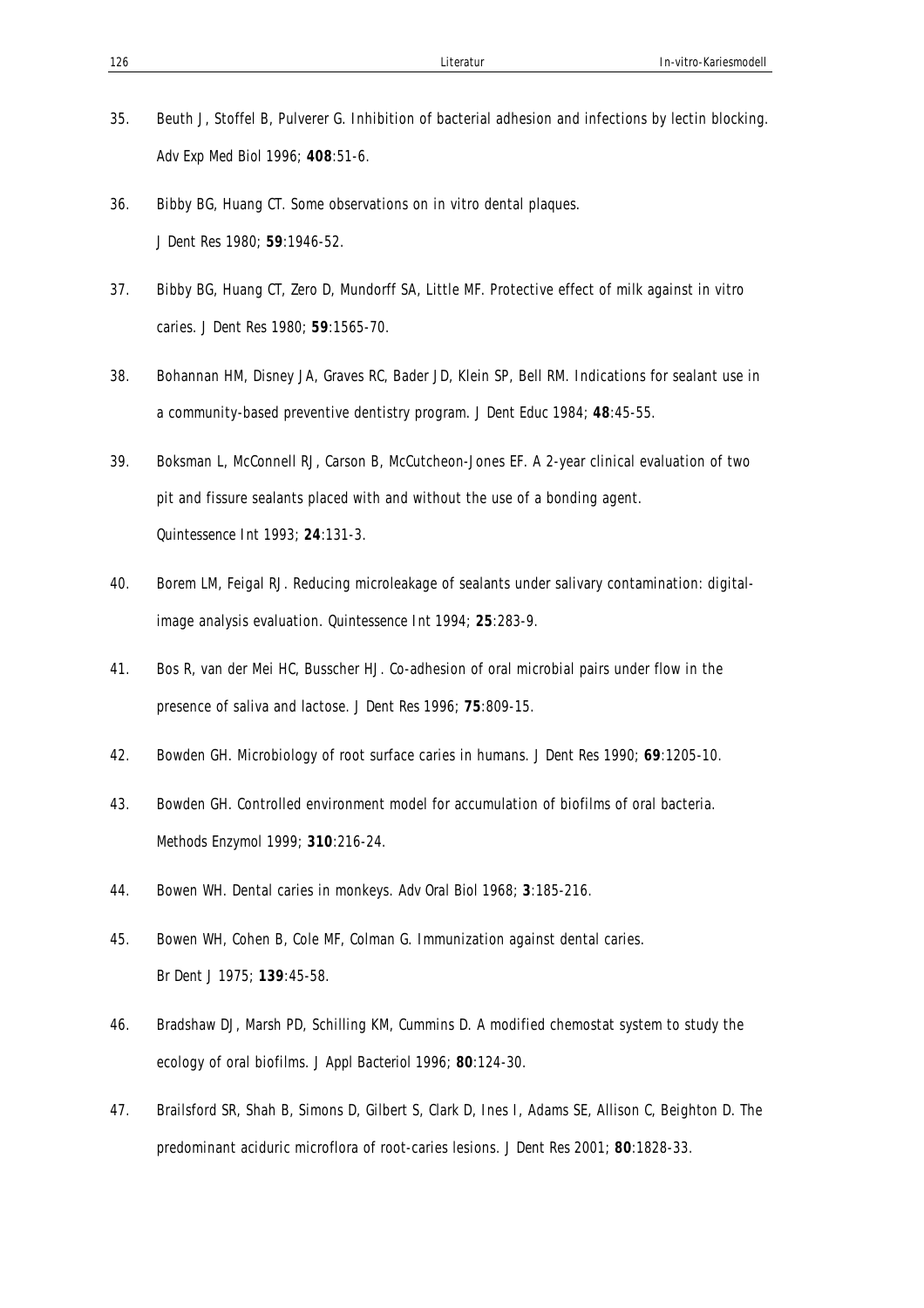35. Beuth J, Stoffel B, Pulverer G. Inhibition of bacterial adhesion and infections by lectin blocking. Adv Exp Med Biol 1996; **408**:51-6.

36. Bibby BG, Huang CT. Some observations on in vitro dental plaques. J Dent Res 1980; **59**:1946-52.

37. Bibby BG, Huang CT, Zero D, Mundorff SA, Little MF. Protective effect of milk against in vitro caries. J Dent Res 1980; **59**:1565-70.

38. Bohannan HM, Disney JA, Graves RC, Bader JD, Klein SP, Bell RM. Indications for sealant use in a community-based preventive dentistry program. J Dent Educ 1984; **48**:45-55.

39. Boksman L, McConnell RJ, Carson B, McCutcheon-Jones EF. A 2-year clinical evaluation of two pit and fissure sealants placed with and without the use of a bonding agent. Quintessence Int 1993; **24**:131-3.

40. Borem LM, Feigal RJ. Reducing microleakage of sealants under salivary contamination: digital-image analysis evaluation. Quintessence Int 1994; **25**:283-9.

41. Bos R, van der Mei HC, Busscher HJ. Co-adhesion of oral microbial pairs under flow in the presence of saliva and lactose. J Dent Res 1996; **75**:809-15.

42. Bowden GH. Microbiology of root surface caries in humans. J Dent Res 1990; **69**:1205-10.

43. Bowden GH. Controlled environment model for accumulation of biofilms of oral bacteria. Methods Enzymol 1999; **310**:216-24.

44. Bowen WH. Dental caries in monkeys. Adv Oral Biol 1968; **3**:185-216.

45. Bowen WH, Cohen B, Cole MF, Colman G. Immunization against dental caries. Br Dent J 1975; **139**:45-58.

46. Bradshaw DJ, Marsh PD, Schilling KM, Cummins D. A modified chemostat system to study the ecology of oral biofilms. J Appl Bacteriol 1996; **80**:124-30.

47. Brailsford SR, Shah B, Simons D, Gilbert S, Clark D, Ines I, Adams SE, Allison C, Beighton D. The predominant aciduric microflora of root-caries lesions. J Dent Res 2001; **80**:1828-33.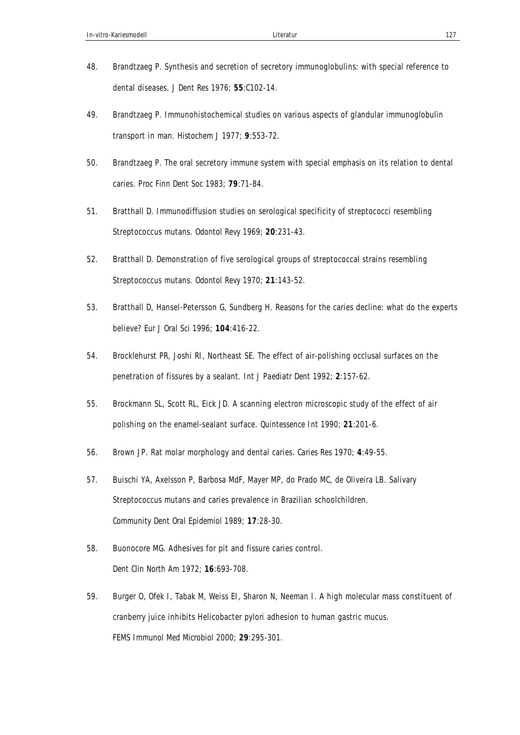48. Brandtzaeg P. Synthesis and secretion of secretory immunoglobulins: with special reference to dental diseases. J Dent Res 1976; **55**:C102-14.

49. Brandtzaeg P. Immunohistochemical studies on various aspects of glandular immunoglobulin transport in man. Histochem J 1977; **9**:553-72.

50. Brandtzaeg P. The oral secretory immune system with special emphasis on its relation to dental caries. Proc Finn Dent Soc 1983; **79**:71-84.

51. Bratthall D. Immunodiffusion studies on serological specificity of streptococci resembling Streptococcus mutans. Odontol Revy 1969; **20**:231-43.

52. Bratthall D. Demonstration of five serological groups of streptococcal strains resembling Streptococcus mutans. Odontol Revy 1970; **21**:143-52.

53. Bratthall D, Hansel-Petersson G, Sundberg H. Reasons for the caries decline: what do the experts believe? Eur J Oral Sci 1996; **104**:416-22.

54. Brocklehurst PR, Joshi RI, Northeast SE. The effect of air-polishing occlusal surfaces on the penetration of fissures by a sealant. Int J Paediatr Dent 1992; **2**:157-62.

55. Brockmann SL, Scott RL, Eick JD. A scanning electron microscopic study of the effect of air polishing on the enamel-sealant surface. Quintessence Int 1990; **21**:201-6.

56. Brown JP. Rat molar morphology and dental caries. Caries Res 1970; **4**:49-55.

57. Buischi YA, Axelsson P, Barbosa MdF, Mayer MP, do Prado MC, de Oliveira LB. Salivary Streptococcus mutans and caries prevalence in Brazilian schoolchildren. Community Dent Oral Epidemiol 1989; **17**:28-30.

58. Buonocore MG. Adhesives for pit and fissure caries control. Dent Clin North Am 1972; **16**:693-708.

59. Burger O, Ofek I, Tabak M, Weiss EI, Sharon N, Neeman I. A high molecular mass constituent of cranberry juice inhibits Helicobacter pylori adhesion to human gastric mucus. FEMS Immunol Med Microbiol 2000; **29**:295-301.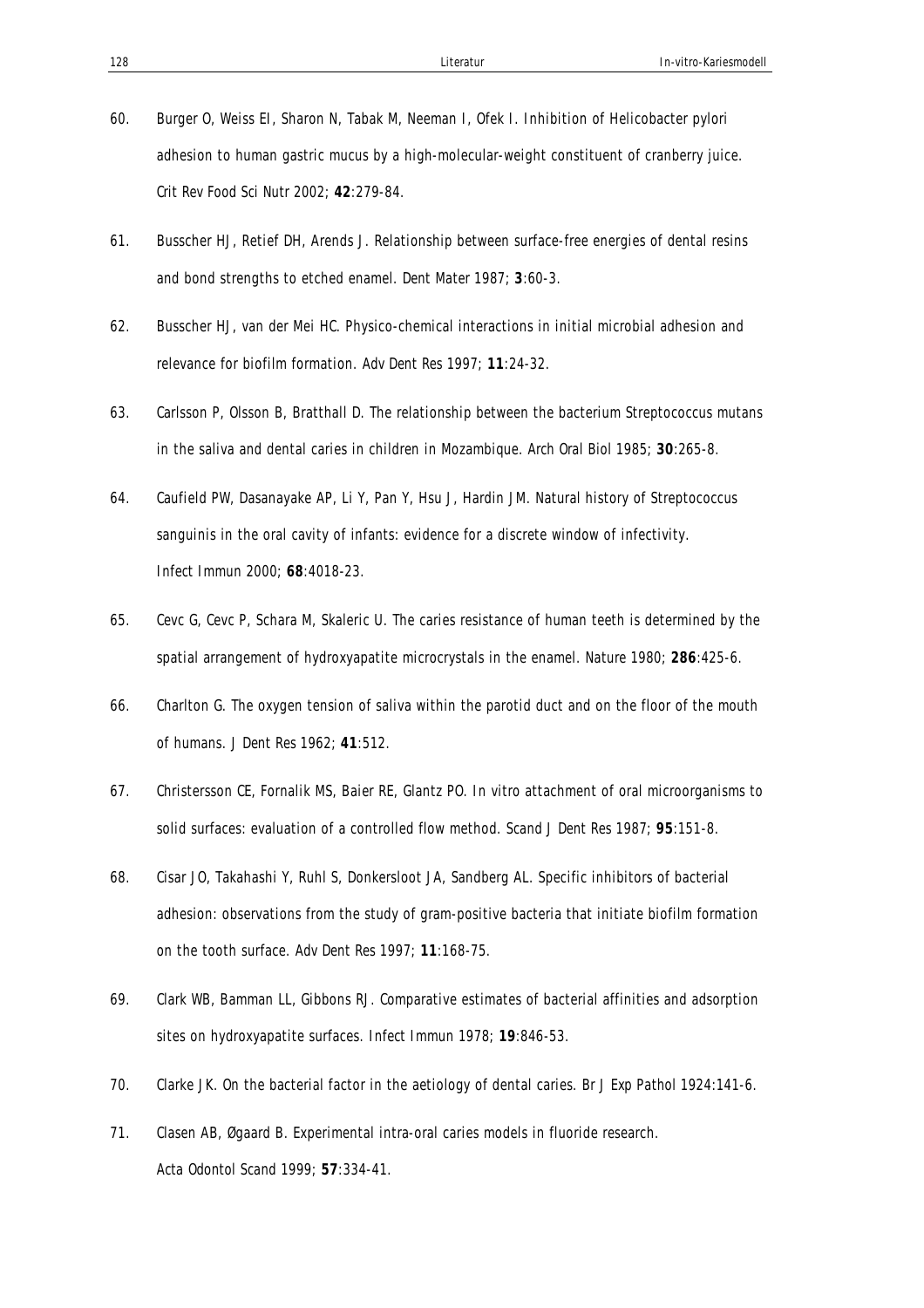60. Burger O, Weiss EI, Sharon N, Tabak M, Neeman I, Ofek I. Inhibition of Helicobacter pylori adhesion to human gastric mucus by a high-molecular-weight constituent of cranberry juice. Crit Rev Food Sci Nutr 2002; **42**:279-84.

61. Busscher HJ, Retief DH, Arends J. Relationship between surface-free energies of dental resins and bond strengths to etched enamel. Dent Mater 1987; **3**:60-3.

62. Busscher HJ, van der Mei HC. Physico-chemical interactions in initial microbial adhesion and relevance for biofilm formation. Adv Dent Res 1997; **11**:24-32.

63. Carlsson P, Olsson B, Bratthall D. The relationship between the bacterium Streptococcus mutans in the saliva and dental caries in children in Mozambique. Arch Oral Biol 1985; **30**:265-8.

64. Caufield PW, Dasanayake AP, Li Y, Pan Y, Hsu J, Hardin JM. Natural history of Streptococcus sanguinis in the oral cavity of infants: evidence for a discrete window of infectivity. Infect Immun 2000; **68**:4018-23.

65. Cevc G, Cevc P, Schara M, Skaleric U. The caries resistance of human teeth is determined by the spatial arrangement of hydroxyapatite microcrystals in the enamel. Nature 1980; **286**:425-6.

66. Charlton G. The oxygen tension of saliva within the parotid duct and on the floor of the mouth of humans. J Dent Res 1962; **41**:512.

67. Christersson CE, Fornalik MS, Baier RE, Glantz PO. In vitro attachment of oral microorganisms to solid surfaces: evaluation of a controlled flow method. Scand J Dent Res 1987; **95**:151-8.

68. Cisar JO, Takahashi Y, Ruhl S, Donkersloot JA, Sandberg AL. Specific inhibitors of bacterial adhesion: observations from the study of gram-positive bacteria that initiate biofilm formation on the tooth surface. Adv Dent Res 1997; **11**:168-75.

69. Clark WB, Bamman LL, Gibbons RJ. Comparative estimates of bacterial affinities and adsorption sites on hydroxyapatite surfaces. Infect Immun 1978; **19**:846-53.

70. Clarke JK. On the bacterial factor in the aetiology of dental caries. Br J Exp Pathol 1924:141-6.

71. Clasen AB, Øgaard B. Experimental intra-oral caries models in fluoride research. Acta Odontol Scand 1999; **57**:334-41.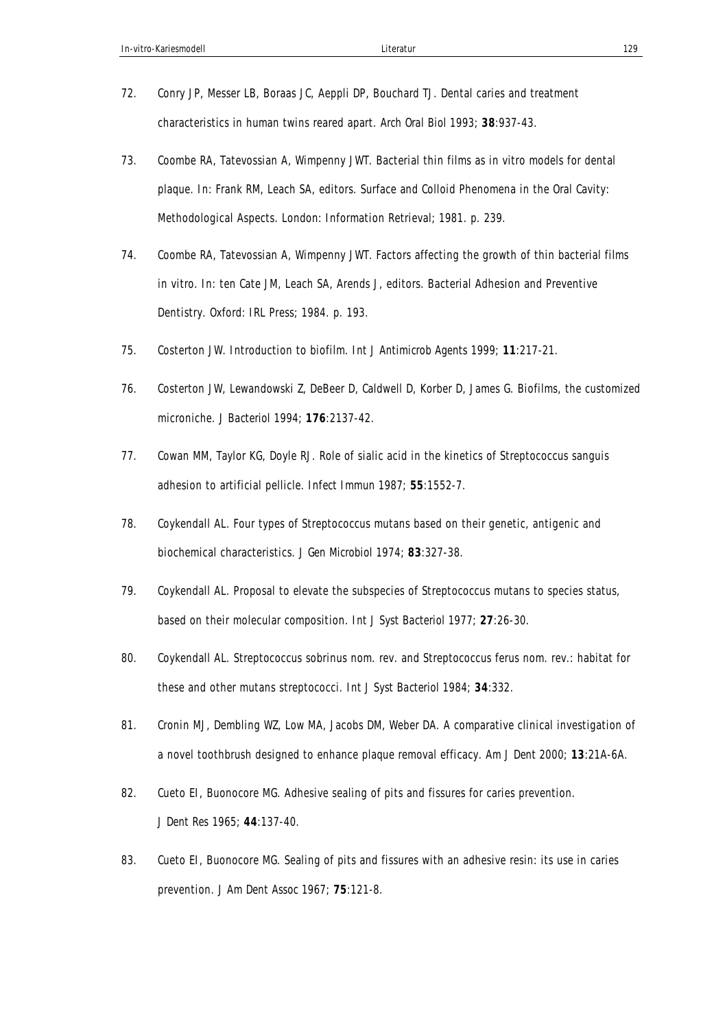72. Conry JP, Messer LB, Boraas JC, Aeppli DP, Bouchard TJ. Dental caries and treatment characteristics in human twins reared apart. Arch Oral Biol 1993; **38**:937-43.

73. Coombe RA, Tatevossian A, Wimpenny JWT. Bacterial thin films as in vitro models for dental plaque. In: Frank RM, Leach SA, editors. Surface and Colloid Phenomena in the Oral Cavity: Methodological Aspects. London: Information Retrieval; 1981. p. 239.

74. Coombe RA, Tatevossian A, Wimpenny JWT. Factors affecting the growth of thin bacterial films in vitro. In: ten Cate JM, Leach SA, Arends J, editors. Bacterial Adhesion and Preventive Dentistry. Oxford: IRL Press; 1984. p. 193.

75. Costerton JW. Introduction to biofilm. Int J Antimicrob Agents 1999; **11**:217-21.

76. Costerton JW, Lewandowski Z, DeBeer D, Caldwell D, Korber D, James G. Biofilms, the customized microniche. J Bacteriol 1994; **176**:2137-42.

77. Cowan MM, Taylor KG, Doyle RJ. Role of sialic acid in the kinetics of Streptococcus sanguis adhesion to artificial pellicle. Infect Immun 1987; **55**:1552-7.

78. Coykendall AL. Four types of Streptococcus mutans based on their genetic, antigenic and biochemical characteristics. J Gen Microbiol 1974; **83**:327-38.

79. Coykendall AL. Proposal to elevate the subspecies of Streptococcus mutans to species status, based on their molecular composition. Int J Syst Bacteriol 1977; **27**:26-30.

80. Coykendall AL. Streptococcus sobrinus nom. rev. and Streptococcus ferus nom. rev.: habitat for these and other mutans streptococci. Int J Syst Bacteriol 1984; **34**:332.

81. Cronin MJ, Dembling WZ, Low MA, Jacobs DM, Weber DA. A comparative clinical investigation of a novel toothbrush designed to enhance plaque removal efficacy. Am J Dent 2000; **13**:21A-6A.

82. Cueto EI, Buonocore MG. Adhesive sealing of pits and fissures for caries prevention. J Dent Res 1965; **44**:137-40.

83. Cueto EI, Buonocore MG. Sealing of pits and fissures with an adhesive resin: its use in caries prevention. J Am Dent Assoc 1967; **75**:121-8.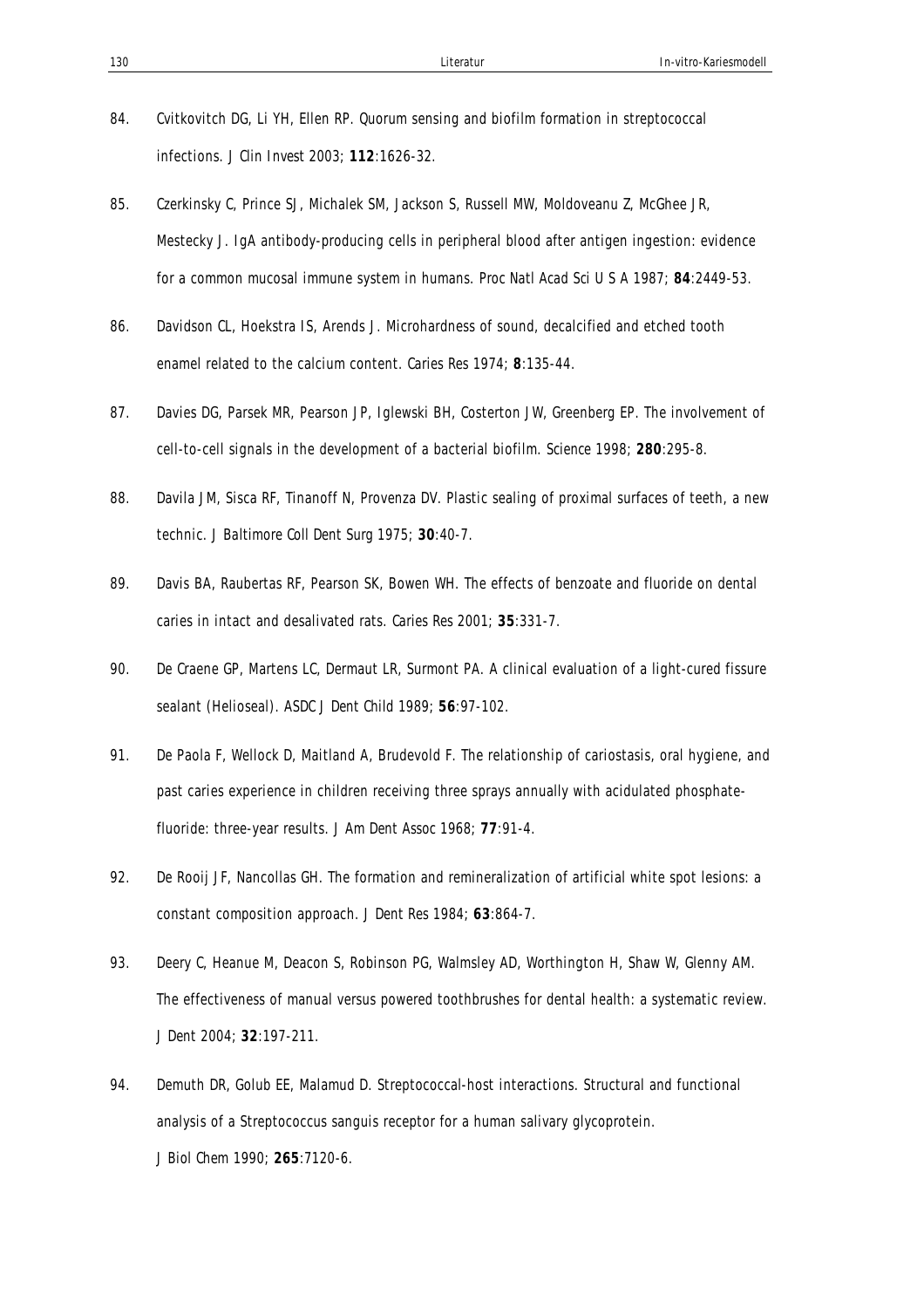84. Cvitkovitch DG, Li YH, Ellen RP. Quorum sensing and biofilm formation in streptococcal infections. *J Clin Invest* 2003; **112**:1626-32.

85. Czerkinsky C, Prince SJ, Michalek SM, Jackson S, Russell MW, Moldoveanu Z, McGhee JR, Mestecky J. IgA antibody-producing cells in peripheral blood after antigen ingestion: evidence for a common mucosal immune system in humans. *Proc Natl Acad Sci U S A* 1987; **84**:2449-53.

86. Davidson CL, Hoekstra IS, Arends J. Microhardness of sound, decalcified and etched tooth enamel related to the calcium content. *Caries Res* 1974; **8**:135-44.

87. Davies DG, Parsek MR, Pearson JP, Iglewski BH, Costerton JW, Greenberg EP. The involvement of cell-to-cell signals in the development of a bacterial biofilm. *Science* 1998; **280**:295-8.

88. Davila JM, Sisca RF, Tinanoff N, Provenza DV. Plastic sealing of proximal surfaces of teeth, a new technic. *J Baltimore Coll Dent Surg* 1975; **30**:40-7.

89. Davis BA, Raubertas RF, Pearson SK, Bowen WH. The effects of benzoate and fluoride on dental caries in intact and desalivated rats. *Caries Res* 2001; **35**:331-7.

90. De Craene GP, Martens LC, Dermaut LR, Surmont PA. A clinical evaluation of a light-cured fissure sealant (Helioseal). *ASDC J Dent Child* 1989; **56**:97-102.

91. De Paola F, Wellock D, Maitland A, Brudevold F. The relationship of cariostasis, oral hygiene, and past caries experience in children receiving three sprays annually with acidulated phosphate-fluoride: three-year results. *J Am Dent Assoc* 1968; **77**:91-4.

92. De Rooij JF, Nancollas GH. The formation and remineralization of artificial white spot lesions: a constant composition approach. *J Dent Res* 1984; **63**:864-7.

93. Deery C, Heanue M, Deacon S, Robinson PG, Walmsley AD, Worthington H, Shaw W, Glenny AM. The effectiveness of manual versus powered toothbrushes for dental health: a systematic review. *J Dent* 2004; **32**:197-211.

94. Demuth DR, Golub EE, Malamud D. Streptococcal-host interactions. Structural and functional analysis of a Streptococcus sanguis receptor for a human salivary glycoprotein. *J Biol Chem* 1990; **265**:7120-6.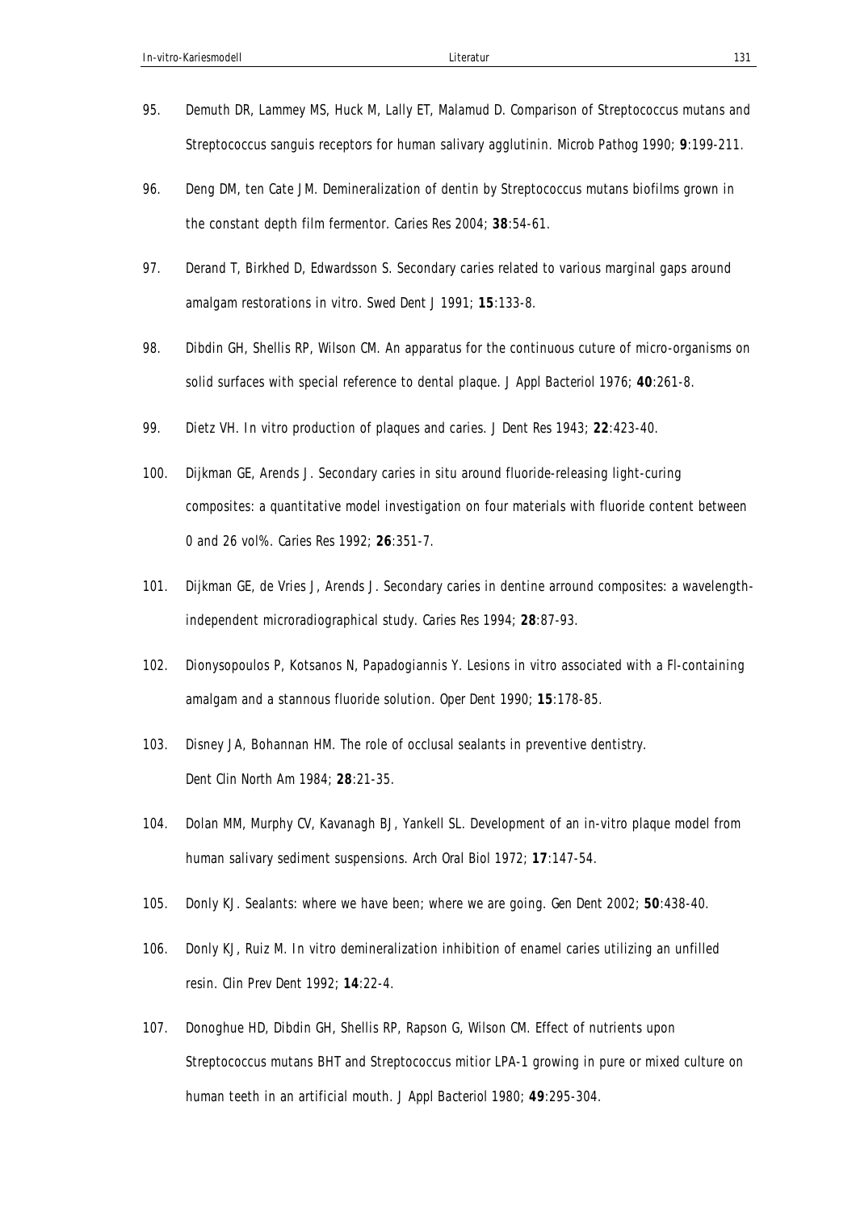95. Demuth DR, Lammey MS, Huck M, Lally ET, Malamud D. Comparison of Streptococcus mutans and Streptococcus sanguis receptors for human salivary agglutinin. Microb Pathog 1990; **9**:199-211.

96. Deng DM, ten Cate JM. Demineralization of dentin by Streptococcus mutans biofilms grown in the constant depth film fermentor. Caries Res 2004; **38**:54-61.

97. Derand T, Birkhed D, Edwardsson S. Secondary caries related to various marginal gaps around amalgam restorations in vitro. Swed Dent J 1991; **15**:133-8.

98. Dibdin GH, Shellis RP, Wilson CM. An apparatus for the continuous cuture of micro-organisms on solid surfaces with special reference to dental plaque. J Appl Bacteriol 1976; **40**:261-8.

99. Dietz VH. In vitro production of plaques and caries. J Dent Res 1943; **22**:423-40.

100. Dijkman GE, Arends J. Secondary caries in situ around fluoride-releasing light-curing composites: a quantitative model investigation on four materials with fluoride content between 0 and 26 vol%. Caries Res 1992; **26**:351-7.

101. Dijkman GE, de Vries J, Arends J. Secondary caries in dentine arround composites: a wavelength-independent microradiographical study. Caries Res 1994; **28**:87-93.

102. Dionysopoulos P, Kotsanos N, Papadogiannis Y. Lesions in vitro associated with a Fl-containing amalgam and a stannous fluoride solution. Oper Dent 1990; **15**:178-85.

103. Disney JA, Bohannan HM. The role of occlusal sealants in preventive dentistry. Dent Clin North Am 1984; **28**:21-35.

104. Dolan MM, Murphy CV, Kavanagh BJ, Yankell SL. Development of an in-vitro plaque model from human salivary sediment suspensions. Arch Oral Biol 1972; **17**:147-54.

105. Donly KJ. Sealants: where we have been; where we are going. Gen Dent 2002; **50**:438-40.

106. Donly KJ, Ruiz M. In vitro demineralization inhibition of enamel caries utilizing an unfilled resin. Clin Prev Dent 1992; **14**:22-4.

107. Donoghue HD, Dibdin GH, Shellis RP, Rapson G, Wilson CM. Effect of nutrients upon Streptococcus mutans BHT and Streptococcus mitior LPA-1 growing in pure or mixed culture on human teeth in an artificial mouth. J Appl Bacteriol 1980; **49**:295-304.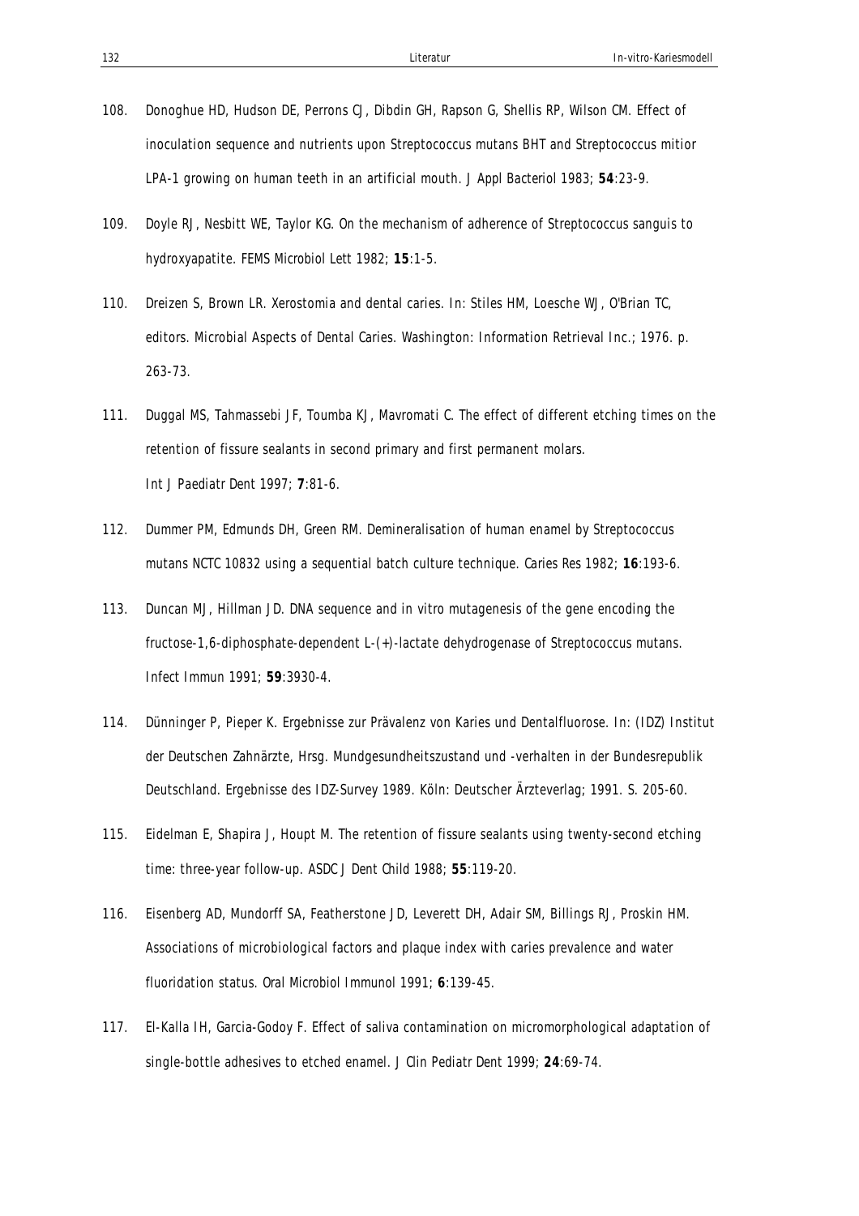108. Donoghue HD, Hudson DE, Perrons CJ, Dibdin GH, Rapson G, Shellis RP, Wilson CM. Effect of inoculation sequence and nutrients upon Streptococcus mutans BHT and Streptococcus mitior LPA-1 growing on human teeth in an artificial mouth. J Appl Bacteriol 1983; **54**:23-9.

109. Doyle RJ, Nesbitt WE, Taylor KG. On the mechanism of adherence of Streptococcus sanguis to hydroxyapatite. FEMS Microbiol Lett 1982; **15**:1-5.

110. Dreizen S, Brown LR. Xerostomia and dental caries. In: Stiles HM, Loesche WJ, O'Brian TC, editors. Microbial Aspects of Dental Caries. Washington: Information Retrieval Inc.; 1976. p. 263-73.

111. Duggal MS, Tahmassebi JF, Toumba KJ, Mavromati C. The effect of different etching times on the retention of fissure sealants in second primary and first permanent molars. Int J Paediatr Dent 1997; **7**:81-6.

112. Dummer PM, Edmunds DH, Green RM. Demineralisation of human enamel by Streptococcus mutans NCTC 10832 using a sequential batch culture technique. Caries Res 1982; **16**:193-6.

113. Duncan MJ, Hillman JD. DNA sequence and in vitro mutagenesis of the gene encoding the fructose-1,6-diphosphate-dependent L-(+)-lactate dehydrogenase of Streptococcus mutans. Infect Immun 1991; **59**:3930-4.

114. Dünninger P, Pieper K. Ergebnisse zur Prävalenz von Karies und Dentalfluorose. In: (IDZ) Institut der Deutschen Zahnärzte, Hrsg. Mundgesundheitszustand und -verhalten in der Bundesrepublik Deutschland. Ergebnisse des IDZ-Survey 1989. Köln: Deutscher Ärzteverlag; 1991. S. 205-60.

115. Eidelman E, Shapira J, Houpt M. The retention of fissure sealants using twenty-second etching time: three-year follow-up. ASDC J Dent Child 1988; **55**:119-20.

116. Eisenberg AD, Mundorff SA, Featherstone JD, Leverett DH, Adair SM, Billings RJ, Proskin HM. Associations of microbiological factors and plaque index with caries prevalence and water fluoridation status. Oral Microbiol Immunol 1991; **6**:139-45.

117. El-Kalla IH, Garcia-Godoy F. Effect of saliva contamination on micromorphological adaptation of single-bottle adhesives to etched enamel. J Clin Pediatr Dent 1999; **24**:69-74.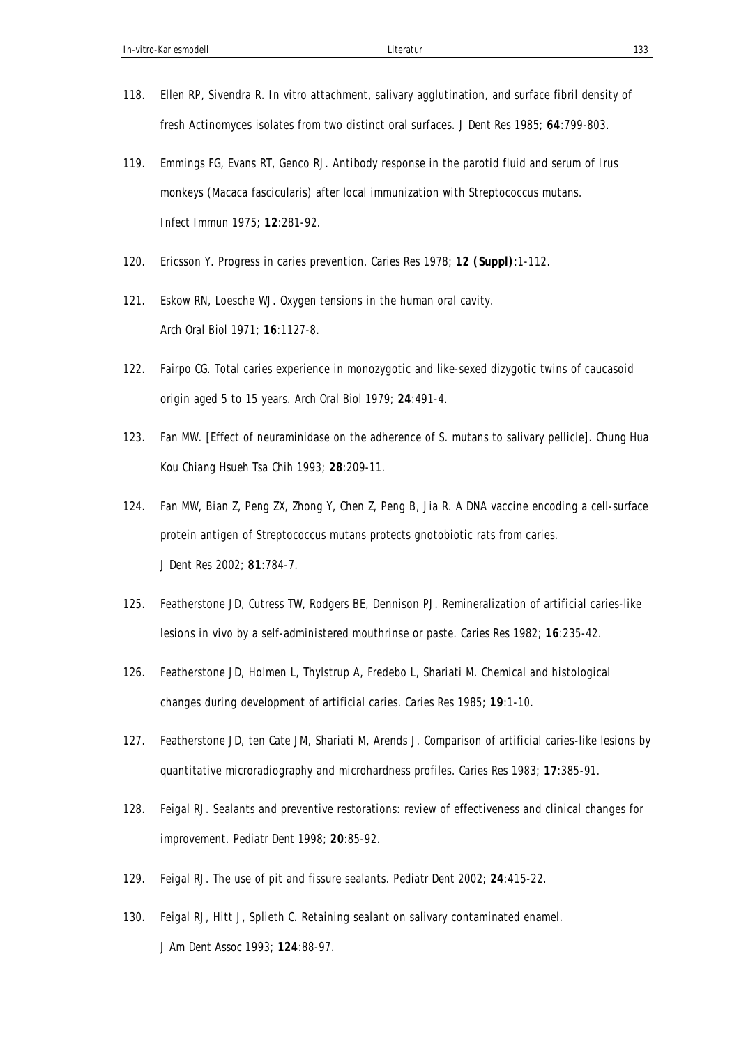118. Ellen RP, Sivendra R. In vitro attachment, salivary agglutination, and surface fibril density of fresh Actinomyces isolates from two distinct oral surfaces. J Dent Res 1985; **64**:799-803.

119. Emmings FG, Evans RT, Genco RJ. Antibody response in the parotid fluid and serum of Irus monkeys (Macaca fascicularis) after local immunization with Streptococcus mutans. Infect Immun 1975; **12**:281-92.

120. Ericsson Y. Progress in caries prevention. Caries Res 1978; **12 (Suppl)**:1-112.

121. Eskow RN, Loesche WJ. Oxygen tensions in the human oral cavity. Arch Oral Biol 1971; **16**:1127-8.

122. Fairpo CG. Total caries experience in monozygotic and like-sexed dizygotic twins of caucasoid origin aged 5 to 15 years. Arch Oral Biol 1979; **24**:491-4.

123. Fan MW. [Effect of neuraminidase on the adherence of S. mutans to salivary pellicle]. Chung Hua Kou Chiang Hsueh Tsa Chih 1993; **28**:209-11.

124. Fan MW, Bian Z, Peng ZX, Zhong Y, Chen Z, Peng B, Jia R. A DNA vaccine encoding a cell-surface protein antigen of Streptococcus mutans protects gnotobiotic rats from caries. J Dent Res 2002; **81**:784-7.

125. Featherstone JD, Cutress TW, Rodgers BE, Dennison PJ. Remineralization of artificial caries-like lesions in vivo by a self-administered mouthrinse or paste. Caries Res 1982; **16**:235-42.

126. Featherstone JD, Holmen L, Thylstrup A, Fredebo L, Shariati M. Chemical and histological changes during development of artificial caries. Caries Res 1985; **19**:1-10.

127. Featherstone JD, ten Cate JM, Shariati M, Arends J. Comparison of artificial caries-like lesions by quantitative microradiography and microhardness profiles. Caries Res 1983; **17**:385-91.

128. Feigal RJ. Sealants and preventive restorations: review of effectiveness and clinical changes for improvement. Pediatr Dent 1998; **20**:85-92.

129. Feigal RJ. The use of pit and fissure sealants. Pediatr Dent 2002; **24**:415-22.

130. Feigal RJ, Hitt J, Splieth C. Retaining sealant on salivary contaminated enamel. J Am Dent Assoc 1993; **124**:88-97.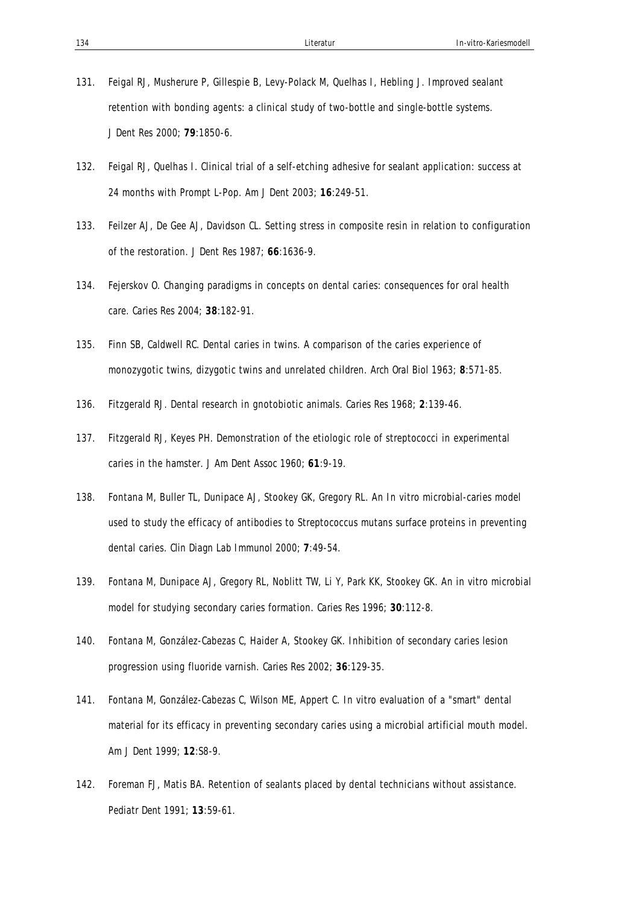131. Feigal RJ, Musherure P, Gillespie B, Levy-Polack M, Quelhas I, Hebling J. Improved sealant retention with bonding agents: a clinical study of two-bottle and single-bottle systems. J Dent Res 2000; **79**:1850-6.

132. Feigal RJ, Quelhas I. Clinical trial of a self-etching adhesive for sealant application: success at 24 months with Prompt L-Pop. Am J Dent 2003; **16**:249-51.

133. Feilzer AJ, De Gee AJ, Davidson CL. Setting stress in composite resin in relation to configuration of the restoration. J Dent Res 1987; **66**:1636-9.

134. Fejerskov O. Changing paradigms in concepts on dental caries: consequences for oral health care. Caries Res 2004; **38**:182-91.

135. Finn SB, Caldwell RC. Dental caries in twins. A comparison of the caries experience of monozygotic twins, dizygotic twins and unrelated children. Arch Oral Biol 1963; **8**:571-85.

136. Fitzgerald RJ. Dental research in gnotobiotic animals. Caries Res 1968; **2**:139-46.

137. Fitzgerald RJ, Keyes PH. Demonstration of the etiologic role of streptococci in experimental caries in the hamster. J Am Dent Assoc 1960; **61**:9-19.

138. Fontana M, Buller TL, Dunipace AJ, Stookey GK, Gregory RL. An In vitro microbial-caries model used to study the efficacy of antibodies to Streptococcus mutans surface proteins in preventing dental caries. Clin Diagn Lab Immunol 2000; **7**:49-54.

139. Fontana M, Dunipace AJ, Gregory RL, Noblitt TW, Li Y, Park KK, Stookey GK. An in vitro microbial model for studying secondary caries formation. Caries Res 1996; **30**:112-8.

140. Fontana M, González-Cabezas C, Haider A, Stookey GK. Inhibition of secondary caries lesion progression using fluoride varnish. Caries Res 2002; **36**:129-35.

141. Fontana M, González-Cabezas C, Wilson ME, Appert C. In vitro evaluation of a "smart" dental material for its efficacy in preventing secondary caries using a microbial artificial mouth model. Am J Dent 1999; **12**:S8-9.

142. Foreman FJ, Matis BA. Retention of sealants placed by dental technicians without assistance. Pediatr Dent 1991; **13**:59-61.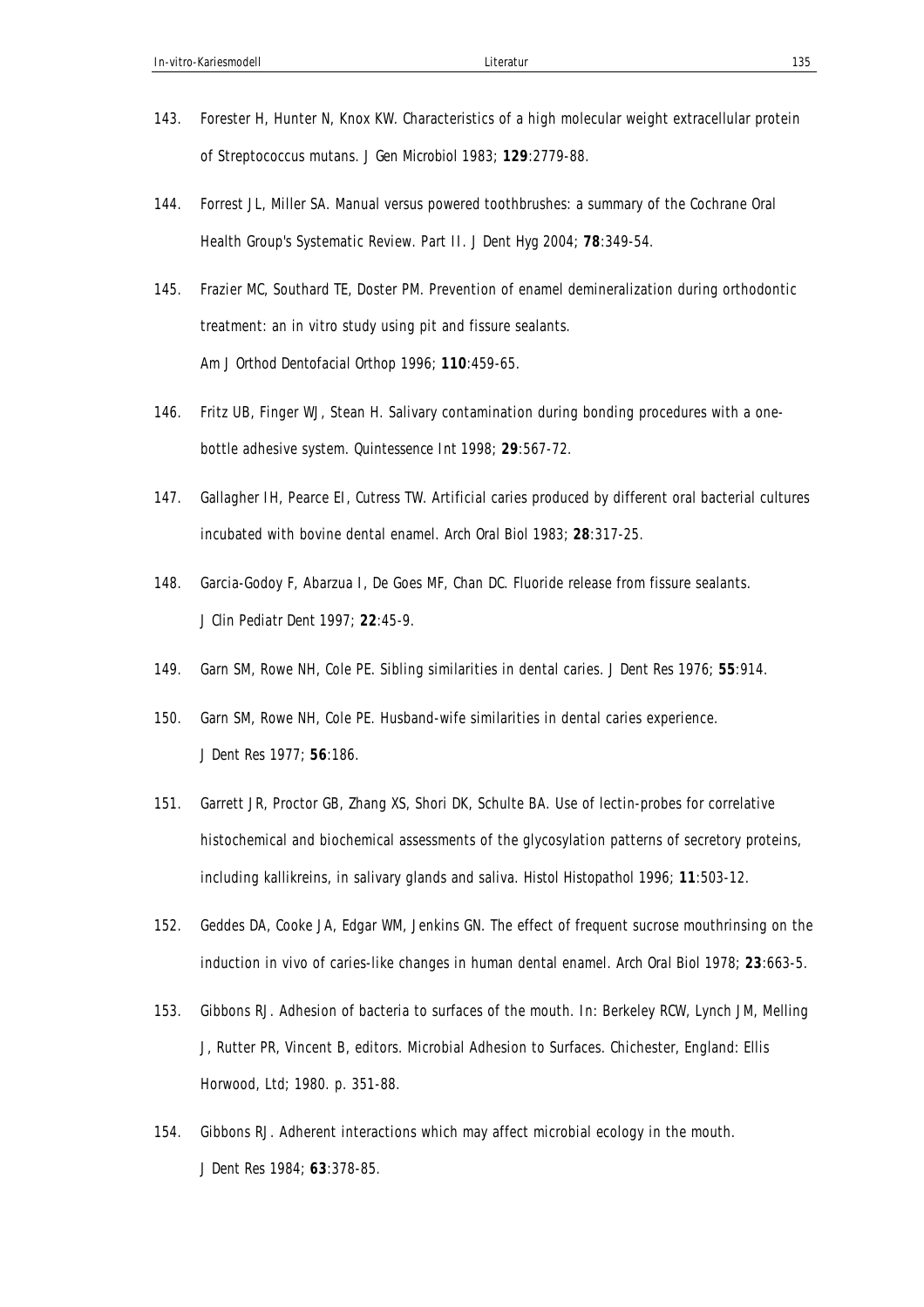143. Forester H, Hunter N, Knox KW. Characteristics of a high molecular weight extracellular protein of Streptococcus mutans. J Gen Microbiol 1983; **129**:2779-88.

144. Forrest JL, Miller SA. Manual versus powered toothbrushes: a summary of the Cochrane Oral Health Group's Systematic Review. Part II. J Dent Hyg 2004; **78**:349-54.

145. Frazier MC, Southard TE, Doster PM. Prevention of enamel demineralization during orthodontic treatment: an in vitro study using pit and fissure sealants. Am J Orthod Dentofacial Orthop 1996; **110**:459-65.

146. Fritz UB, Finger WJ, Stean H. Salivary contamination during bonding procedures with a one-bottle adhesive system. Quintessence Int 1998; **29**:567-72.

147. Gallagher IH, Pearce EI, Cutress TW. Artificial caries produced by different oral bacterial cultures incubated with bovine dental enamel. Arch Oral Biol 1983; **28**:317-25.

148. Garcia-Godoy F, Abarzua I, De Goes MF, Chan DC. Fluoride release from fissure sealants. J Clin Pediatr Dent 1997; **22**:45-9.

149. Garn SM, Rowe NH, Cole PE. Sibling similarities in dental caries. J Dent Res 1976; **55**:914.

150. Garn SM, Rowe NH, Cole PE. Husband-wife similarities in dental caries experience. J Dent Res 1977; **56**:186.

151. Garrett JR, Proctor GB, Zhang XS, Shori DK, Schulte BA. Use of lectin-probes for correlative histochemical and biochemical assessments of the glycosylation patterns of secretory proteins, including kallikreins, in salivary glands and saliva. Histol Histopathol 1996; **11**:503-12.

152. Geddes DA, Cooke JA, Edgar WM, Jenkins GN. The effect of frequent sucrose mouthrinsing on the induction in vivo of caries-like changes in human dental enamel. Arch Oral Biol 1978; **23**:663-5.

153. Gibbons RJ. Adhesion of bacteria to surfaces of the mouth. In: Berkeley RCW, Lynch JM, Melling J, Rutter PR, Vincent B, editors. Microbial Adhesion to Surfaces. Chichester, England: Ellis Horwood, Ltd; 1980. p. 351-88.

154. Gibbons RJ. Adherent interactions which may affect microbial ecology in the mouth. J Dent Res 1984; **63**:378-85.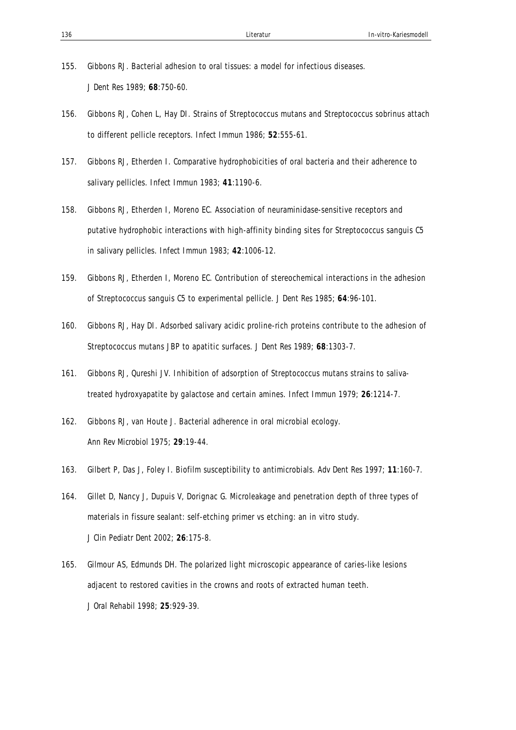155. Gibbons RJ. Bacterial adhesion to oral tissues: a model for infectious diseases. J Dent Res 1989; **68**:750-60.

156. Gibbons RJ, Cohen L, Hay DI. Strains of Streptococcus mutans and Streptococcus sobrinus attach to different pellicle receptors. Infect Immun 1986; **52**:555-61.

157. Gibbons RJ, Etherden I. Comparative hydrophobicities of oral bacteria and their adherence to salivary pellicles. Infect Immun 1983; **41**:1190-6.

158. Gibbons RJ, Etherden I, Moreno EC. Association of neuraminidase-sensitive receptors and putative hydrophobic interactions with high-affinity binding sites for Streptococcus sanguis C5 in salivary pellicles. Infect Immun 1983; **42**:1006-12.

159. Gibbons RJ, Etherden I, Moreno EC. Contribution of stereochemical interactions in the adhesion of Streptococcus sanguis C5 to experimental pellicle. J Dent Res 1985; **64**:96-101.

160. Gibbons RJ, Hay DI. Adsorbed salivary acidic proline-rich proteins contribute to the adhesion of Streptococcus mutans JBP to apatitic surfaces. J Dent Res 1989; **68**:1303-7.

161. Gibbons RJ, Qureshi JV. Inhibition of adsorption of Streptococcus mutans strains to saliva-treated hydroxyapatite by galactose and certain amines. Infect Immun 1979; **26**:1214-7.

162. Gibbons RJ, van Houte J. Bacterial adherence in oral microbial ecology. Ann Rev Microbiol 1975; **29**:19-44.

163. Gilbert P, Das J, Foley I. Biofilm susceptibility to antimicrobials. Adv Dent Res 1997; **11**:160-7.

164. Gillet D, Nancy J, Dupuis V, Dorignac G. Microleakage and penetration depth of three types of materials in fissure sealant: self-etching primer vs etching: an in vitro study. J Clin Pediatr Dent 2002; **26**:175-8.

165. Gilmour AS, Edmunds DH. The polarized light microscopic appearance of caries-like lesions adjacent to restored cavities in the crowns and roots of extracted human teeth. J Oral Rehabil 1998; **25**:929-39.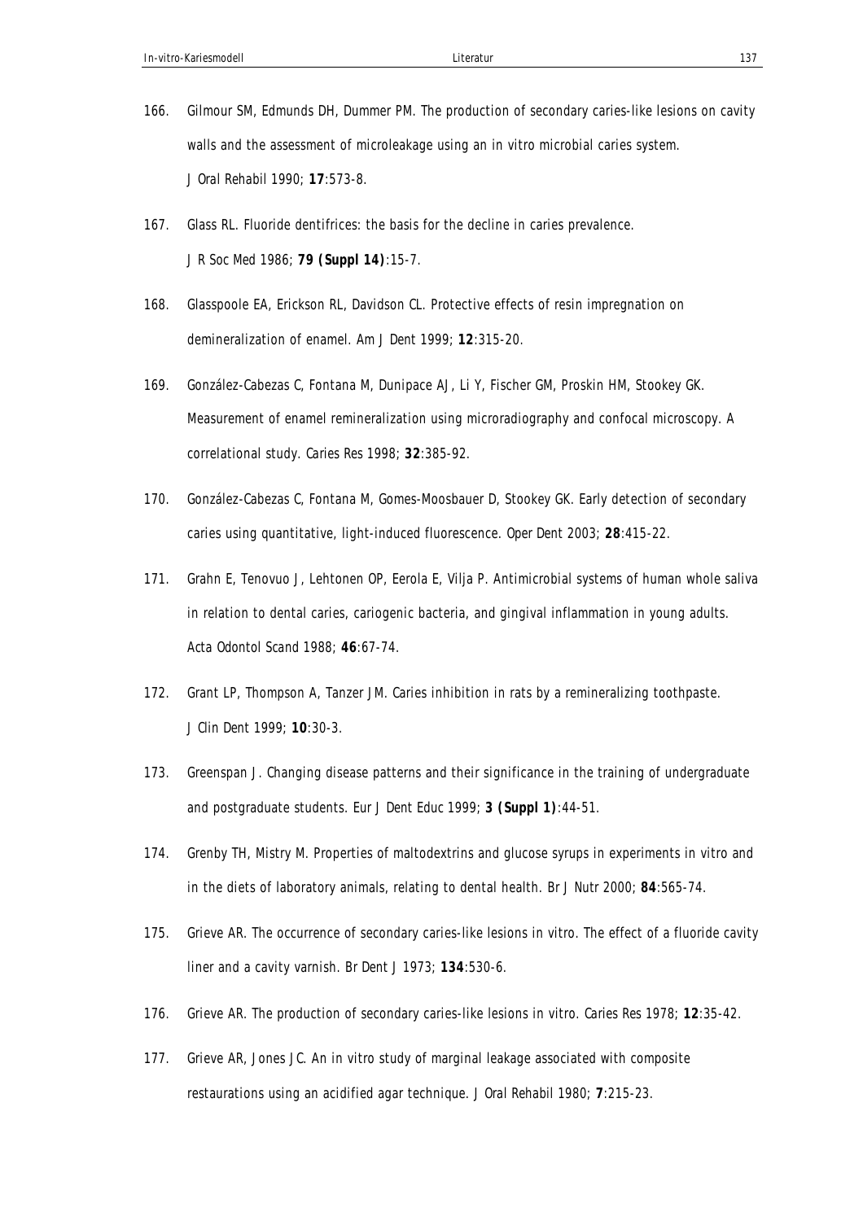166. Gilmour SM, Edmunds DH, Dummer PM. The production of secondary caries-like lesions on cavity walls and the assessment of microleakage using an in vitro microbial caries system. J Oral Rehabil 1990; **17**:573-8.

167. Glass RL. Fluoride dentifrices: the basis for the decline in caries prevalence. J R Soc Med 1986; **79 (Suppl 14)**:15-7.

168. Glasspoole EA, Erickson RL, Davidson CL. Protective effects of resin impregnation on demineralization of enamel. Am J Dent 1999; **12**:315-20.

169. González-Cabezas C, Fontana M, Dunipace AJ, Li Y, Fischer GM, Proskin HM, Stookey GK. Measurement of enamel remineralization using microradiography and confocal microscopy. A correlational study. Caries Res 1998; **32**:385-92.

170. González-Cabezas C, Fontana M, Gomes-Moosbauer D, Stookey GK. Early detection of secondary caries using quantitative, light-induced fluorescence. Oper Dent 2003; **28**:415-22.

171. Grahn E, Tenovuo J, Lehtonen OP, Eerola E, Vilja P. Antimicrobial systems of human whole saliva in relation to dental caries, cariogenic bacteria, and gingival inflammation in young adults. Acta Odontol Scand 1988; **46**:67-74.

172. Grant LP, Thompson A, Tanzer JM. Caries inhibition in rats by a remineralizing toothpaste. J Clin Dent 1999; **10**:30-3.

173. Greenspan J. Changing disease patterns and their significance in the training of undergraduate and postgraduate students. Eur J Dent Educ 1999; **3 (Suppl 1)**:44-51.

174. Grenby TH, Mistry M. Properties of maltodextrins and glucose syrups in experiments in vitro and in the diets of laboratory animals, relating to dental health. Br J Nutr 2000; **84**:565-74.

175. Grieve AR. The occurrence of secondary caries-like lesions in vitro. The effect of a fluoride cavity liner and a cavity varnish. Br Dent J 1973; **134**:530-6.

176. Grieve AR. The production of secondary caries-like lesions in vitro. Caries Res 1978; **12**:35-42.

177. Grieve AR, Jones JC. An in vitro study of marginal leakage associated with composite restaurations using an acidified agar technique. J Oral Rehabil 1980; **7**:215-23.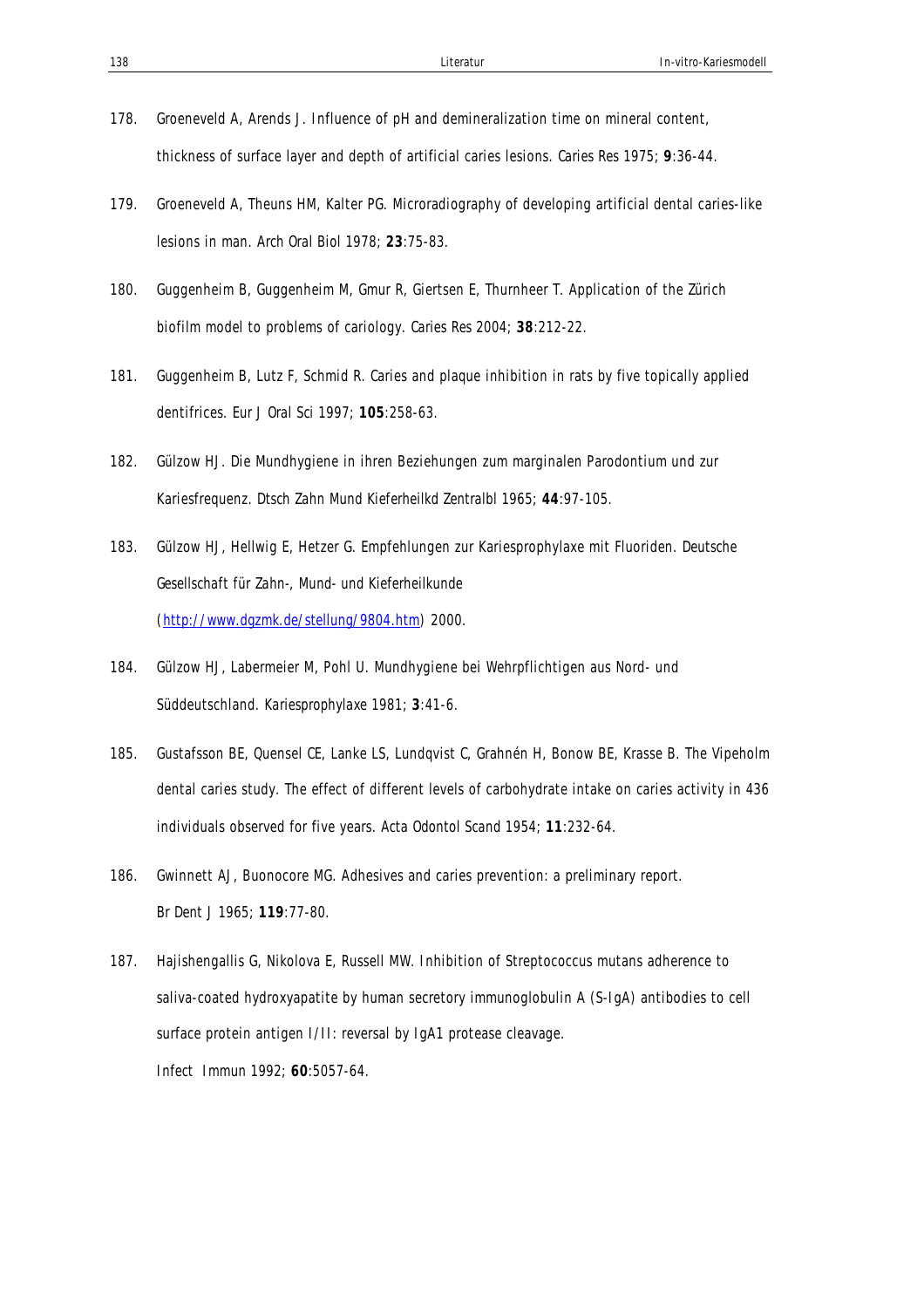178. Groeneveld A, Arends J. Influence of pH and demineralization time on mineral content, thickness of surface layer and depth of artificial caries lesions. *Caries Res* 1975; **9**:36-44.

179. Groeneveld A, Theuns HM, Kalter PG. Microradiography of developing artificial dental caries-like lesions in man. *Arch Oral Biol* 1978; **23**:75-83.

180. Guggenheim B, Guggenheim M, Gmur R, Giertsen E, Thurnheer T. Application of the Zürich biofilm model to problems of cariology. *Caries Res* 2004; **38**:212-22.

181. Guggenheim B, Lutz F, Schmid R. Caries and plaque inhibition in rats by five topically applied dentifrices. *Eur J Oral Sci* 1997; **105**:258-63.

182. Gülzow HJ. Die Mundhygiene in ihren Beziehungen zum marginalen Parodontium und zur Kariesfrequenz. *Dtsch Zahn Mund Kieferheilkd Zentralbl* 1965; **44**:97-105.

183. Gülzow HJ, Hellwig E, Hetzer G. Empfehlungen zur Kariesprophylaxe mit Fluoriden. *Deutsche Gesellschaft für Zahn-, Mund- und Kieferheilkunde* (http://www.dgzmk.de/stellung/9804.htm) 2000.

184. Gülzow HJ, Labermeier M, Pohl U. Mundhygiene bei Wehrpflichtigen aus Nord- und Süddeutschland. *Kariesprophylaxe* 1981; **3**:41-6.

185. Gustafsson BE, Quensel CE, Lanke LS, Lundqvist C, Grahnén H, Bonow BE, Krasse B. The Vipeholm dental caries study. The effect of different levels of carbohydrate intake on caries activity in 436 individuals observed for five years. *Acta Odontol Scand* 1954; **11**:232-64.

186. Gwinnett AJ, Buonocore MG. Adhesives and caries prevention: a preliminary report. *Br Dent J* 1965; **119**:77-80.

187. Hajishengallis G, Nikolova E, Russell MW. Inhibition of Streptococcus mutans adherence to saliva-coated hydroxyapatite by human secretory immunoglobulin A (S-IgA) antibodies to cell surface protein antigen I/II: reversal by IgA1 protease cleavage. *Infect Immun* 1992; **60**:5057-64.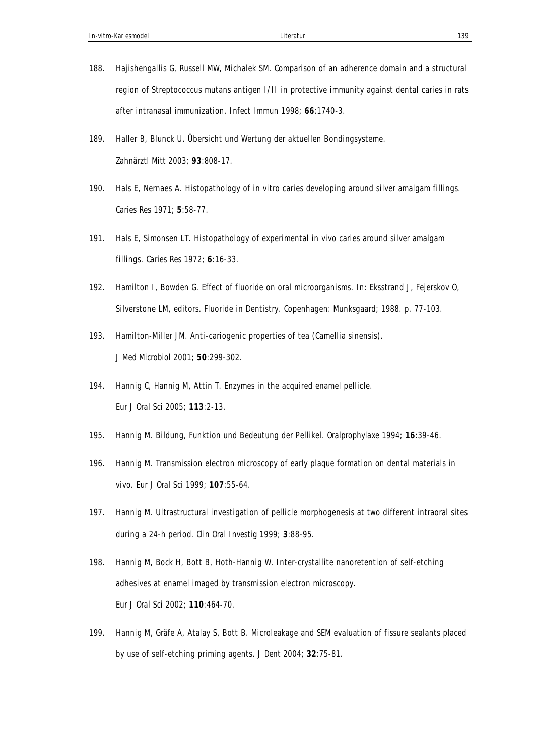188. Hajishengallis G, Russell MW, Michalek SM. Comparison of an adherence domain and a structural region of Streptococcus mutans antigen I/II in protective immunity against dental caries in rats after intranasal immunization. Infect Immun 1998; **66**:1740-3.

189. Haller B, Blunck U. Übersicht und Wertung der aktuellen Bondingsysteme. Zahnärztl Mitt 2003; **93**:808-17.

190. Hals E, Nernaes A. Histopathology of in vitro caries developing around silver amalgam fillings. Caries Res 1971; **5**:58-77.

191. Hals E, Simonsen LT. Histopathology of experimental in vivo caries around silver amalgam fillings. Caries Res 1972; **6**:16-33.

192. Hamilton I, Bowden G. Effect of fluoride on oral microorganisms. In: Eksstrand J, Fejerskov O, Silverstone LM, editors. Fluoride in Dentistry. Copenhagen: Munksgaard; 1988. p. 77-103.

193. Hamilton-Miller JM. Anti-cariogenic properties of tea (Camellia sinensis). J Med Microbiol 2001; **50**:299-302.

194. Hannig C, Hannig M, Attin T. Enzymes in the acquired enamel pellicle. Eur J Oral Sci 2005; **113**:2-13.

195. Hannig M. Bildung, Funktion und Bedeutung der Pellikel. Oralprophylaxe 1994; **16**:39-46.

196. Hannig M. Transmission electron microscopy of early plaque formation on dental materials in vivo. Eur J Oral Sci 1999; **107**:55-64.

197. Hannig M. Ultrastructural investigation of pellicle morphogenesis at two different intraoral sites during a 24-h period. Clin Oral Investig 1999; **3**:88-95.

198. Hannig M, Bock H, Bott B, Hoth-Hannig W. Inter-crystallite nanoretention of self-etching adhesives at enamel imaged by transmission electron microscopy. Eur J Oral Sci 2002; **110**:464-70.

199. Hannig M, Gräfe A, Atalay S, Bott B. Microleakage and SEM evaluation of fissure sealants placed by use of self-etching priming agents. J Dent 2004; **32**:75-81.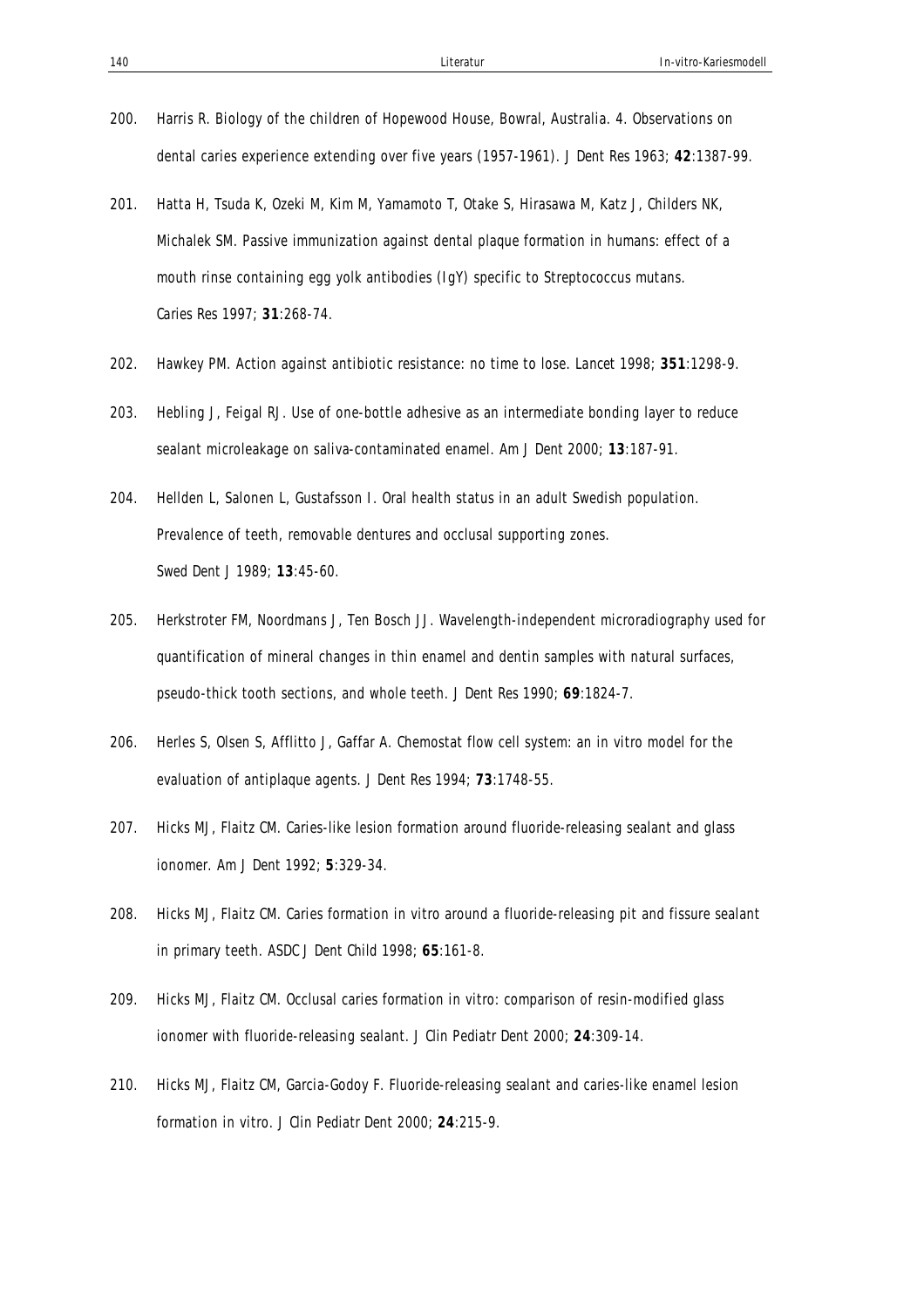200. Harris R. Biology of the children of Hopewood House, Bowral, Australia. 4. Observations on dental caries experience extending over five years (1957-1961). J Dent Res 1963; **42**:1387-99.

201. Hatta H, Tsuda K, Ozeki M, Kim M, Yamamoto T, Otake S, Hirasawa M, Katz J, Childers NK, Michalek SM. Passive immunization against dental plaque formation in humans: effect of a mouth rinse containing egg yolk antibodies (IgY) specific to Streptococcus mutans. Caries Res 1997; **31**:268-74.

202. Hawkey PM. Action against antibiotic resistance: no time to lose. Lancet 1998; **351**:1298-9.

203. Hebling J, Feigal RJ. Use of one-bottle adhesive as an intermediate bonding layer to reduce sealant microleakage on saliva-contaminated enamel. Am J Dent 2000; **13**:187-91.

204. Hellden L, Salonen L, Gustafsson I. Oral health status in an adult Swedish population. Prevalence of teeth, removable dentures and occlusal supporting zones. Swed Dent J 1989; **13**:45-60.

205. Herkstroter FM, Noordmans J, Ten Bosch JJ. Wavelength-independent microradiography used for quantification of mineral changes in thin enamel and dentin samples with natural surfaces, pseudo-thick tooth sections, and whole teeth. J Dent Res 1990; **69**:1824-7.

206. Herles S, Olsen S, Afflitto J, Gaffar A. Chemostat flow cell system: an in vitro model for the evaluation of antiplaque agents. J Dent Res 1994; **73**:1748-55.

207. Hicks MJ, Flaitz CM. Caries-like lesion formation around fluoride-releasing sealant and glass ionomer. Am J Dent 1992; **5**:329-34.

208. Hicks MJ, Flaitz CM. Caries formation in vitro around a fluoride-releasing pit and fissure sealant in primary teeth. ASDC J Dent Child 1998; **65**:161-8.

209. Hicks MJ, Flaitz CM. Occlusal caries formation in vitro: comparison of resin-modified glass ionomer with fluoride-releasing sealant. J Clin Pediatr Dent 2000; **24**:309-14.

210. Hicks MJ, Flaitz CM, Garcia-Godoy F. Fluoride-releasing sealant and caries-like enamel lesion formation in vitro. J Clin Pediatr Dent 2000; **24**:215-9.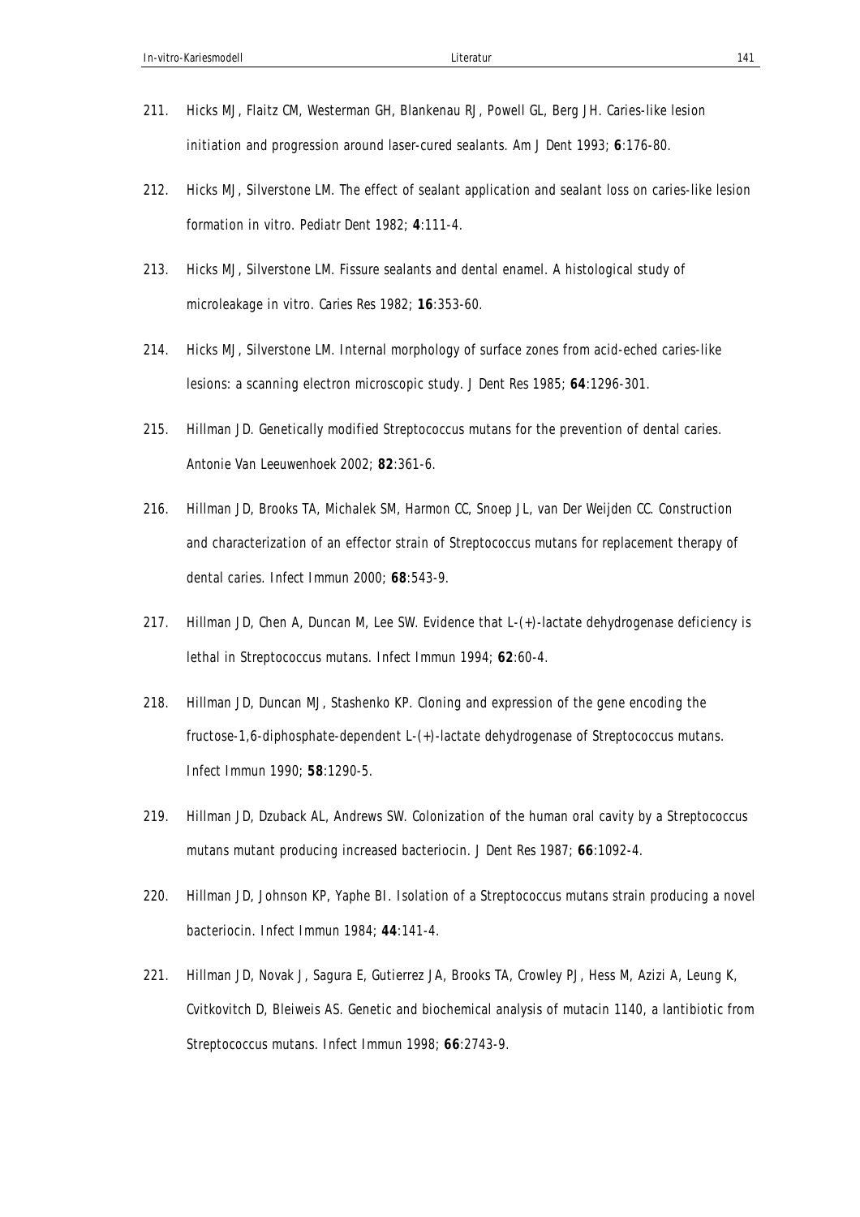211. Hicks MJ, Flaitz CM, Westerman GH, Blankenau RJ, Powell GL, Berg JH. Caries-like lesion initiation and progression around laser-cured sealants. Am J Dent 1993; **6**:176-80.

212. Hicks MJ, Silverstone LM. The effect of sealant application and sealant loss on caries-like lesion formation in vitro. Pediatr Dent 1982; **4**:111-4.

213. Hicks MJ, Silverstone LM. Fissure sealants and dental enamel. A histological study of microleakage in vitro. Caries Res 1982; **16**:353-60.

214. Hicks MJ, Silverstone LM. Internal morphology of surface zones from acid-eched caries-like lesions: a scanning electron microscopic study. J Dent Res 1985; **64**:1296-301.

215. Hillman JD. Genetically modified Streptococcus mutans for the prevention of dental caries. Antonie Van Leeuwenhoek 2002; **82**:361-6.

216. Hillman JD, Brooks TA, Michalek SM, Harmon CC, Snoep JL, van Der Weijden CC. Construction and characterization of an effector strain of Streptococcus mutans for replacement therapy of dental caries. Infect Immun 2000; **68**:543-9.

217. Hillman JD, Chen A, Duncan M, Lee SW. Evidence that L-(+)-lactate dehydrogenase deficiency is lethal in Streptococcus mutans. Infect Immun 1994; **62**:60-4.

218. Hillman JD, Duncan MJ, Stashenko KP. Cloning and expression of the gene encoding the fructose-1,6-diphosphate-dependent L-(+)-lactate dehydrogenase of Streptococcus mutans. Infect Immun 1990; **58**:1290-5.

219. Hillman JD, Dzuback AL, Andrews SW. Colonization of the human oral cavity by a Streptococcus mutans mutant producing increased bacteriocin. J Dent Res 1987; **66**:1092-4.

220. Hillman JD, Johnson KP, Yaphe BI. Isolation of a Streptococcus mutans strain producing a novel bacteriocin. Infect Immun 1984; **44**:141-4.

221. Hillman JD, Novak J, Sagura E, Gutierrez JA, Brooks TA, Crowley PJ, Hess M, Azizi A, Leung K, Cvitkovitch D, Bleiweis AS. Genetic and biochemical analysis of mutacin 1140, a lantibiotic from Streptococcus mutans. Infect Immun 1998; **66**:2743-9.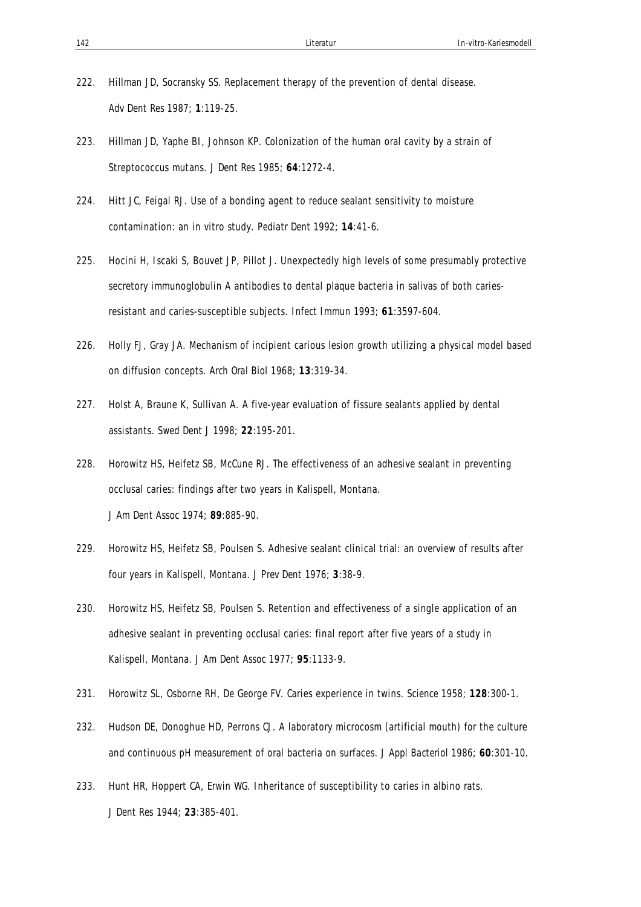222. Hillman JD, Socransky SS. Replacement therapy of the prevention of dental disease. Adv Dent Res 1987; **1**:119-25.

223. Hillman JD, Yaphe BI, Johnson KP. Colonization of the human oral cavity by a strain of Streptococcus mutans. J Dent Res 1985; **64**:1272-4.

224. Hitt JC, Feigal RJ. Use of a bonding agent to reduce sealant sensitivity to moisture contamination: an in vitro study. Pediatr Dent 1992; **14**:41-6.

225. Hocini H, Iscaki S, Bouvet JP, Pillot J. Unexpectedly high levels of some presumably protective secretory immunoglobulin A antibodies to dental plaque bacteria in salivas of both caries-resistant and caries-susceptible subjects. Infect Immun 1993; **61**:3597-604.

226. Holly FJ, Gray JA. Mechanism of incipient carious lesion growth utilizing a physical model based on diffusion concepts. Arch Oral Biol 1968; **13**:319-34.

227. Holst A, Braune K, Sullivan A. A five-year evaluation of fissure sealants applied by dental assistants. Swed Dent J 1998; **22**:195-201.

228. Horowitz HS, Heifetz SB, McCune RJ. The effectiveness of an adhesive sealant in preventing occlusal caries: findings after two years in Kalispell, Montana. J Am Dent Assoc 1974; **89**:885-90.

229. Horowitz HS, Heifetz SB, Poulsen S. Adhesive sealant clinical trial: an overview of results after four years in Kalispell, Montana. J Prev Dent 1976; **3**:38-9.

230. Horowitz HS, Heifetz SB, Poulsen S. Retention and effectiveness of a single application of an adhesive sealant in preventing occlusal caries: final report after five years of a study in Kalispell, Montana. J Am Dent Assoc 1977; **95**:1133-9.

231. Horowitz SL, Osborne RH, De George FV. Caries experience in twins. Science 1958; **128**:300-1.

232. Hudson DE, Donoghue HD, Perrons CJ. A laboratory microcosm (artificial mouth) for the culture and continuous pH measurement of oral bacteria on surfaces. J Appl Bacteriol 1986; **60**:301-10.

233. Hunt HR, Hoppert CA, Erwin WG. Inheritance of susceptibility to caries in albino rats. J Dent Res 1944; **23**:385-401.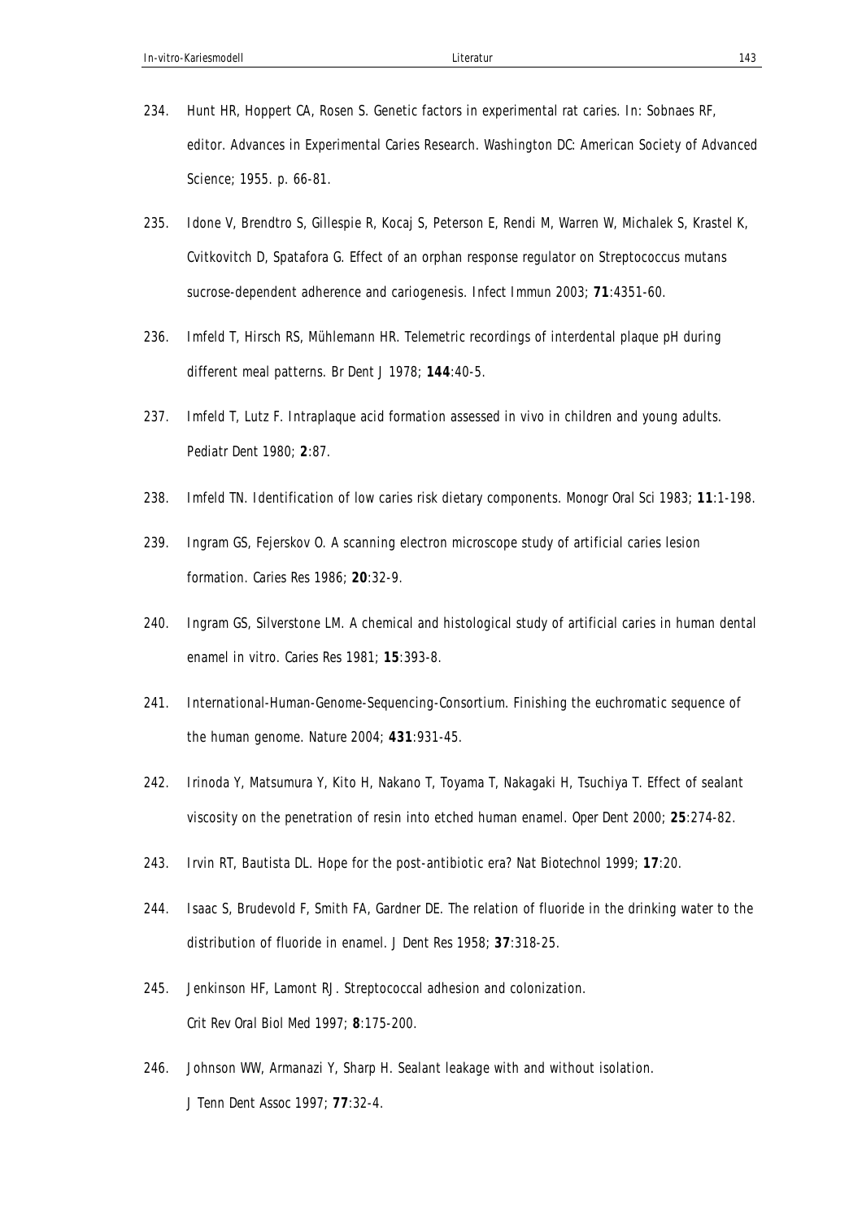234. Hunt HR, Hoppert CA, Rosen S. Genetic factors in experimental rat caries. In: Sobnaes RF, editor. Advances in Experimental Caries Research. Washington DC: American Society of Advanced Science; 1955. p. 66-81.

235. Idone V, Brendtro S, Gillespie R, Kocaj S, Peterson E, Rendi M, Warren W, Michalek S, Krastel K, Cvitkovitch D, Spatafora G. Effect of an orphan response regulator on Streptococcus mutans sucrose-dependent adherence and cariogenesis. Infect Immun 2003; **71**:4351-60.

236. Imfeld T, Hirsch RS, Mühlemann HR. Telemetric recordings of interdental plaque pH during different meal patterns. Br Dent J 1978; **144**:40-5.

237. Imfeld T, Lutz F. Intraplaque acid formation assessed in vivo in children and young adults. Pediatr Dent 1980; **2**:87.

238. Imfeld TN. Identification of low caries risk dietary components. Monogr Oral Sci 1983; **11**:1-198.

239. Ingram GS, Fejerskov O. A scanning electron microscope study of artificial caries lesion formation. Caries Res 1986; **20**:32-9.

240. Ingram GS, Silverstone LM. A chemical and histological study of artificial caries in human dental enamel in vitro. Caries Res 1981; **15**:393-8.

241. International-Human-Genome-Sequencing-Consortium. Finishing the euchromatic sequence of the human genome. Nature 2004; **431**:931-45.

242. Irinoda Y, Matsumura Y, Kito H, Nakano T, Toyama T, Nakagaki H, Tsuchiya T. Effect of sealant viscosity on the penetration of resin into etched human enamel. Oper Dent 2000; **25**:274-82.

243. Irvin RT, Bautista DL. Hope for the post-antibiotic era? Nat Biotechnol 1999; **17**:20.

244. Isaac S, Brudevold F, Smith FA, Gardner DE. The relation of fluoride in the drinking water to the distribution of fluoride in enamel. J Dent Res 1958; **37**:318-25.

245. Jenkinson HF, Lamont RJ. Streptococcal adhesion and colonization. Crit Rev Oral Biol Med 1997; **8**:175-200.

246. Johnson WW, Armanazi Y, Sharp H. Sealant leakage with and without isolation. J Tenn Dent Assoc 1997; **77**:32-4.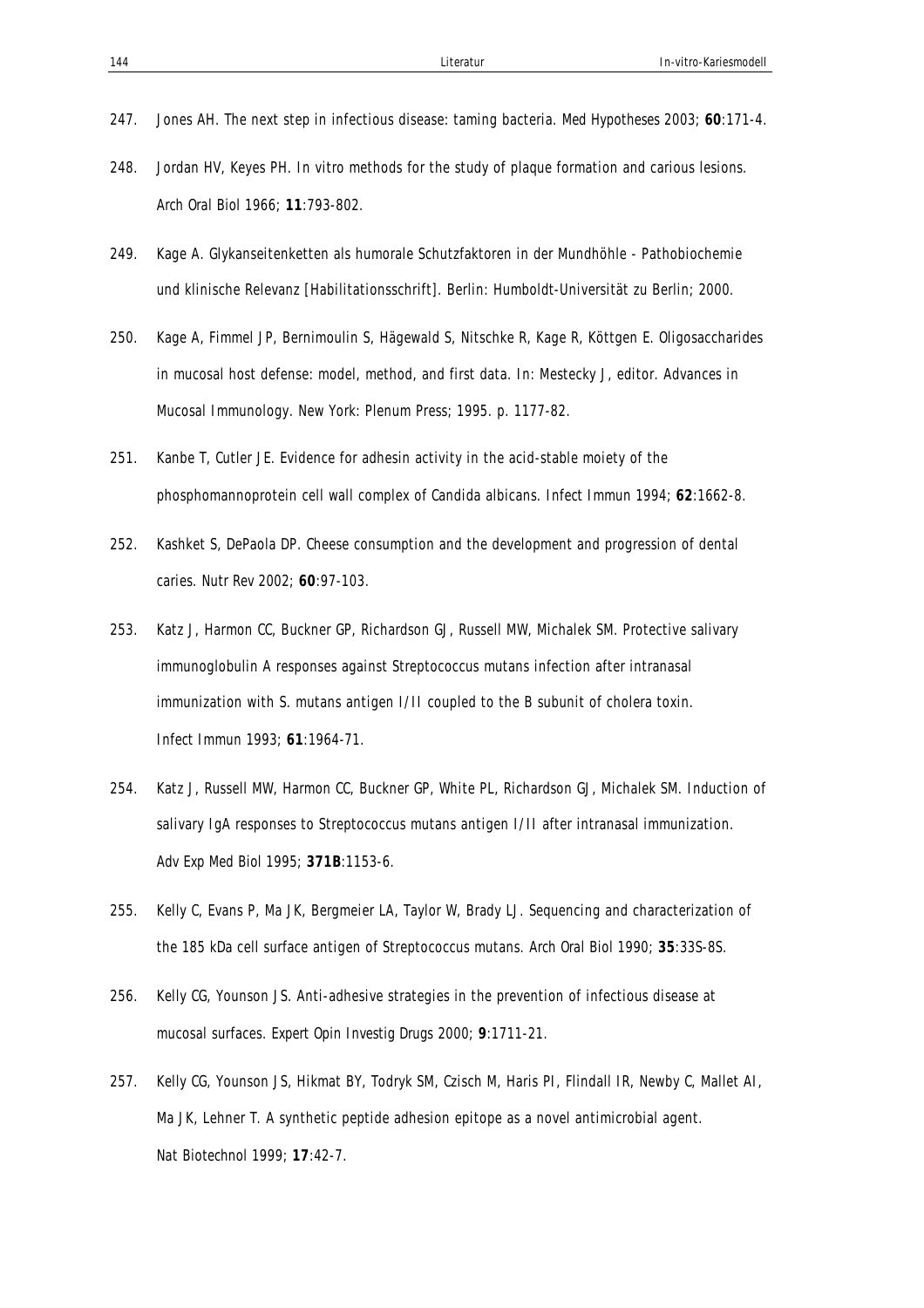247. Jones AH. The next step in infectious disease: taming bacteria. Med Hypotheses 2003; **60**:171-4.

248. Jordan HV, Keyes PH. In vitro methods for the study of plaque formation and carious lesions. Arch Oral Biol 1966; **11**:793-802.

249. Kage A. Glykanseitenketten als humorale Schutzfaktoren in der Mundhöhle - Pathobiochemie und klinische Relevanz [Habilitationsschrift]. Berlin: Humboldt-Universität zu Berlin; 2000.

250. Kage A, Fimmel JP, Bernimoulin S, Hägewald S, Nitschke R, Kage R, Köttgen E. Oligosaccharides in mucosal host defense: model, method, and first data. In: Mestecky J, editor. Advances in Mucosal Immunology. New York: Plenum Press; 1995. p. 1177-82.

251. Kanbe T, Cutler JE. Evidence for adhesin activity in the acid-stable moiety of the phosphomannoprotein cell wall complex of Candida albicans. Infect Immun 1994; **62**:1662-8.

252. Kashket S, DePaola DP. Cheese consumption and the development and progression of dental caries. Nutr Rev 2002; **60**:97-103.

253. Katz J, Harmon CC, Buckner GP, Richardson GJ, Russell MW, Michalek SM. Protective salivary immunoglobulin A responses against Streptococcus mutans infection after intranasal immunization with S. mutans antigen I/II coupled to the B subunit of cholera toxin. Infect Immun 1993; **61**:1964-71.

254. Katz J, Russell MW, Harmon CC, Buckner GP, White PL, Richardson GJ, Michalek SM. Induction of salivary IgA responses to Streptococcus mutans antigen I/II after intranasal immunization. Adv Exp Med Biol 1995; **371B**:1153-6.

255. Kelly C, Evans P, Ma JK, Bergmeier LA, Taylor W, Brady LJ. Sequencing and characterization of the 185 kDa cell surface antigen of Streptococcus mutans. Arch Oral Biol 1990; **35**:33S-8S.

256. Kelly CG, Younson JS. Anti-adhesive strategies in the prevention of infectious disease at mucosal surfaces. Expert Opin Investig Drugs 2000; **9**:1711-21.

257. Kelly CG, Younson JS, Hikmat BY, Todryk SM, Czisch M, Haris PI, Flindall IR, Newby C, Mallet AI, Ma JK, Lehner T. A synthetic peptide adhesion epitope as a novel antimicrobial agent. Nat Biotechnol 1999; **17**:42-7.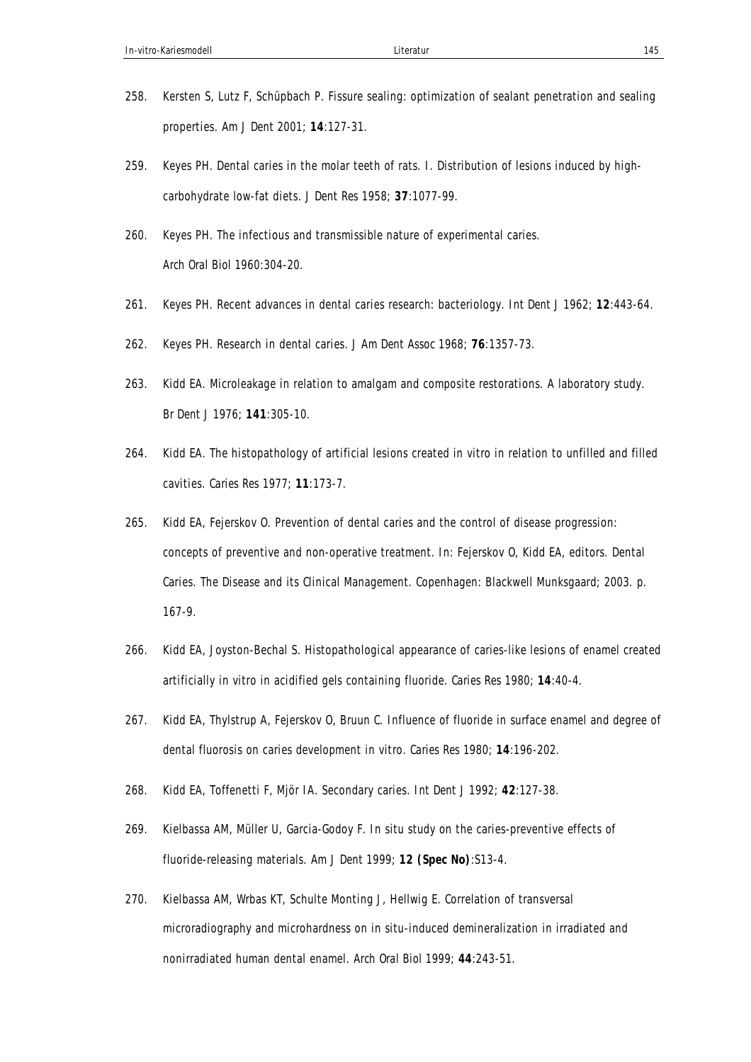258. Kersten S, Lutz F, Schüpbach P. Fissure sealing: optimization of sealant penetration and sealing properties. Am J Dent 2001; **14**:127-31.

259. Keyes PH. Dental caries in the molar teeth of rats. I. Distribution of lesions induced by high-carbohydrate low-fat diets. J Dent Res 1958; **37**:1077-99.

260. Keyes PH. The infectious and transmissible nature of experimental caries. Arch Oral Biol 1960:304-20.

261. Keyes PH. Recent advances in dental caries research: bacteriology. Int Dent J 1962; **12**:443-64.

262. Keyes PH. Research in dental caries. J Am Dent Assoc 1968; **76**:1357-73.

263. Kidd EA. Microleakage in relation to amalgam and composite restorations. A laboratory study. Br Dent J 1976; **141**:305-10.

264. Kidd EA. The histopathology of artificial lesions created in vitro in relation to unfilled and filled cavities. Caries Res 1977; **11**:173-7.

265. Kidd EA, Fejerskov O. Prevention of dental caries and the control of disease progression: concepts of preventive and non-operative treatment. In: Fejerskov O, Kidd EA, editors. Dental Caries. The Disease and its Clinical Management. Copenhagen: Blackwell Munksgaard; 2003. p. 167-9.

266. Kidd EA, Joyston-Bechal S. Histopathological appearance of caries-like lesions of enamel created artificially in vitro in acidified gels containing fluoride. Caries Res 1980; **14**:40-4.

267. Kidd EA, Thylstrup A, Fejerskov O, Bruun C. Influence of fluoride in surface enamel and degree of dental fluorosis on caries development in vitro. Caries Res 1980; **14**:196-202.

268. Kidd EA, Toffenetti F, Mjör IA. Secondary caries. Int Dent J 1992; **42**:127-38.

269. Kielbassa AM, Müller U, Garcia-Godoy F. In situ study on the caries-preventive effects of fluoride-releasing materials. Am J Dent 1999; **12 (Spec No)**:S13-4.

270. Kielbassa AM, Wrbas KT, Schulte Monting J, Hellwig E. Correlation of transversal microradiography and microhardness on in situ-induced demineralization in irradiated and nonirradiated human dental enamel. Arch Oral Biol 1999; **44**:243-51.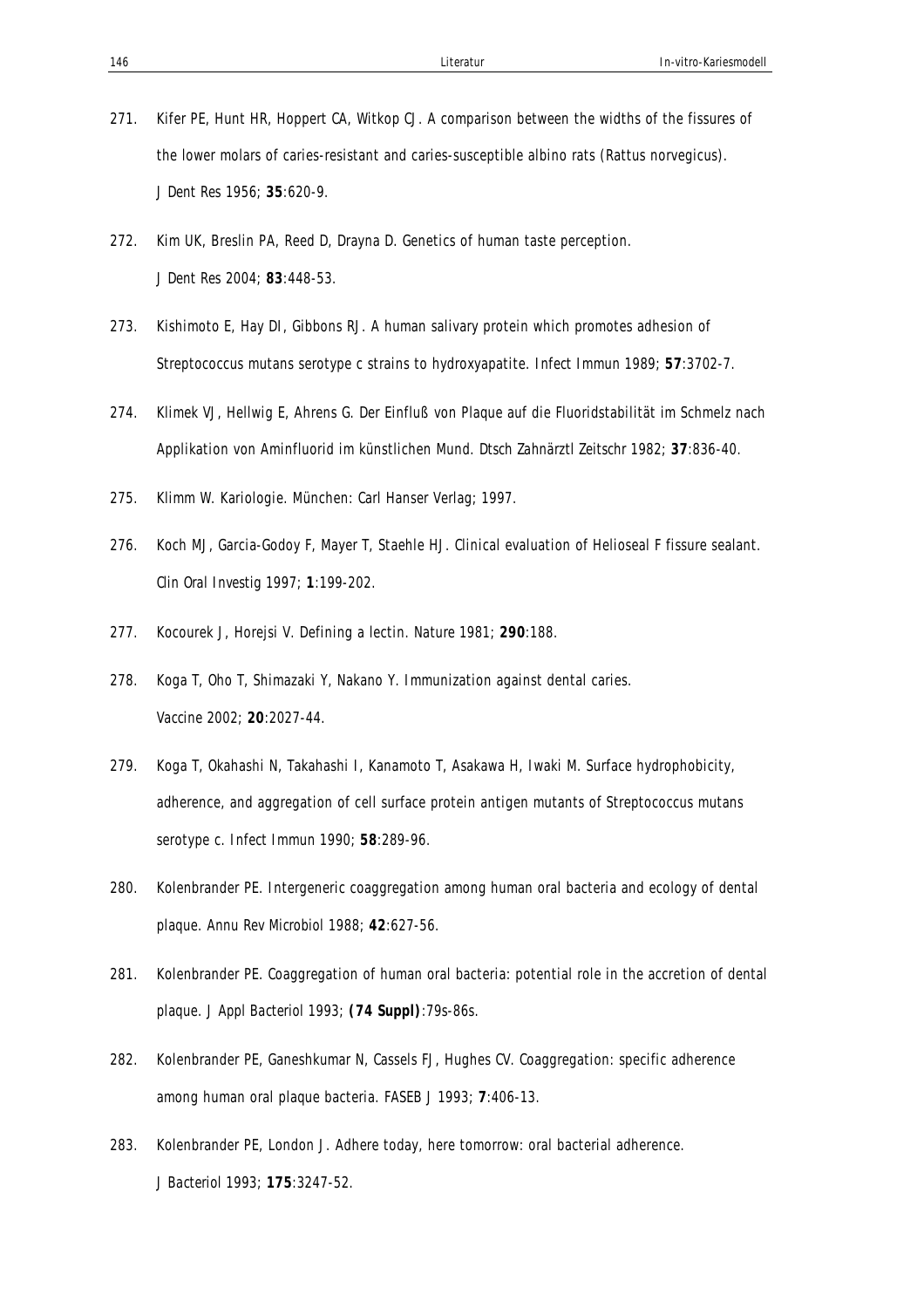271. Kifer PE, Hunt HR, Hoppert CA, Witkop CJ. A comparison between the widths of the fissures of the lower molars of caries-resistant and caries-susceptible albino rats (Rattus norvegicus). J Dent Res 1956; **35**:620-9.

272. Kim UK, Breslin PA, Reed D, Drayna D. Genetics of human taste perception. J Dent Res 2004; **83**:448-53.

273. Kishimoto E, Hay DI, Gibbons RJ. A human salivary protein which promotes adhesion of Streptococcus mutans serotype c strains to hydroxyapatite. Infect Immun 1989; **57**:3702-7.

274. Klimek VJ, Hellwig E, Ahrens G. Der Einfluß von Plaque auf die Fluoridstabilität im Schmelz nach Applikation von Aminfluorid im künstlichen Mund. Dtsch Zahnärztl Zeitschr 1982; **37**:836-40.

275. Klimm W. Kariologie. München: Carl Hanser Verlag; 1997.

276. Koch MJ, Garcia-Godoy F, Mayer T, Staehle HJ. Clinical evaluation of Helioseal F fissure sealant. Clin Oral Investig 1997; **1**:199-202.

277. Kocourek J, Horejsi V. Defining a lectin. Nature 1981; **290**:188.

278. Koga T, Oho T, Shimazaki Y, Nakano Y. Immunization against dental caries. Vaccine 2002; **20**:2027-44.

279. Koga T, Okahashi N, Takahashi I, Kanamoto T, Asakawa H, Iwaki M. Surface hydrophobicity, adherence, and aggregation of cell surface protein antigen mutants of Streptococcus mutans serotype c. Infect Immun 1990; **58**:289-96.

280. Kolenbrander PE. Intergeneric coaggregation among human oral bacteria and ecology of dental plaque. Annu Rev Microbiol 1988; **42**:627-56.

281. Kolenbrander PE. Coaggregation of human oral bacteria: potential role in the accretion of dental plaque. J Appl Bacteriol 1993; **(74 Suppl)**:79s-86s.

282. Kolenbrander PE, Ganeshkumar N, Cassels FJ, Hughes CV. Coaggregation: specific adherence among human oral plaque bacteria. FASEB J 1993; **7**:406-13.

283. Kolenbrander PE, London J. Adhere today, here tomorrow: oral bacterial adherence. J Bacteriol 1993; **175**:3247-52.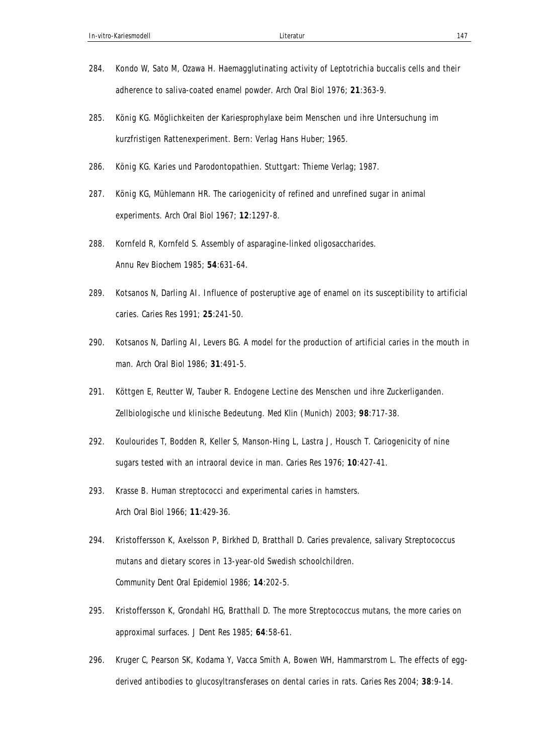284. Kondo W, Sato M, Ozawa H. Haemagglutinating activity of Leptotrichia buccalis cells and their adherence to saliva-coated enamel powder. Arch Oral Biol 1976; **21**:363-9.

285. König KG. Möglichkeiten der Kariesprophylaxe beim Menschen und ihre Untersuchung im kurzfristigen Rattenexperiment. Bern: Verlag Hans Huber; 1965.

286. König KG. Karies und Parodontopathien. Stuttgart: Thieme Verlag; 1987.

287. König KG, Mühlemann HR. The cariogenicity of refined and unrefined sugar in animal experiments. Arch Oral Biol 1967; **12**:1297-8.

288. Kornfeld R, Kornfeld S. Assembly of asparagine-linked oligosaccharides. Annu Rev Biochem 1985; **54**:631-64.

289. Kotsanos N, Darling AI. Influence of posteruptive age of enamel on its susceptibility to artificial caries. Caries Res 1991; **25**:241-50.

290. Kotsanos N, Darling AI, Levers BG. A model for the production of artificial caries in the mouth in man. Arch Oral Biol 1986; **31**:491-5.

291. Köttgen E, Reutter W, Tauber R. Endogene Lectine des Menschen und ihre Zuckerliganden. Zellbiologische und klinische Bedeutung. Med Klin (Munich) 2003; **98**:717-38.

292. Koulourides T, Bodden R, Keller S, Manson-Hing L, Lastra J, Housch T. Cariogenicity of nine sugars tested with an intraoral device in man. Caries Res 1976; **10**:427-41.

293. Krasse B. Human streptococci and experimental caries in hamsters. Arch Oral Biol 1966; **11**:429-36.

294. Kristoffersson K, Axelsson P, Birkhed D, Bratthall D. Caries prevalence, salivary Streptococcus mutans and dietary scores in 13-year-old Swedish schoolchildren. Community Dent Oral Epidemiol 1986; **14**:202-5.

295. Kristoffersson K, Grondahl HG, Bratthall D. The more Streptococcus mutans, the more caries on approximal surfaces. J Dent Res 1985; **64**:58-61.

296. Kruger C, Pearson SK, Kodama Y, Vacca Smith A, Bowen WH, Hammarstrom L. The effects of egg-derived antibodies to glucosyltransferases on dental caries in rats. Caries Res 2004; **38**:9-14.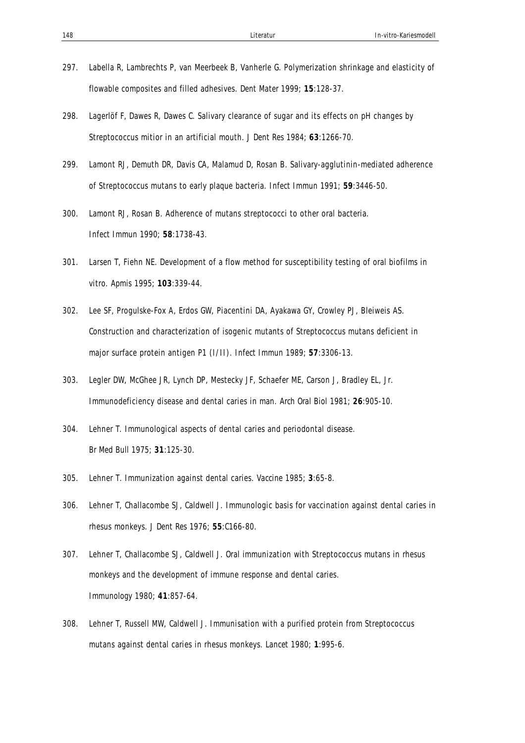297. Labella R, Lambrechts P, van Meerbeek B, Vanherle G. Polymerization shrinkage and elasticity of flowable composites and filled adhesives. Dent Mater 1999; **15**:128-37.

298. Lagerlöf F, Dawes R, Dawes C. Salivary clearance of sugar and its effects on pH changes by Streptococcus mitior in an artificial mouth. J Dent Res 1984; **63**:1266-70.

299. Lamont RJ, Demuth DR, Davis CA, Malamud D, Rosan B. Salivary-agglutinin-mediated adherence of Streptococcus mutans to early plaque bacteria. Infect Immun 1991; **59**:3446-50.

300. Lamont RJ, Rosan B. Adherence of mutans streptococci to other oral bacteria. Infect Immun 1990; **58**:1738-43.

301. Larsen T, Fiehn NE. Development of a flow method for susceptibility testing of oral biofilms in vitro. Apmis 1995; **103**:339-44.

302. Lee SF, Progulske-Fox A, Erdos GW, Piacentini DA, Ayakawa GY, Crowley PJ, Bleiweis AS. Construction and characterization of isogenic mutants of Streptococcus mutans deficient in major surface protein antigen P1 (I/II). Infect Immun 1989; **57**:3306-13.

303. Legler DW, McGhee JR, Lynch DP, Mestecky JF, Schaefer ME, Carson J, Bradley EL, Jr. Immunodeficiency disease and dental caries in man. Arch Oral Biol 1981; **26**:905-10.

304. Lehner T. Immunological aspects of dental caries and periodontal disease. Br Med Bull 1975; **31**:125-30.

305. Lehner T. Immunization against dental caries. Vaccine 1985; **3**:65-8.

306. Lehner T, Challacombe SJ, Caldwell J. Immunologic basis for vaccination against dental caries in rhesus monkeys. J Dent Res 1976; **55**:C166-80.

307. Lehner T, Challacombe SJ, Caldwell J. Oral immunization with Streptococcus mutans in rhesus monkeys and the development of immune response and dental caries. Immunology 1980; **41**:857-64.

308. Lehner T, Russell MW, Caldwell J. Immunisation with a purified protein from Streptococcus mutans against dental caries in rhesus monkeys. Lancet 1980; **1**:995-6.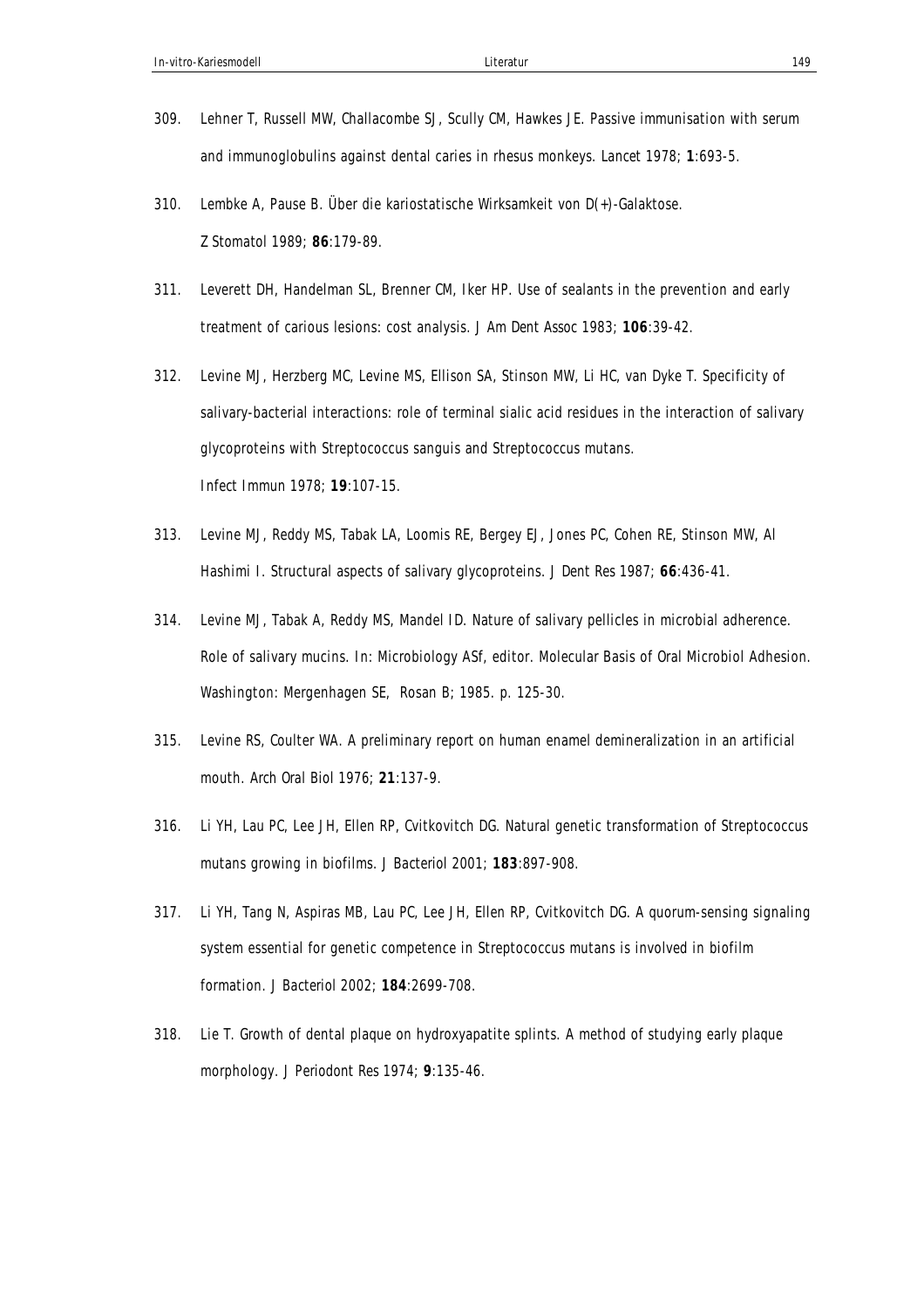309. Lehner T, Russell MW, Challacombe SJ, Scully CM, Hawkes JE. Passive immunisation with serum and immunoglobulins against dental caries in rhesus monkeys. Lancet 1978; **1**:693-5.

310. Lembke A, Pause B. Über die kariostatische Wirksamkeit von D(+)-Galaktose. Z Stomatol 1989; **86**:179-89.

311. Leverett DH, Handelman SL, Brenner CM, Iker HP. Use of sealants in the prevention and early treatment of carious lesions: cost analysis. J Am Dent Assoc 1983; **106**:39-42.

312. Levine MJ, Herzberg MC, Levine MS, Ellison SA, Stinson MW, Li HC, van Dyke T. Specificity of salivary-bacterial interactions: role of terminal sialic acid residues in the interaction of salivary glycoproteins with Streptococcus sanguis and Streptococcus mutans. Infect Immun 1978; **19**:107-15.

313. Levine MJ, Reddy MS, Tabak LA, Loomis RE, Bergey EJ, Jones PC, Cohen RE, Stinson MW, Al Hashimi I. Structural aspects of salivary glycoproteins. J Dent Res 1987; **66**:436-41.

314. Levine MJ, Tabak A, Reddy MS, Mandel ID. Nature of salivary pellicles in microbial adherence. Role of salivary mucins. In: Microbiology ASf, editor. Molecular Basis of Oral Microbiol Adhesion. Washington: Mergenhagen SE, Rosan B; 1985. p. 125-30.

315. Levine RS, Coulter WA. A preliminary report on human enamel demineralization in an artificial mouth. Arch Oral Biol 1976; **21**:137-9.

316. Li YH, Lau PC, Lee JH, Ellen RP, Cvitkovitch DG. Natural genetic transformation of Streptococcus mutans growing in biofilms. J Bacteriol 2001; **183**:897-908.

317. Li YH, Tang N, Aspiras MB, Lau PC, Lee JH, Ellen RP, Cvitkovitch DG. A quorum-sensing signaling system essential for genetic competence in Streptococcus mutans is involved in biofilm formation. J Bacteriol 2002; **184**:2699-708.

318. Lie T. Growth of dental plaque on hydroxyapatite splints. A method of studying early plaque morphology. J Periodont Res 1974; **9**:135-46.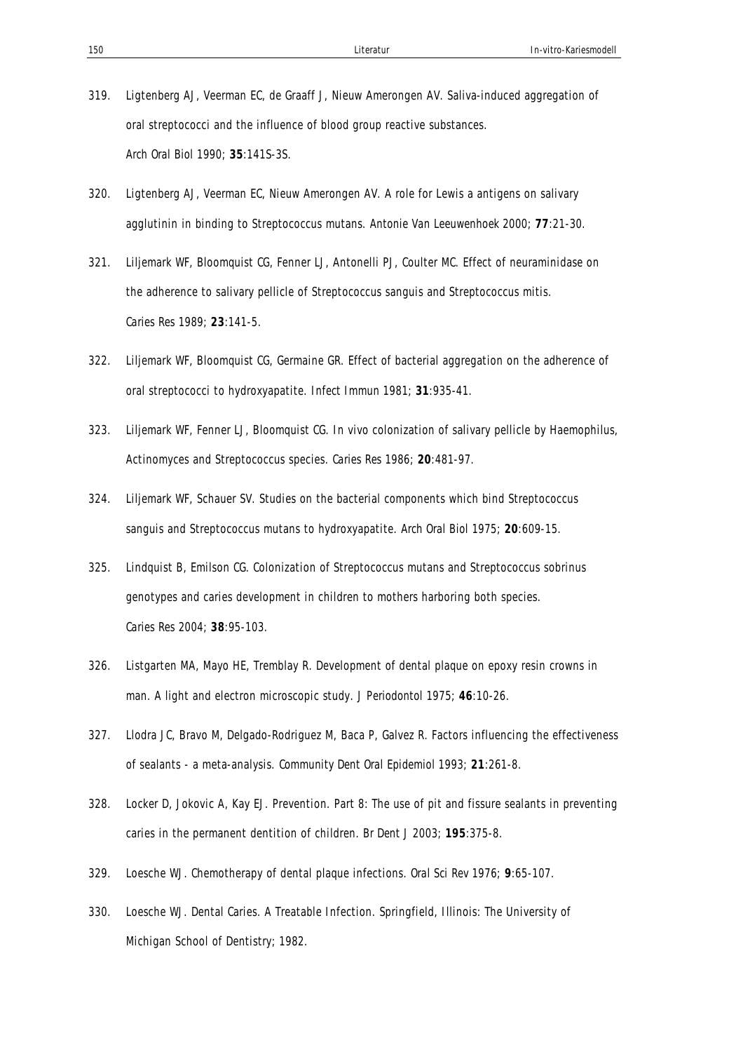319. Ligtenberg AJ, Veerman EC, de Graaff J, Nieuw Amerongen AV. Saliva-induced aggregation of oral streptococci and the influence of blood group reactive substances. Arch Oral Biol 1990; **35**:141S-3S.

320. Ligtenberg AJ, Veerman EC, Nieuw Amerongen AV. A role for Lewis a antigens on salivary agglutinin in binding to Streptococcus mutans. Antonie Van Leeuwenhoek 2000; **77**:21-30.

321. Liljemark WF, Bloomquist CG, Fenner LJ, Antonelli PJ, Coulter MC. Effect of neuraminidase on the adherence to salivary pellicle of Streptococcus sanguis and Streptococcus mitis. Caries Res 1989; **23**:141-5.

322. Liljemark WF, Bloomquist CG, Germaine GR. Effect of bacterial aggregation on the adherence of oral streptococci to hydroxyapatite. Infect Immun 1981; **31**:935-41.

323. Liljemark WF, Fenner LJ, Bloomquist CG. In vivo colonization of salivary pellicle by Haemophilus, Actinomyces and Streptococcus species. Caries Res 1986; **20**:481-97.

324. Liljemark WF, Schauer SV. Studies on the bacterial components which bind Streptococcus sanguis and Streptococcus mutans to hydroxyapatite. Arch Oral Biol 1975; **20**:609-15.

325. Lindquist B, Emilson CG. Colonization of Streptococcus mutans and Streptococcus sobrinus genotypes and caries development in children to mothers harboring both species. Caries Res 2004; **38**:95-103.

326. Listgarten MA, Mayo HE, Tremblay R. Development of dental plaque on epoxy resin crowns in man. A light and electron microscopic study. J Periodontol 1975; **46**:10-26.

327. Llodra JC, Bravo M, Delgado-Rodriguez M, Baca P, Galvez R. Factors influencing the effectiveness of sealants - a meta-analysis. Community Dent Oral Epidemiol 1993; **21**:261-8.

328. Locker D, Jokovic A, Kay EJ. Prevention. Part 8: The use of pit and fissure sealants in preventing caries in the permanent dentition of children. Br Dent J 2003; **195**:375-8.

329. Loesche WJ. Chemotherapy of dental plaque infections. Oral Sci Rev 1976; **9**:65-107.

330. Loesche WJ. Dental Caries. A Treatable Infection. Springfield, Illinois: The University of Michigan School of Dentistry; 1982.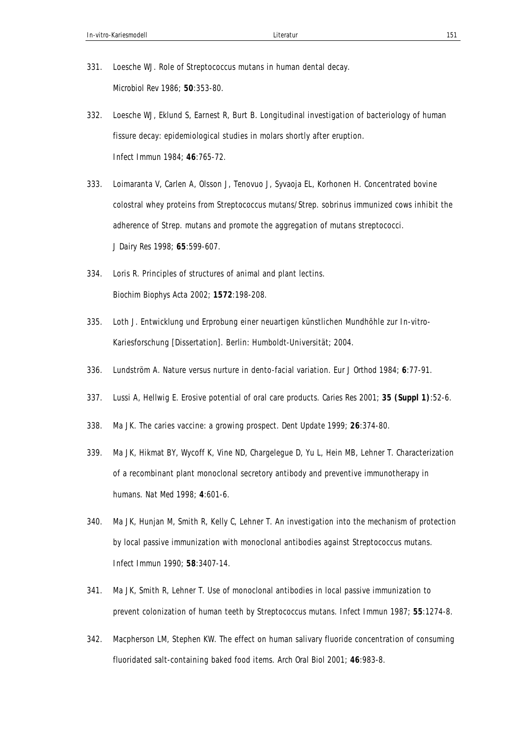331. Loesche WJ. Role of Streptococcus mutans in human dental decay. Microbiol Rev 1986; **50**:353-80.

332. Loesche WJ, Eklund S, Earnest R, Burt B. Longitudinal investigation of bacteriology of human fissure decay: epidemiological studies in molars shortly after eruption. Infect Immun 1984; **46**:765-72.

333. Loimaranta V, Carlen A, Olsson J, Tenovuo J, Syvaoja EL, Korhonen H. Concentrated bovine colostral whey proteins from Streptococcus mutans/Strep. sobrinus immunized cows inhibit the adherence of Strep. mutans and promote the aggregation of mutans streptococci. J Dairy Res 1998; **65**:599-607.

334. Loris R. Principles of structures of animal and plant lectins. Biochim Biophys Acta 2002; **1572**:198-208.

335. Loth J. Entwicklung und Erprobung einer neuartigen künstlichen Mundhöhle zur In-vitro-Kariesforschung [Dissertation]. Berlin: Humboldt-Universität; 2004.

336. Lundström A. Nature versus nurture in dento-facial variation. Eur J Orthod 1984; **6**:77-91.

337. Lussi A, Hellwig E. Erosive potential of oral care products. Caries Res 2001; **35 (Suppl 1)**:52-6.

338. Ma JK. The caries vaccine: a growing prospect. Dent Update 1999; **26**:374-80.

339. Ma JK, Hikmat BY, Wycoff K, Vine ND, Chargelegue D, Yu L, Hein MB, Lehner T. Characterization of a recombinant plant monoclonal secretory antibody and preventive immunotherapy in humans. Nat Med 1998; **4**:601-6.

340. Ma JK, Hunjan M, Smith R, Kelly C, Lehner T. An investigation into the mechanism of protection by local passive immunization with monoclonal antibodies against Streptococcus mutans. Infect Immun 1990; **58**:3407-14.

341. Ma JK, Smith R, Lehner T. Use of monoclonal antibodies in local passive immunization to prevent colonization of human teeth by Streptococcus mutans. Infect Immun 1987; **55**:1274-8.

342. Macpherson LM, Stephen KW. The effect on human salivary fluoride concentration of consuming fluoridated salt-containing baked food items. Arch Oral Biol 2001; **46**:983-8.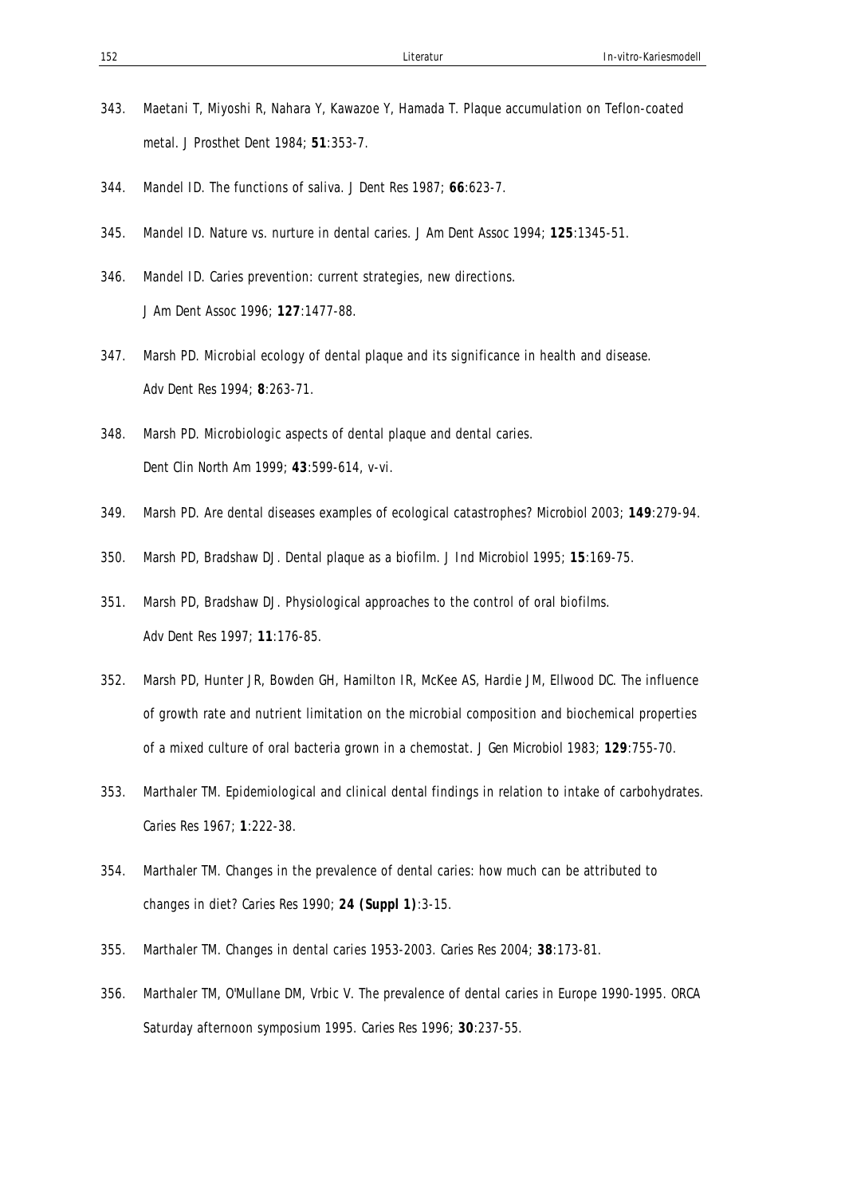343. Maetani T, Miyoshi R, Nahara Y, Kawazoe Y, Hamada T. Plaque accumulation on Teflon-coated metal. J Prosthet Dent 1984; **51**:353-7.

344. Mandel ID. The functions of saliva. J Dent Res 1987; **66**:623-7.

345. Mandel ID. Nature vs. nurture in dental caries. J Am Dent Assoc 1994; **125**:1345-51.

346. Mandel ID. Caries prevention: current strategies, new directions. J Am Dent Assoc 1996; **127**:1477-88.

347. Marsh PD. Microbial ecology of dental plaque and its significance in health and disease. Adv Dent Res 1994; **8**:263-71.

348. Marsh PD. Microbiologic aspects of dental plaque and dental caries. Dent Clin North Am 1999; **43**:599-614, v-vi.

349. Marsh PD. Are dental diseases examples of ecological catastrophes? Microbiol 2003; **149**:279-94.

350. Marsh PD, Bradshaw DJ. Dental plaque as a biofilm. J Ind Microbiol 1995; **15**:169-75.

351. Marsh PD, Bradshaw DJ. Physiological approaches to the control of oral biofilms. Adv Dent Res 1997; **11**:176-85.

352. Marsh PD, Hunter JR, Bowden GH, Hamilton IR, McKee AS, Hardie JM, Ellwood DC. The influence of growth rate and nutrient limitation on the microbial composition and biochemical properties of a mixed culture of oral bacteria grown in a chemostat. J Gen Microbiol 1983; **129**:755-70.

353. Marthaler TM. Epidemiological and clinical dental findings in relation to intake of carbohydrates. Caries Res 1967; **1**:222-38.

354. Marthaler TM. Changes in the prevalence of dental caries: how much can be attributed to changes in diet? Caries Res 1990; **24 (Suppl 1)**:3-15.

355. Marthaler TM. Changes in dental caries 1953-2003. Caries Res 2004; **38**:173-81.

356. Marthaler TM, O'Mullane DM, Vrbic V. The prevalence of dental caries in Europe 1990-1995. ORCA Saturday afternoon symposium 1995. Caries Res 1996; **30**:237-55.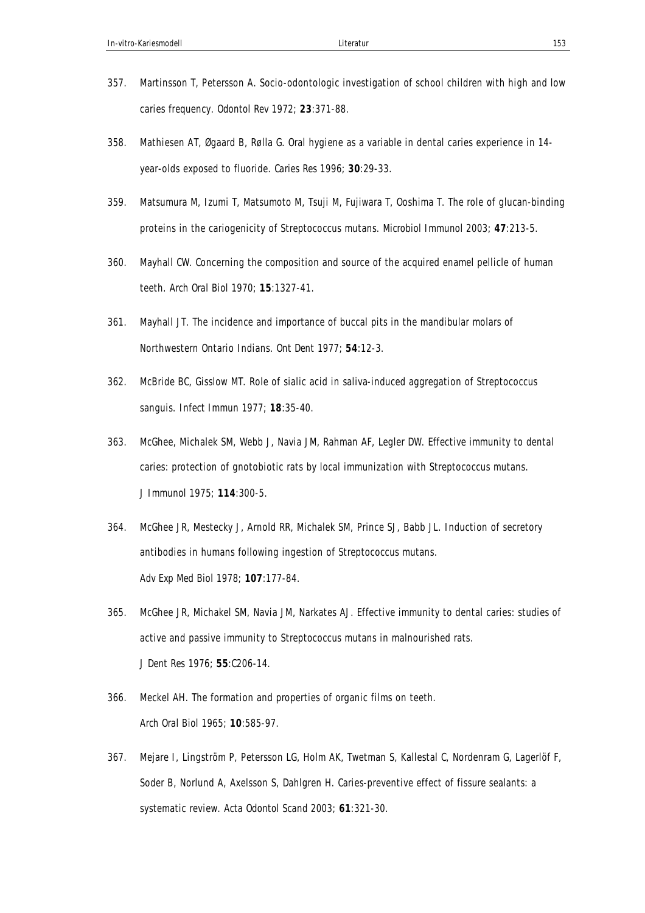357. Martinsson T, Petersson A. Socio-odontologic investigation of school children with high and low caries frequency. Odontol Rev 1972; **23**:371-88.

358. Mathiesen AT, Øgaard B, Rølla G. Oral hygiene as a variable in dental caries experience in 14-year-olds exposed to fluoride. Caries Res 1996; **30**:29-33.

359. Matsumura M, Izumi T, Matsumoto M, Tsuji M, Fujiwara T, Ooshima T. The role of glucan-binding proteins in the cariogenicity of Streptococcus mutans. Microbiol Immunol 2003; **47**:213-5.

360. Mayhall CW. Concerning the composition and source of the acquired enamel pellicle of human teeth. Arch Oral Biol 1970; **15**:1327-41.

361. Mayhall JT. The incidence and importance of buccal pits in the mandibular molars of Northwestern Ontario Indians. Ont Dent 1977; **54**:12-3.

362. McBride BC, Gisslow MT. Role of sialic acid in saliva-induced aggregation of Streptococcus sanguis. Infect Immun 1977; **18**:35-40.

363. McGhee, Michalek SM, Webb J, Navia JM, Rahman AF, Legler DW. Effective immunity to dental caries: protection of gnotobiotic rats by local immunization with Streptococcus mutans. J Immunol 1975; **114**:300-5.

364. McGhee JR, Mestecky J, Arnold RR, Michalek SM, Prince SJ, Babb JL. Induction of secretory antibodies in humans following ingestion of Streptococcus mutans. Adv Exp Med Biol 1978; **107**:177-84.

365. McGhee JR, Michakel SM, Navia JM, Narkates AJ. Effective immunity to dental caries: studies of active and passive immunity to Streptococcus mutans in malnourished rats. J Dent Res 1976; **55**:C206-14.

366. Meckel AH. The formation and properties of organic films on teeth. Arch Oral Biol 1965; **10**:585-97.

367. Mejare I, Lingström P, Petersson LG, Holm AK, Twetman S, Kallestal C, Nordenram G, Lagerlöf F, Soder B, Norlund A, Axelsson S, Dahlgren H. Caries-preventive effect of fissure sealants: a systematic review. Acta Odontol Scand 2003; **61**:321-30.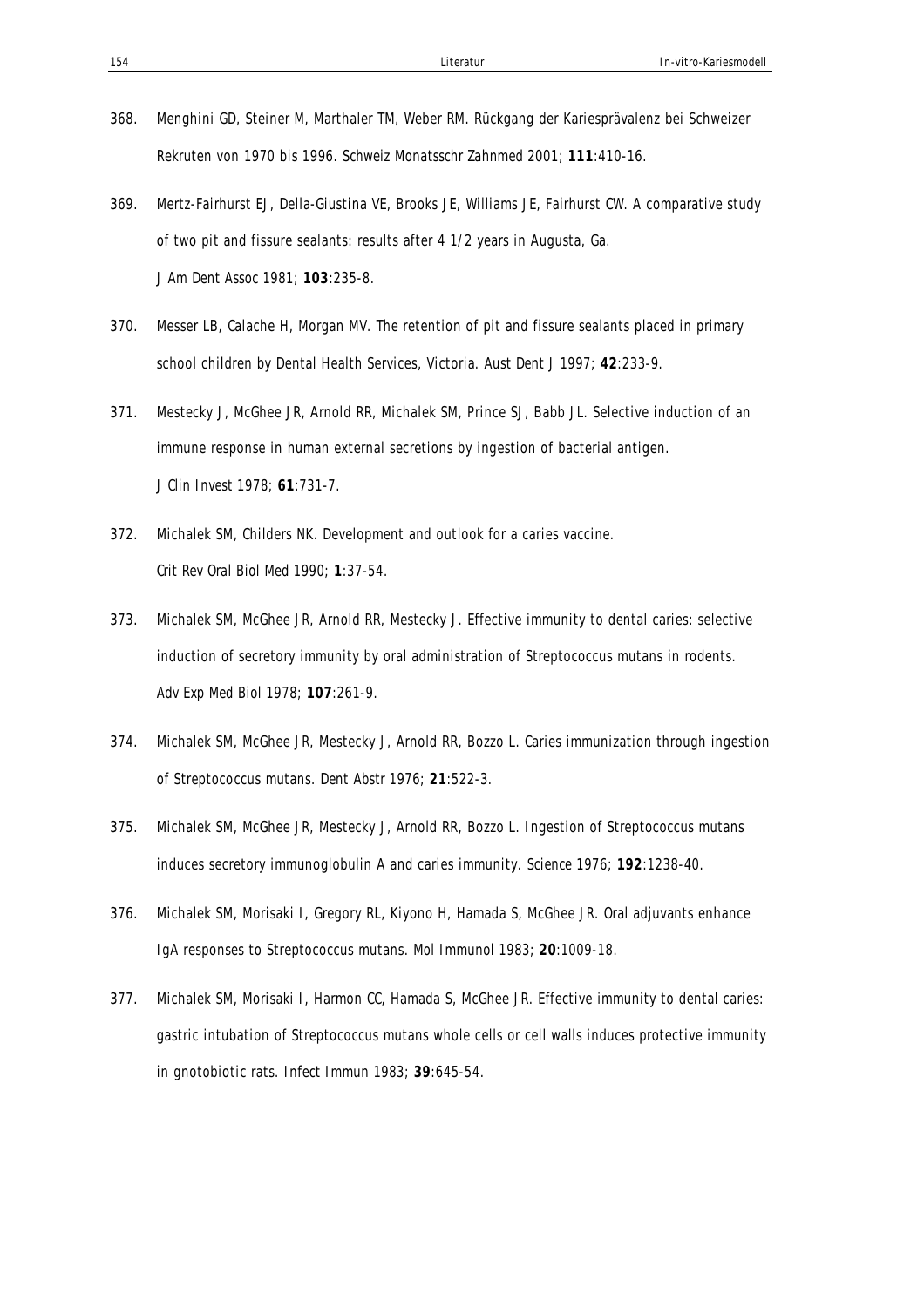368. Menghini GD, Steiner M, Marthaler TM, Weber RM. Rückgang der Kariesprävalenz bei Schweizer Rekruten von 1970 bis 1996. Schweiz Monatsschr Zahnmed 2001; **111**:410-16.

369. Mertz-Fairhurst EJ, Della-Giustina VE, Brooks JE, Williams JE, Fairhurst CW. A comparative study of two pit and fissure sealants: results after 4 1/2 years in Augusta, Ga. J Am Dent Assoc 1981; **103**:235-8.

370. Messer LB, Calache H, Morgan MV. The retention of pit and fissure sealants placed in primary school children by Dental Health Services, Victoria. Aust Dent J 1997; **42**:233-9.

371. Mestecky J, McGhee JR, Arnold RR, Michalek SM, Prince SJ, Babb JL. Selective induction of an immune response in human external secretions by ingestion of bacterial antigen. J Clin Invest 1978; **61**:731-7.

372. Michalek SM, Childers NK. Development and outlook for a caries vaccine. Crit Rev Oral Biol Med 1990; **1**:37-54.

373. Michalek SM, McGhee JR, Arnold RR, Mestecky J. Effective immunity to dental caries: selective induction of secretory immunity by oral administration of Streptococcus mutans in rodents. Adv Exp Med Biol 1978; **107**:261-9.

374. Michalek SM, McGhee JR, Mestecky J, Arnold RR, Bozzo L. Caries immunization through ingestion of Streptococcus mutans. Dent Abstr 1976; **21**:522-3.

375. Michalek SM, McGhee JR, Mestecky J, Arnold RR, Bozzo L. Ingestion of Streptococcus mutans induces secretory immunoglobulin A and caries immunity. Science 1976; **192**:1238-40.

376. Michalek SM, Morisaki I, Gregory RL, Kiyono H, Hamada S, McGhee JR. Oral adjuvants enhance IgA responses to Streptococcus mutans. Mol Immunol 1983; **20**:1009-18.

377. Michalek SM, Morisaki I, Harmon CC, Hamada S, McGhee JR. Effective immunity to dental caries: gastric intubation of Streptococcus mutans whole cells or cell walls induces protective immunity in gnotobiotic rats. Infect Immun 1983; **39**:645-54.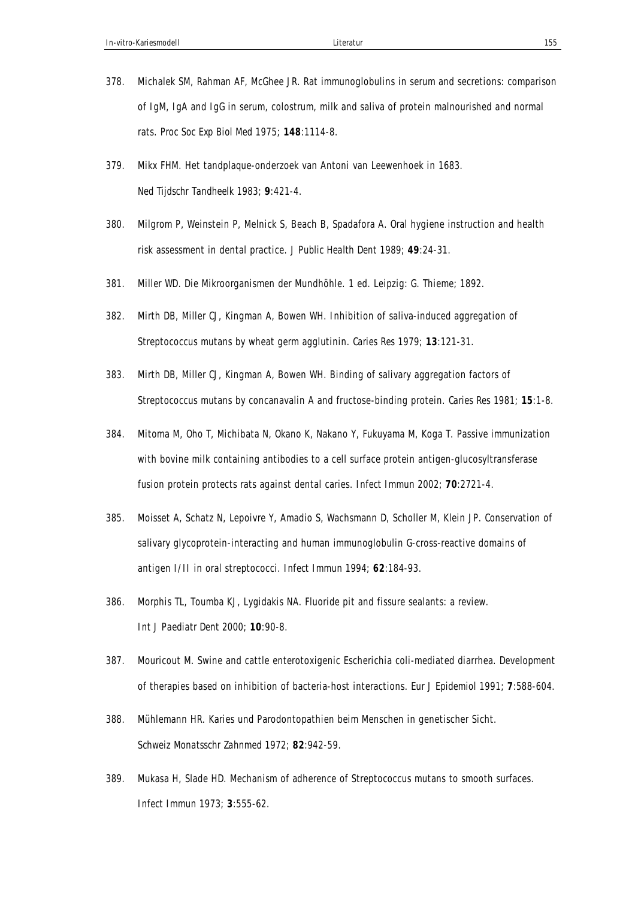378. Michalek SM, Rahman AF, McGhee JR. Rat immunoglobulins in serum and secretions: comparison of IgM, IgA and IgG in serum, colostrum, milk and saliva of protein malnourished and normal rats. Proc Soc Exp Biol Med 1975; **148**:1114-8.

379. Mikx FHM. Het tandplaque-onderzoek van Antoni van Leewenhoek in 1683. Ned Tijdschr Tandheelk 1983; **9**:421-4.

380. Milgrom P, Weinstein P, Melnick S, Beach B, Spadafora A. Oral hygiene instruction and health risk assessment in dental practice. J Public Health Dent 1989; **49**:24-31.

381. Miller WD. Die Mikroorganismen der Mundhöhle. 1 ed. Leipzig: G. Thieme; 1892.

382. Mirth DB, Miller CJ, Kingman A, Bowen WH. Inhibition of saliva-induced aggregation of Streptococcus mutans by wheat germ agglutinin. Caries Res 1979; **13**:121-31.

383. Mirth DB, Miller CJ, Kingman A, Bowen WH. Binding of salivary aggregation factors of Streptococcus mutans by concanavalin A and fructose-binding protein. Caries Res 1981; **15**:1-8.

384. Mitoma M, Oho T, Michibata N, Okano K, Nakano Y, Fukuyama M, Koga T. Passive immunization with bovine milk containing antibodies to a cell surface protein antigen-glucosyltransferase fusion protein protects rats against dental caries. Infect Immun 2002; **70**:2721-4.

385. Moisset A, Schatz N, Lepoivre Y, Amadio S, Wachsmann D, Scholler M, Klein JP. Conservation of salivary glycoprotein-interacting and human immunoglobulin G-cross-reactive domains of antigen I/II in oral streptococci. Infect Immun 1994; **62**:184-93.

386. Morphis TL, Toumba KJ, Lygidakis NA. Fluoride pit and fissure sealants: a review. Int J Paediatr Dent 2000; **10**:90-8.

387. Mouricout M. Swine and cattle enterotoxigenic Escherichia coli-mediated diarrhea. Development of therapies based on inhibition of bacteria-host interactions. Eur J Epidemiol 1991; **7**:588-604.

388. Mühlemann HR. Karies und Parodontopathien beim Menschen in genetischer Sicht. Schweiz Monatsschr Zahnmed 1972; **82**:942-59.

389. Mukasa H, Slade HD. Mechanism of adherence of Streptococcus mutans to smooth surfaces. Infect Immun 1973; **3**:555-62.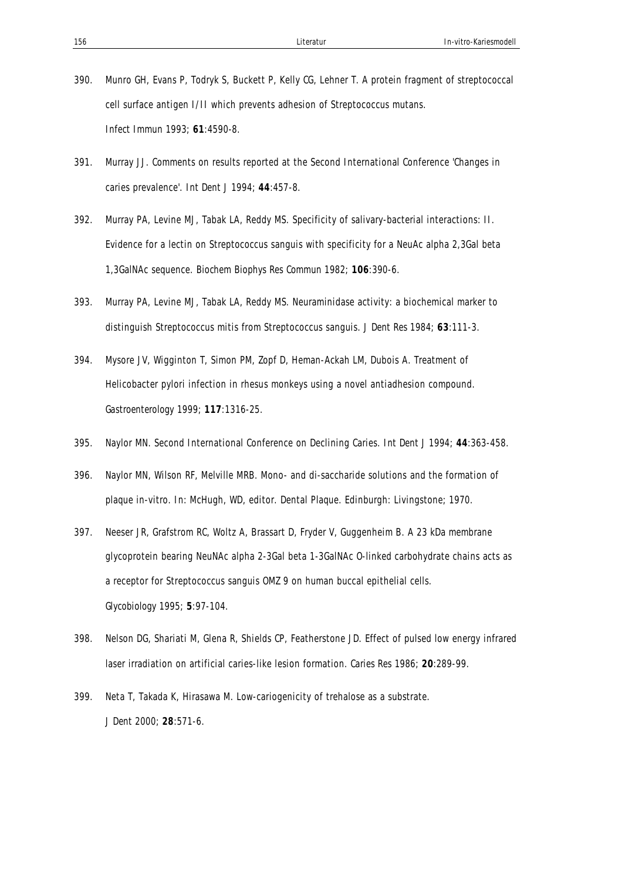390. Munro GH, Evans P, Todryk S, Buckett P, Kelly CG, Lehner T. A protein fragment of streptococcal cell surface antigen I/II which prevents adhesion of Streptococcus mutans. Infect Immun 1993; **61**:4590-8.

391. Murray JJ. Comments on results reported at the Second International Conference 'Changes in caries prevalence'. Int Dent J 1994; **44**:457-8.

392. Murray PA, Levine MJ, Tabak LA, Reddy MS. Specificity of salivary-bacterial interactions: II. Evidence for a lectin on Streptococcus sanguis with specificity for a NeuAc alpha 2,3Gal beta 1,3GalNAc sequence. Biochem Biophys Res Commun 1982; **106**:390-6.

393. Murray PA, Levine MJ, Tabak LA, Reddy MS. Neuraminidase activity: a biochemical marker to distinguish Streptococcus mitis from Streptococcus sanguis. J Dent Res 1984; **63**:111-3.

394. Mysore JV, Wigginton T, Simon PM, Zopf D, Heman-Ackah LM, Dubois A. Treatment of Helicobacter pylori infection in rhesus monkeys using a novel antiadhesion compound. Gastroenterology 1999; **117**:1316-25.

395. Naylor MN. Second International Conference on Declining Caries. Int Dent J 1994; **44**:363-458.

396. Naylor MN, Wilson RF, Melville MRB. Mono- and di-saccharide solutions and the formation of plaque in-vitro. In: McHugh, WD, editor. Dental Plaque. Edinburgh: Livingstone; 1970.

397. Neeser JR, Grafstrom RC, Woltz A, Brassart D, Fryder V, Guggenheim B. A 23 kDa membrane glycoprotein bearing NeuNAc alpha 2-3Gal beta 1-3GalNAc O-linked carbohydrate chains acts as a receptor for Streptococcus sanguis OMZ 9 on human buccal epithelial cells. Glycobiology 1995; **5**:97-104.

398. Nelson DG, Shariati M, Glena R, Shields CP, Featherstone JD. Effect of pulsed low energy infrared laser irradiation on artificial caries-like lesion formation. Caries Res 1986; **20**:289-99.

399. Neta T, Takada K, Hirasawa M. Low-cariogenicity of trehalose as a substrate. J Dent 2000; **28**:571-6.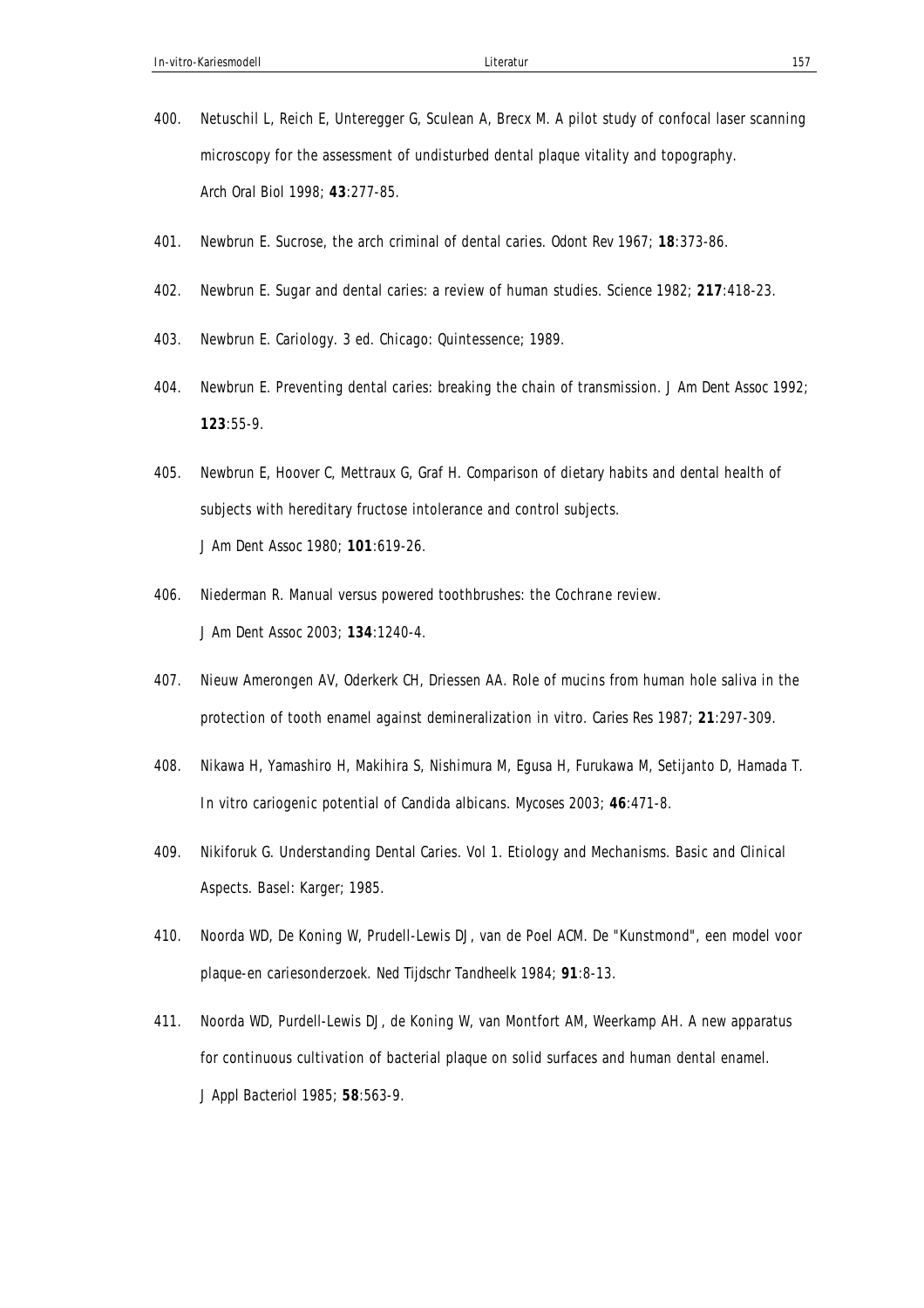400. Netuschil L, Reich E, Unteregger G, Sculean A, Brecx M. A pilot study of confocal laser scanning microscopy for the assessment of undisturbed dental plaque vitality and topography. Arch Oral Biol 1998; **43**:277-85.

401. Newbrun E. Sucrose, the arch criminal of dental caries. Odont Rev 1967; **18**:373-86.

402. Newbrun E. Sugar and dental caries: a review of human studies. Science 1982; **217**:418-23.

403. Newbrun E. Cariology. 3 ed. Chicago: Quintessence; 1989.

404. Newbrun E. Preventing dental caries: breaking the chain of transmission. J Am Dent Assoc 1992; **123**:55-9.

405. Newbrun E, Hoover C, Mettraux G, Graf H. Comparison of dietary habits and dental health of subjects with hereditary fructose intolerance and control subjects. J Am Dent Assoc 1980; **101**:619-26.

406. Niederman R. Manual versus powered toothbrushes: the Cochrane review. J Am Dent Assoc 2003; **134**:1240-4.

407. Nieuw Amerongen AV, Oderkerk CH, Driessen AA. Role of mucins from human hole saliva in the protection of tooth enamel against demineralization in vitro. Caries Res 1987; **21**:297-309.

408. Nikawa H, Yamashiro H, Makihira S, Nishimura M, Egusa H, Furukawa M, Setijanto D, Hamada T. In vitro cariogenic potential of Candida albicans. Mycoses 2003; **46**:471-8.

409. Nikiforuk G. Understanding Dental Caries. Vol 1. Etiology and Mechanisms. Basic and Clinical Aspects. Basel: Karger; 1985.

410. Noorda WD, De Koning W, Prudell-Lewis DJ, van de Poel ACM. De "Kunstmond", een model voor plaque-en cariesonderzoek. Ned Tijdschr Tandheelk 1984; **91**:8-13.

411. Noorda WD, Purdell-Lewis DJ, de Koning W, van Montfort AM, Weerkamp AH. A new apparatus for continuous cultivation of bacterial plaque on solid surfaces and human dental enamel. J Appl Bacteriol 1985; **58**:563-9.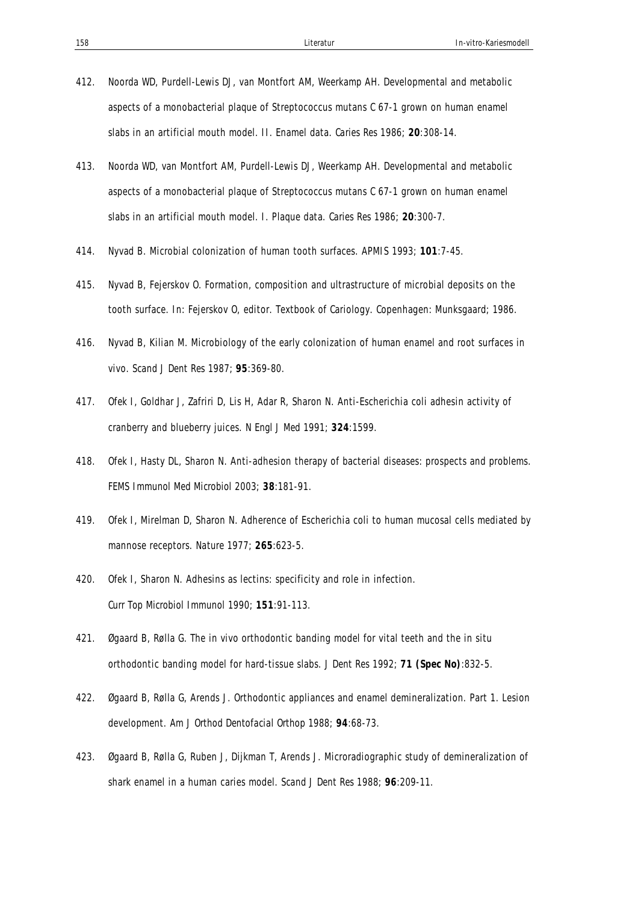412. Noorda WD, Purdell-Lewis DJ, van Montfort AM, Weerkamp AH. Developmental and metabolic aspects of a monobacterial plaque of Streptococcus mutans C 67-1 grown on human enamel slabs in an artificial mouth model. II. Enamel data. *Caries Res* 1986; **20**:308-14.

413. Noorda WD, van Montfort AM, Purdell-Lewis DJ, Weerkamp AH. Developmental and metabolic aspects of a monobacterial plaque of Streptococcus mutans C 67-1 grown on human enamel slabs in an artificial mouth model. I. Plaque data. *Caries Res* 1986; **20**:300-7.

414. Nyvad B. Microbial colonization of human tooth surfaces. *APMIS* 1993; **101**:7-45.

415. Nyvad B, Fejerskov O. Formation, composition and ultrastructure of microbial deposits on the tooth surface. In: Fejerskov O, editor. Textbook of Cariology. Copenhagen: Munksgaard; 1986.

416. Nyvad B, Kilian M. Microbiology of the early colonization of human enamel and root surfaces in vivo. *Scand J Dent Res* 1987; **95**:369-80.

417. Ofek I, Goldhar J, Zafriri D, Lis H, Adar R, Sharon N. Anti-Escherichia coli adhesin activity of cranberry and blueberry juices. *N Engl J Med* 1991; **324**:1599.

418. Ofek I, Hasty DL, Sharon N. Anti-adhesion therapy of bacterial diseases: prospects and problems. *FEMS Immunol Med Microbiol* 2003; **38**:181-91.

419. Ofek I, Mirelman D, Sharon N. Adherence of Escherichia coli to human mucosal cells mediated by mannose receptors. *Nature* 1977; **265**:623-5.

420. Ofek I, Sharon N. Adhesins as lectins: specificity and role in infection. *Curr Top Microbiol Immunol* 1990; **151**:91-113.

421. Øgaard B, Rølla G. The in vivo orthodontic banding model for vital teeth and the in situ orthodontic banding model for hard-tissue slabs. *J Dent Res* 1992; **71 (Spec No)**:832-5.

422. Øgaard B, Rølla G, Arends J. Orthodontic appliances and enamel demineralization. Part 1. Lesion development. *Am J Orthod Dentofacial Orthop* 1988; **94**:68-73.

423. Øgaard B, Rølla G, Ruben J, Dijkman T, Arends J. Microradiographic study of demineralization of shark enamel in a human caries model. *Scand J Dent Res* 1988; **96**:209-11.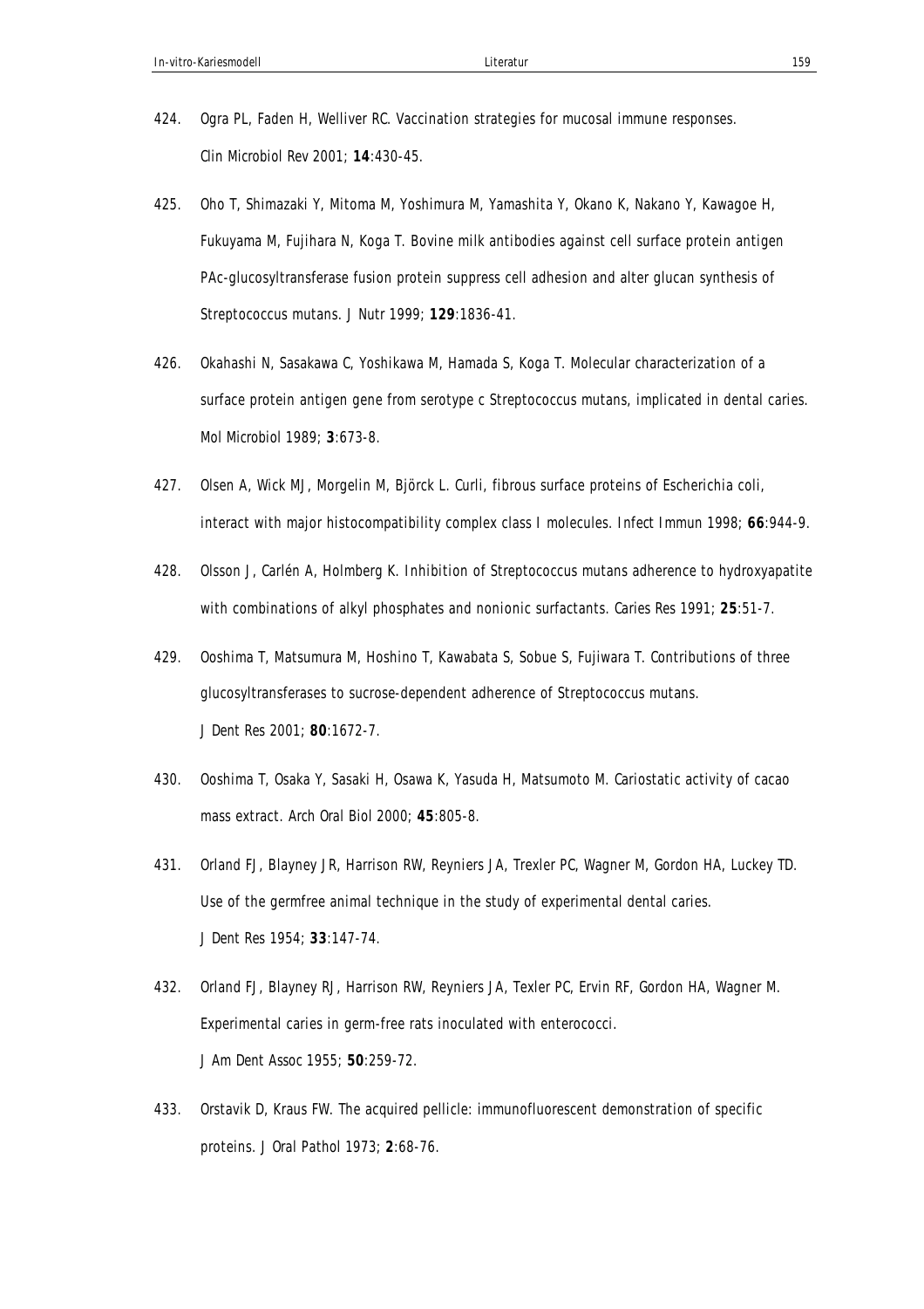424. Ogra PL, Faden H, Welliver RC. Vaccination strategies for mucosal immune responses. Clin Microbiol Rev 2001; **14**:430-45.

425. Oho T, Shimazaki Y, Mitoma M, Yoshimura M, Yamashita Y, Okano K, Nakano Y, Kawagoe H, Fukuyama M, Fujihara N, Koga T. Bovine milk antibodies against cell surface protein antigen PAc-glucosyltransferase fusion protein suppress cell adhesion and alter glucan synthesis of Streptococcus mutans. J Nutr 1999; **129**:1836-41.

426. Okahashi N, Sasakawa C, Yoshikawa M, Hamada S, Koga T. Molecular characterization of a surface protein antigen gene from serotype c Streptococcus mutans, implicated in dental caries. Mol Microbiol 1989; **3**:673-8.

427. Olsen A, Wick MJ, Morgelin M, Björck L. Curli, fibrous surface proteins of Escherichia coli, interact with major histocompatibility complex class I molecules. Infect Immun 1998; **66**:944-9.

428. Olsson J, Carlén A, Holmberg K. Inhibition of Streptococcus mutans adherence to hydroxyapatite with combinations of alkyl phosphates and nonionic surfactants. Caries Res 1991; **25**:51-7.

429. Ooshima T, Matsumura M, Hoshino T, Kawabata S, Sobue S, Fujiwara T. Contributions of three glucosyltransferases to sucrose-dependent adherence of Streptococcus mutans. J Dent Res 2001; **80**:1672-7.

430. Ooshima T, Osaka Y, Sasaki H, Osawa K, Yasuda H, Matsumoto M. Cariostatic activity of cacao mass extract. Arch Oral Biol 2000; **45**:805-8.

431. Orland FJ, Blayney JR, Harrison RW, Reyniers JA, Trexler PC, Wagner M, Gordon HA, Luckey TD. Use of the germfree animal technique in the study of experimental dental caries. J Dent Res 1954; **33**:147-74.

432. Orland FJ, Blayney RJ, Harrison RW, Reyniers JA, Texler PC, Ervin RF, Gordon HA, Wagner M. Experimental caries in germ-free rats inoculated with enterococci. J Am Dent Assoc 1955; **50**:259-72.

433. Orstavik D, Kraus FW. The acquired pellicle: immunofluorescent demonstration of specific proteins. J Oral Pathol 1973; **2**:68-76.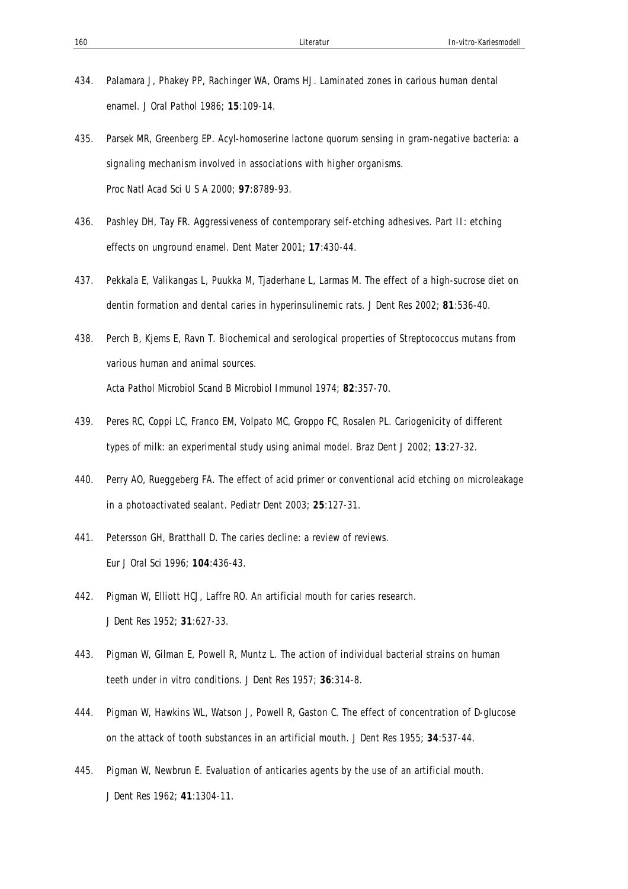434. Palamara J, Phakey PP, Rachinger WA, Orams HJ. Laminated zones in carious human dental enamel. J Oral Pathol 1986; **15**:109-14.

435. Parsek MR, Greenberg EP. Acyl-homoserine lactone quorum sensing in gram-negative bacteria: a signaling mechanism involved in associations with higher organisms. Proc Natl Acad Sci U S A 2000; **97**:8789-93.

436. Pashley DH, Tay FR. Aggressiveness of contemporary self-etching adhesives. Part II: etching effects on unground enamel. Dent Mater 2001; **17**:430-44.

437. Pekkala E, Valikangas L, Puukka M, Tjaderhane L, Larmas M. The effect of a high-sucrose diet on dentin formation and dental caries in hyperinsulinemic rats. J Dent Res 2002; **81**:536-40.

438. Perch B, Kjems E, Ravn T. Biochemical and serological properties of Streptococcus mutans from various human and animal sources. Acta Pathol Microbiol Scand B Microbiol Immunol 1974; **82**:357-70.

439. Peres RC, Coppi LC, Franco EM, Volpato MC, Groppo FC, Rosalen PL. Cariogenicity of different types of milk: an experimental study using animal model. Braz Dent J 2002; **13**:27-32.

440. Perry AO, Rueggeberg FA. The effect of acid primer or conventional acid etching on microleakage in a photoactivated sealant. Pediatr Dent 2003; **25**:127-31.

441. Petersson GH, Bratthall D. The caries decline: a review of reviews. Eur J Oral Sci 1996; **104**:436-43.

442. Pigman W, Elliott HCJ, Laffre RO. An artificial mouth for caries research. J Dent Res 1952; **31**:627-33.

443. Pigman W, Gilman E, Powell R, Muntz L. The action of individual bacterial strains on human teeth under in vitro conditions. J Dent Res 1957; **36**:314-8.

444. Pigman W, Hawkins WL, Watson J, Powell R, Gaston C. The effect of concentration of D-glucose on the attack of tooth substances in an artificial mouth. J Dent Res 1955; **34**:537-44.

445. Pigman W, Newbrun E. Evaluation of anticaries agents by the use of an artificial mouth. J Dent Res 1962; **41**:1304-11.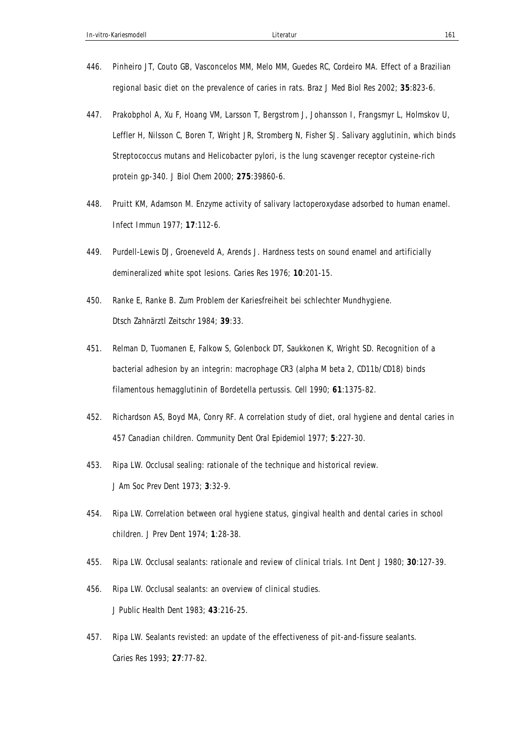446. Pinheiro JT, Couto GB, Vasconcelos MM, Melo MM, Guedes RC, Cordeiro MA. Effect of a Brazilian regional basic diet on the prevalence of caries in rats. Braz J Med Biol Res 2002; **35**:823-6.

447. Prakobphol A, Xu F, Hoang VM, Larsson T, Bergstrom J, Johansson I, Frangsmyr L, Holmskov U, Leffler H, Nilsson C, Boren T, Wright JR, Stromberg N, Fisher SJ. Salivary agglutinin, which binds Streptococcus mutans and Helicobacter pylori, is the lung scavenger receptor cysteine-rich protein gp-340. J Biol Chem 2000; **275**:39860-6.

448. Pruitt KM, Adamson M. Enzyme activity of salivary lactoperoxydase adsorbed to human enamel. Infect Immun 1977; **17**:112-6.

449. Purdell-Lewis DJ, Groeneveld A, Arends J. Hardness tests on sound enamel and artificially demineralized white spot lesions. Caries Res 1976; **10**:201-15.

450. Ranke E, Ranke B. Zum Problem der Kariesfreiheit bei schlechter Mundhygiene. Dtsch Zahnärztl Zeitschr 1984; **39**:33.

451. Relman D, Tuomanen E, Falkow S, Golenbock DT, Saukkonen K, Wright SD. Recognition of a bacterial adhesion by an integrin: macrophage CR3 (alpha M beta 2, CD11b/CD18) binds filamentous hemagglutinin of Bordetella pertussis. Cell 1990; **61**:1375-82.

452. Richardson AS, Boyd MA, Conry RF. A correlation study of diet, oral hygiene and dental caries in 457 Canadian children. Community Dent Oral Epidemiol 1977; **5**:227-30.

453. Ripa LW. Occlusal sealing: rationale of the technique and historical review. J Am Soc Prev Dent 1973; **3**:32-9.

454. Ripa LW. Correlation between oral hygiene status, gingival health and dental caries in school children. J Prev Dent 1974; **1**:28-38.

455. Ripa LW. Occlusal sealants: rationale and review of clinical trials. Int Dent J 1980; **30**:127-39.

456. Ripa LW. Occlusal sealants: an overview of clinical studies. J Public Health Dent 1983; **43**:216-25.

457. Ripa LW. Sealants revisted: an update of the effectiveness of pit-and-fissure sealants. Caries Res 1993; **27**:77-82.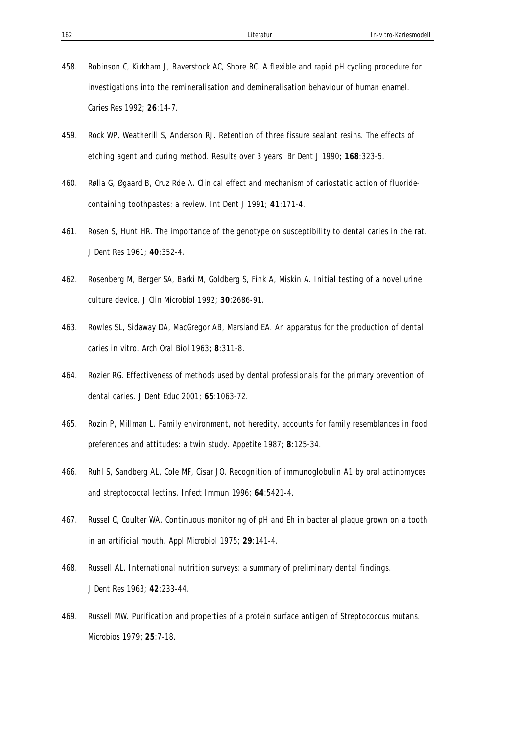458. Robinson C, Kirkham J, Baverstock AC, Shore RC. A flexible and rapid pH cycling procedure for investigations into the remineralisation and demineralisation behaviour of human enamel. Caries Res 1992; **26**:14-7.

459. Rock WP, Weatherill S, Anderson RJ. Retention of three fissure sealant resins. The effects of etching agent and curing method. Results over 3 years. Br Dent J 1990; **168**:323-5.

460. Rølla G, Øgaard B, Cruz Rde A. Clinical effect and mechanism of cariostatic action of fluoride-containing toothpastes: a review. Int Dent J 1991; **41**:171-4.

461. Rosen S, Hunt HR. The importance of the genotype on susceptibility to dental caries in the rat. J Dent Res 1961; **40**:352-4.

462. Rosenberg M, Berger SA, Barki M, Goldberg S, Fink A, Miskin A. Initial testing of a novel urine culture device. J Clin Microbiol 1992; **30**:2686-91.

463. Rowles SL, Sidaway DA, MacGregor AB, Marsland EA. An apparatus for the production of dental caries in vitro. Arch Oral Biol 1963; **8**:311-8.

464. Rozier RG. Effectiveness of methods used by dental professionals for the primary prevention of dental caries. J Dent Educ 2001; **65**:1063-72.

465. Rozin P, Millman L. Family environment, not heredity, accounts for family resemblances in food preferences and attitudes: a twin study. Appetite 1987; **8**:125-34.

466. Ruhl S, Sandberg AL, Cole MF, Cisar JO. Recognition of immunoglobulin A1 by oral actinomyces and streptococcal lectins. Infect Immun 1996; **64**:5421-4.

467. Russel C, Coulter WA. Continuous monitoring of pH and Eh in bacterial plaque grown on a tooth in an artificial mouth. Appl Microbiol 1975; **29**:141-4.

468. Russell AL. International nutrition surveys: a summary of preliminary dental findings. J Dent Res 1963; **42**:233-44.

469. Russell MW. Purification and properties of a protein surface antigen of Streptococcus mutans. Microbios 1979; **25**:7-18.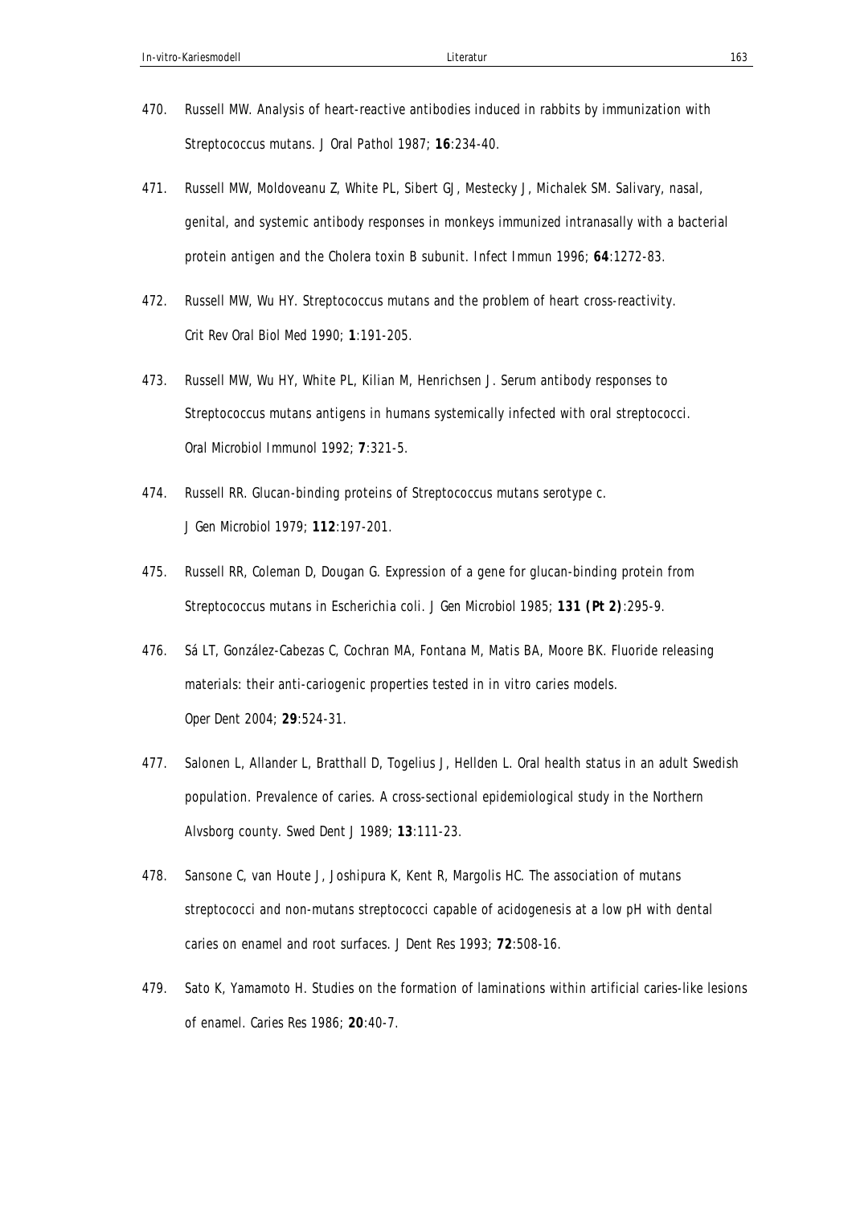470. Russell MW. Analysis of heart-reactive antibodies induced in rabbits by immunization with Streptococcus mutans. J Oral Pathol 1987; **16**:234-40.

471. Russell MW, Moldoveanu Z, White PL, Sibert GJ, Mestecky J, Michalek SM. Salivary, nasal, genital, and systemic antibody responses in monkeys immunized intranasally with a bacterial protein antigen and the Cholera toxin B subunit. Infect Immun 1996; **64**:1272-83.

472. Russell MW, Wu HY. Streptococcus mutans and the problem of heart cross-reactivity. Crit Rev Oral Biol Med 1990; **1**:191-205.

473. Russell MW, Wu HY, White PL, Kilian M, Henrichsen J. Serum antibody responses to Streptococcus mutans antigens in humans systemically infected with oral streptococci. Oral Microbiol Immunol 1992; **7**:321-5.

474. Russell RR. Glucan-binding proteins of Streptococcus mutans serotype c. J Gen Microbiol 1979; **112**:197-201.

475. Russell RR, Coleman D, Dougan G. Expression of a gene for glucan-binding protein from Streptococcus mutans in Escherichia coli. J Gen Microbiol 1985; **131 (Pt 2)**:295-9.

476. Sá LT, González-Cabezas C, Cochran MA, Fontana M, Matis BA, Moore BK. Fluoride releasing materials: their anti-cariogenic properties tested in in vitro caries models. Oper Dent 2004; **29**:524-31.

477. Salonen L, Allander L, Bratthall D, Togelius J, Hellden L. Oral health status in an adult Swedish population. Prevalence of caries. A cross-sectional epidemiological study in the Northern Alvsborg county. Swed Dent J 1989; **13**:111-23.

478. Sansone C, van Houte J, Joshipura K, Kent R, Margolis HC. The association of mutans streptococci and non-mutans streptococci capable of acidogenesis at a low pH with dental caries on enamel and root surfaces. J Dent Res 1993; **72**:508-16.

479. Sato K, Yamamoto H. Studies on the formation of laminations within artificial caries-like lesions of enamel. Caries Res 1986; **20**:40-7.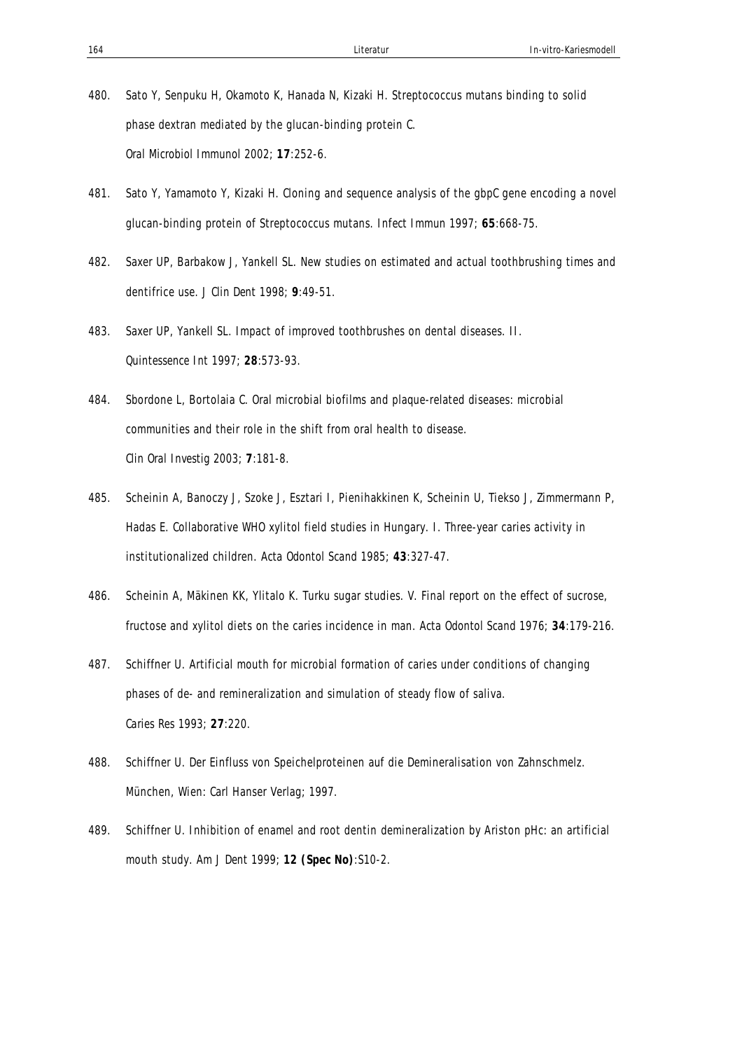480. Sato Y, Senpuku H, Okamoto K, Hanada N, Kizaki H. Streptococcus mutans binding to solid phase dextran mediated by the glucan-binding protein C. Oral Microbiol Immunol 2002; **17**:252-6.

481. Sato Y, Yamamoto Y, Kizaki H. Cloning and sequence analysis of the gbpC gene encoding a novel glucan-binding protein of Streptococcus mutans. Infect Immun 1997; **65**:668-75.

482. Saxer UP, Barbakow J, Yankell SL. New studies on estimated and actual toothbrushing times and dentifrice use. J Clin Dent 1998; **9**:49-51.

483. Saxer UP, Yankell SL. Impact of improved toothbrushes on dental diseases. II. Quintessence Int 1997; **28**:573-93.

484. Sbordone L, Bortolaia C. Oral microbial biofilms and plaque-related diseases: microbial communities and their role in the shift from oral health to disease. Clin Oral Investig 2003; **7**:181-8.

485. Scheinin A, Banoczy J, Szoke J, Esztari I, Pienihakkinen K, Scheinin U, Tiekso J, Zimmermann P, Hadas E. Collaborative WHO xylitol field studies in Hungary. I. Three-year caries activity in institutionalized children. Acta Odontol Scand 1985; **43**:327-47.

486. Scheinin A, Mäkinen KK, Ylitalo K. Turku sugar studies. V. Final report on the effect of sucrose, fructose and xylitol diets on the caries incidence in man. Acta Odontol Scand 1976; **34**:179-216.

487. Schiffner U. Artificial mouth for microbial formation of caries under conditions of changing phases of de- and remineralization and simulation of steady flow of saliva. Caries Res 1993; **27**:220.

488. Schiffner U. Der Einfluss von Speichelproteinen auf die Demineralisation von Zahnschmelz. München, Wien: Carl Hanser Verlag; 1997.

489. Schiffner U. Inhibition of enamel and root dentin demineralization by Ariston pHc: an artificial mouth study. Am J Dent 1999; **12 (Spec No)**:S10-2.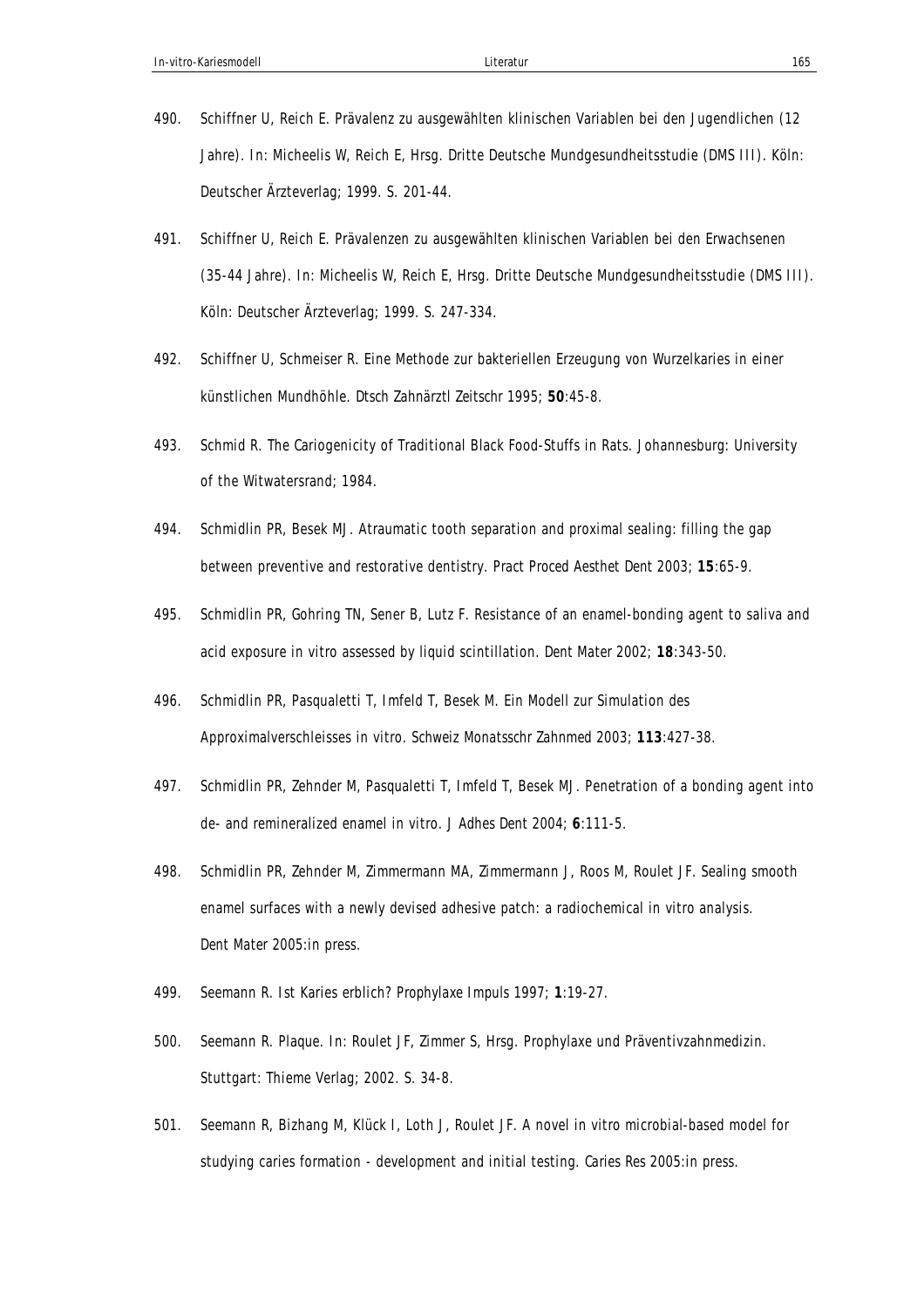490. Schiffner U, Reich E. Prävalenz zu ausgewählten klinischen Variablen bei den Jugendlichen (12 Jahre). In: Micheelis W, Reich E, Hrsg. Dritte Deutsche Mundgesundheitsstudie (DMS III). Köln: Deutscher Ärzteverlag; 1999. S. 201-44.

491. Schiffner U, Reich E. Prävalenzen zu ausgewählten klinischen Variablen bei den Erwachsenen (35-44 Jahre). In: Micheelis W, Reich E, Hrsg. Dritte Deutsche Mundgesundheitsstudie (DMS III). Köln: Deutscher Ärzteverlag; 1999. S. 247-334.

492. Schiffner U, Schmeiser R. Eine Methode zur bakteriellen Erzeugung von Wurzelkaries in einer künstlichen Mundhöhle. Dtsch Zahnärztl Zeitschr 1995; **50**:45-8.

493. Schmid R. The Cariogenicity of Traditional Black Food-Stuffs in Rats. Johannesburg: University of the Witwatersrand; 1984.

494. Schmidlin PR, Besek MJ. Atraumatic tooth separation and proximal sealing: filling the gap between preventive and restorative dentistry. Pract Proced Aesthet Dent 2003; **15**:65-9.

495. Schmidlin PR, Gohring TN, Sener B, Lutz F. Resistance of an enamel-bonding agent to saliva and acid exposure in vitro assessed by liquid scintillation. Dent Mater 2002; **18**:343-50.

496. Schmidlin PR, Pasqualetti T, Imfeld T, Besek M. Ein Modell zur Simulation des Approximalverschleisses in vitro. Schweiz Monatsschr Zahnmed 2003; **113**:427-38.

497. Schmidlin PR, Zehnder M, Pasqualetti T, Imfeld T, Besek MJ. Penetration of a bonding agent into de- and remineralized enamel in vitro. J Adhes Dent 2004; **6**:111-5.

498. Schmidlin PR, Zehnder M, Zimmermann MA, Zimmermann J, Roos M, Roulet JF. Sealing smooth enamel surfaces with a newly devised adhesive patch: a radiochemical in vitro analysis. Dent Mater 2005:in press.

499. Seemann R. Ist Karies erblich? Prophylaxe Impuls 1997; **1**:19-27.

500. Seemann R. Plaque. In: Roulet JF, Zimmer S, Hrsg. Prophylaxe und Präventivzahnmedizin. Stuttgart: Thieme Verlag; 2002. S. 34-8.

501. Seemann R, Bizhang M, Klück I, Loth J, Roulet JF. A novel in vitro microbial-based model for studying caries formation - development and initial testing. Caries Res 2005:in press.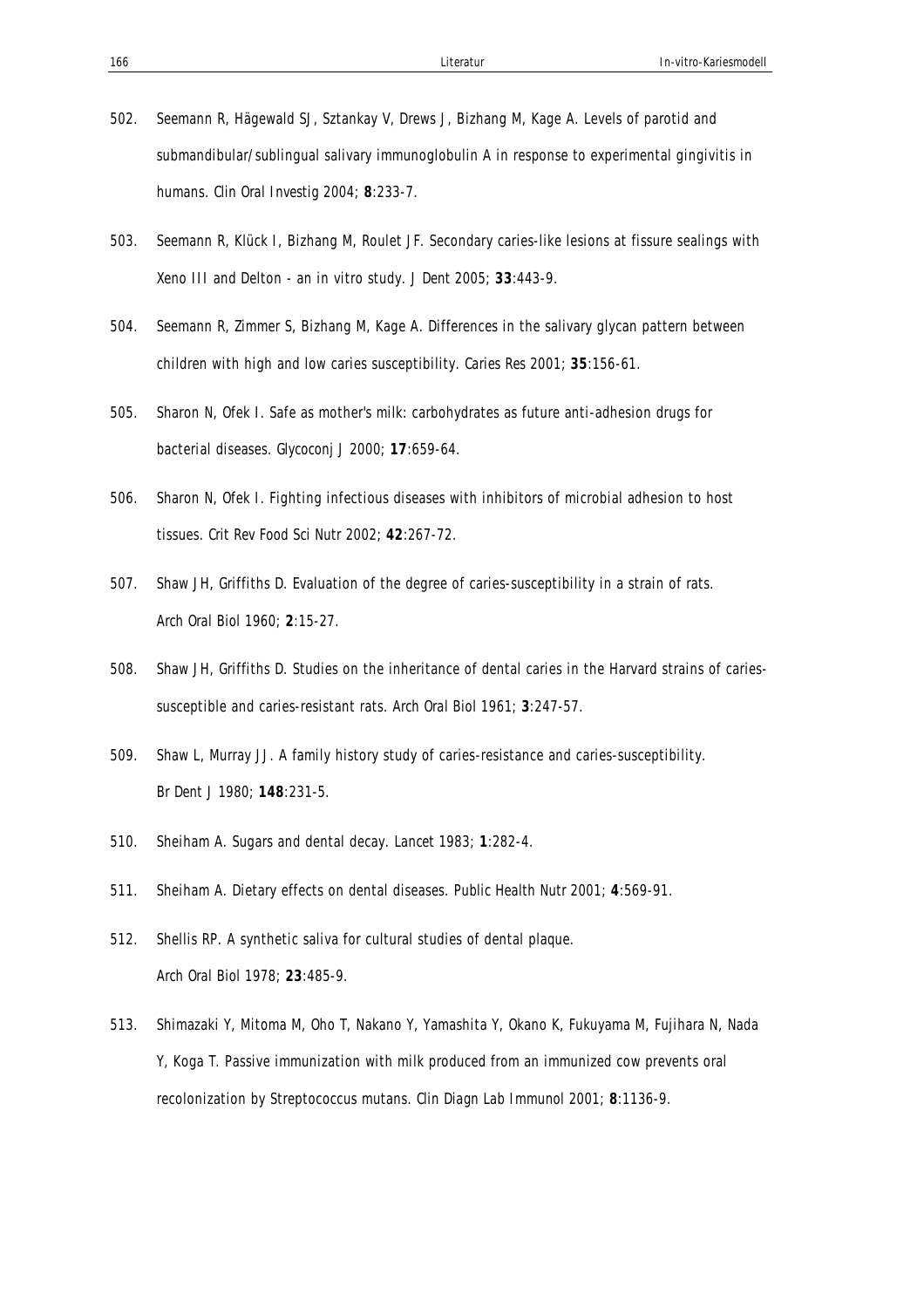502. Seemann R, Hägewald SJ, Sztankay V, Drews J, Bizhang M, Kage A. Levels of parotid and submandibular/sublingual salivary immunoglobulin A in response to experimental gingivitis in humans. Clin Oral Investig 2004; **8**:233-7.

503. Seemann R, Klück I, Bizhang M, Roulet JF. Secondary caries-like lesions at fissure sealings with Xeno III and Delton - an in vitro study. J Dent 2005; **33**:443-9.

504. Seemann R, Zimmer S, Bizhang M, Kage A. Differences in the salivary glycan pattern between children with high and low caries susceptibility. Caries Res 2001; **35**:156-61.

505. Sharon N, Ofek I. Safe as mother's milk: carbohydrates as future anti-adhesion drugs for bacterial diseases. Glycoconj J 2000; **17**:659-64.

506. Sharon N, Ofek I. Fighting infectious diseases with inhibitors of microbial adhesion to host tissues. Crit Rev Food Sci Nutr 2002; **42**:267-72.

507. Shaw JH, Griffiths D. Evaluation of the degree of caries-susceptibility in a strain of rats. Arch Oral Biol 1960; **2**:15-27.

508. Shaw JH, Griffiths D. Studies on the inheritance of dental caries in the Harvard strains of caries-susceptible and caries-resistant rats. Arch Oral Biol 1961; **3**:247-57.

509. Shaw L, Murray JJ. A family history study of caries-resistance and caries-susceptibility. Br Dent J 1980; **148**:231-5.

510. Sheiham A. Sugars and dental decay. Lancet 1983; **1**:282-4.

511. Sheiham A. Dietary effects on dental diseases. Public Health Nutr 2001; **4**:569-91.

512. Shellis RP. A synthetic saliva for cultural studies of dental plaque. Arch Oral Biol 1978; **23**:485-9.

513. Shimazaki Y, Mitoma M, Oho T, Nakano Y, Yamashita Y, Okano K, Fukuyama M, Fujihara N, Nada Y, Koga T. Passive immunization with milk produced from an immunized cow prevents oral recolonization by Streptococcus mutans. Clin Diagn Lab Immunol 2001; **8**:1136-9.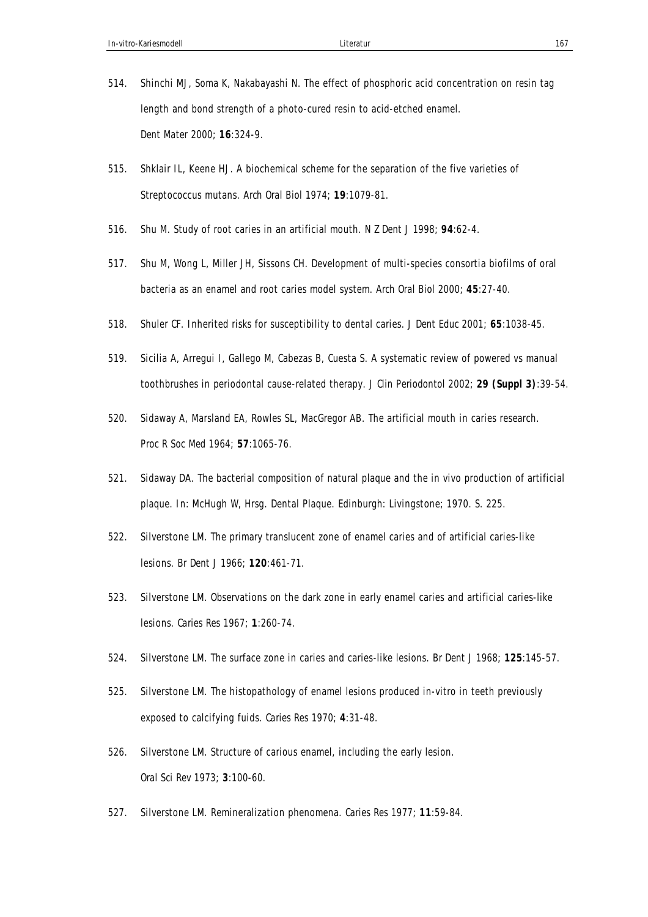514. Shinchi MJ, Soma K, Nakabayashi N. The effect of phosphoric acid concentration on resin tag length and bond strength of a photo-cured resin to acid-etched enamel. Dent Mater 2000; **16**:324-9.

515. Shklair IL, Keene HJ. A biochemical scheme for the separation of the five varieties of Streptococcus mutans. Arch Oral Biol 1974; **19**:1079-81.

516. Shu M. Study of root caries in an artificial mouth. N Z Dent J 1998; **94**:62-4.

517. Shu M, Wong L, Miller JH, Sissons CH. Development of multi-species consortia biofilms of oral bacteria as an enamel and root caries model system. Arch Oral Biol 2000; **45**:27-40.

518. Shuler CF. Inherited risks for susceptibility to dental caries. J Dent Educ 2001; **65**:1038-45.

519. Sicilia A, Arregui I, Gallego M, Cabezas B, Cuesta S. A systematic review of powered vs manual toothbrushes in periodontal cause-related therapy. J Clin Periodontol 2002; **29 (Suppl 3)**:39-54.

520. Sidaway A, Marsland EA, Rowles SL, MacGregor AB. The artificial mouth in caries research. Proc R Soc Med 1964; **57**:1065-76.

521. Sidaway DA. The bacterial composition of natural plaque and the in vivo production of artificial plaque. In: McHugh W, Hrsg. Dental Plaque. Edinburgh: Livingstone; 1970. S. 225.

522. Silverstone LM. The primary translucent zone of enamel caries and of artificial caries-like lesions. Br Dent J 1966; **120**:461-71.

523. Silverstone LM. Observations on the dark zone in early enamel caries and artificial caries-like lesions. Caries Res 1967; **1**:260-74.

524. Silverstone LM. The surface zone in caries and caries-like lesions. Br Dent J 1968; **125**:145-57.

525. Silverstone LM. The histopathology of enamel lesions produced in-vitro in teeth previously exposed to calcifying fuids. Caries Res 1970; **4**:31-48.

526. Silverstone LM. Structure of carious enamel, including the early lesion. Oral Sci Rev 1973; **3**:100-60.

527. Silverstone LM. Remineralization phenomena. Caries Res 1977; **11**:59-84.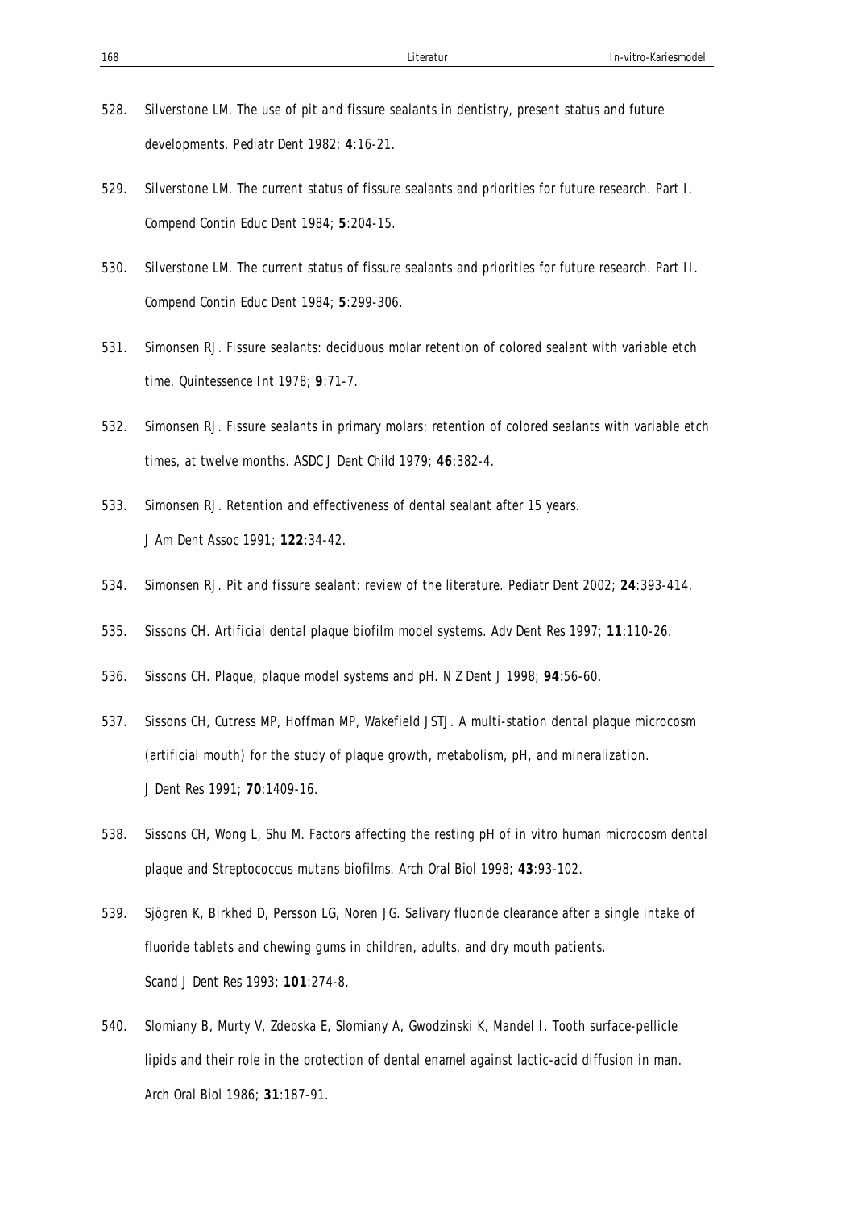528. Silverstone LM. The use of pit and fissure sealants in dentistry, present status and future developments. *Pediatr Dent* 1982; **4**:16-21.

529. Silverstone LM. The current status of fissure sealants and priorities for future research. Part I. *Compend Contin Educ Dent* 1984; **5**:204-15.

530. Silverstone LM. The current status of fissure sealants and priorities for future research. Part II. *Compend Contin Educ Dent* 1984; **5**:299-306.

531. Simonsen RJ. Fissure sealants: deciduous molar retention of colored sealant with variable etch time. *Quintessence Int* 1978; **9**:71-7.

532. Simonsen RJ. Fissure sealants in primary molars: retention of colored sealants with variable etch times, at twelve months. *ASDC J Dent Child* 1979; **46**:382-4.

533. Simonsen RJ. Retention and effectiveness of dental sealant after 15 years. *J Am Dent Assoc* 1991; **122**:34-42.

534. Simonsen RJ. Pit and fissure sealant: review of the literature. *Pediatr Dent* 2002; **24**:393-414.

535. Sissons CH. Artificial dental plaque biofilm model systems. *Adv Dent Res* 1997; **11**:110-26.

536. Sissons CH. Plaque, plaque model systems and pH. *N Z Dent J* 1998; **94**:56-60.

537. Sissons CH, Cutress MP, Hoffman MP, Wakefield JSTJ. A multi-station dental plaque microcosm (artificial mouth) for the study of plaque growth, metabolism, pH, and mineralization. *J Dent Res* 1991; **70**:1409-16.

538. Sissons CH, Wong L, Shu M. Factors affecting the resting pH of in vitro human microcosm dental plaque and Streptococcus mutans biofilms. *Arch Oral Biol* 1998; **43**:93-102.

539. Sjögren K, Birkhed D, Persson LG, Noren JG. Salivary fluoride clearance after a single intake of fluoride tablets and chewing gums in children, adults, and dry mouth patients. *Scand J Dent Res* 1993; **101**:274-8.

540. Slomiany B, Murty V, Zdebska E, Slomiany A, Gwodzinski K, Mandel I. Tooth surface-pellicle lipids and their role in the protection of dental enamel against lactic-acid diffusion in man. *Arch Oral Biol* 1986; **31**:187-91.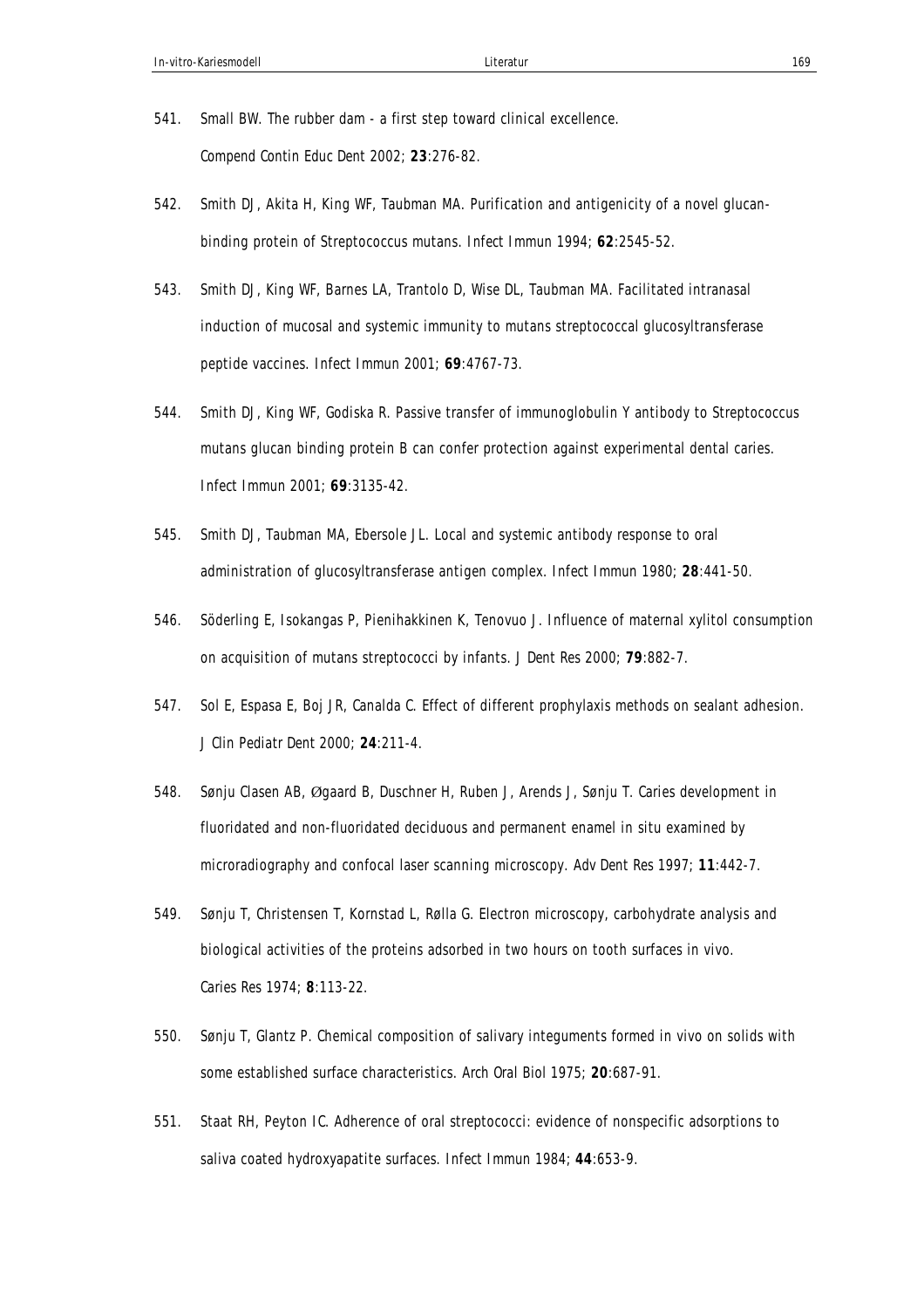541. Small BW. The rubber dam - a first step toward clinical excellence. Compend Contin Educ Dent 2002; **23**:276-82.

542. Smith DJ, Akita H, King WF, Taubman MA. Purification and antigenicity of a novel glucan-binding protein of Streptococcus mutans. Infect Immun 1994; **62**:2545-52.

543. Smith DJ, King WF, Barnes LA, Trantolo D, Wise DL, Taubman MA. Facilitated intranasal induction of mucosal and systemic immunity to mutans streptococcal glucosyltransferase peptide vaccines. Infect Immun 2001; **69**:4767-73.

544. Smith DJ, King WF, Godiska R. Passive transfer of immunoglobulin Y antibody to Streptococcus mutans glucan binding protein B can confer protection against experimental dental caries. Infect Immun 2001; **69**:3135-42.

545. Smith DJ, Taubman MA, Ebersole JL. Local and systemic antibody response to oral administration of glucosyltransferase antigen complex. Infect Immun 1980; **28**:441-50.

546. Söderling E, Isokangas P, Pienihakkinen K, Tenovuo J. Influence of maternal xylitol consumption on acquisition of mutans streptococci by infants. J Dent Res 2000; **79**:882-7.

547. Sol E, Espasa E, Boj JR, Canalda C. Effect of different prophylaxis methods on sealant adhesion. J Clin Pediatr Dent 2000; **24**:211-4.

548. Sønju Clasen AB, Øgaard B, Duschner H, Ruben J, Arends J, Sønju T. Caries development in fluoridated and non-fluoridated deciduous and permanent enamel in situ examined by microradiography and confocal laser scanning microscopy. Adv Dent Res 1997; **11**:442-7.

549. Sønju T, Christensen T, Kornstad L, Rølla G. Electron microscopy, carbohydrate analysis and biological activities of the proteins adsorbed in two hours on tooth surfaces in vivo. Caries Res 1974; **8**:113-22.

550. Sønju T, Glantz P. Chemical composition of salivary integuments formed in vivo on solids with some established surface characteristics. Arch Oral Biol 1975; **20**:687-91.

551. Staat RH, Peyton IC. Adherence of oral streptococci: evidence of nonspecific adsorptions to saliva coated hydroxyapatite surfaces. Infect Immun 1984; **44**:653-9.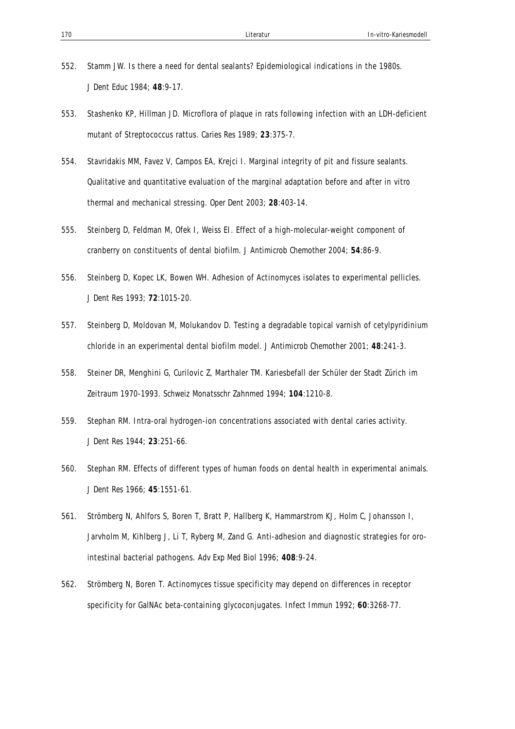552. Stamm JW. Is there a need for dental sealants? Epidemiological indications in the 1980s. J Dent Educ 1984; **48**:9-17.

553. Stashenko KP, Hillman JD. Microflora of plaque in rats following infection with an LDH-deficient mutant of Streptococcus rattus. Caries Res 1989; **23**:375-7.

554. Stavridakis MM, Favez V, Campos EA, Krejci I. Marginal integrity of pit and fissure sealants. Qualitative and quantitative evaluation of the marginal adaptation before and after in vitro thermal and mechanical stressing. Oper Dent 2003; **28**:403-14.

555. Steinberg D, Feldman M, Ofek I, Weiss EI. Effect of a high-molecular-weight component of cranberry on constituents of dental biofilm. J Antimicrob Chemother 2004; **54**:86-9.

556. Steinberg D, Kopec LK, Bowen WH. Adhesion of Actinomyces isolates to experimental pellicles. J Dent Res 1993; **72**:1015-20.

557. Steinberg D, Moldovan M, Molukandov D. Testing a degradable topical varnish of cetylpyridinium chloride in an experimental dental biofilm model. J Antimicrob Chemother 2001; **48**:241-3.

558. Steiner DR, Menghini G, Curilovic Z, Marthaler TM. Kariesbefall der Schüler der Stadt Zürich im Zeitraum 1970-1993. Schweiz Monatsschr Zahnmed 1994; **104**:1210-8.

559. Stephan RM. Intra-oral hydrogen-ion concentrations associated with dental caries activity. J Dent Res 1944; **23**:251-66.

560. Stephan RM. Effects of different types of human foods on dental health in experimental animals. J Dent Res 1966; **45**:1551-61.

561. Strömberg N, Ahlfors S, Boren T, Bratt P, Hallberg K, Hammarstrom KJ, Holm C, Johansson I, Jarvholm M, Kihlberg J, Li T, Ryberg M, Zand G. Anti-adhesion and diagnostic strategies for oro-intestinal bacterial pathogens. Adv Exp Med Biol 1996; **408**:9-24.

562. Strömberg N, Boren T. Actinomyces tissue specificity may depend on differences in receptor specificity for GalNAc beta-containing glycoconjugates. Infect Immun 1992; **60**:3268-77.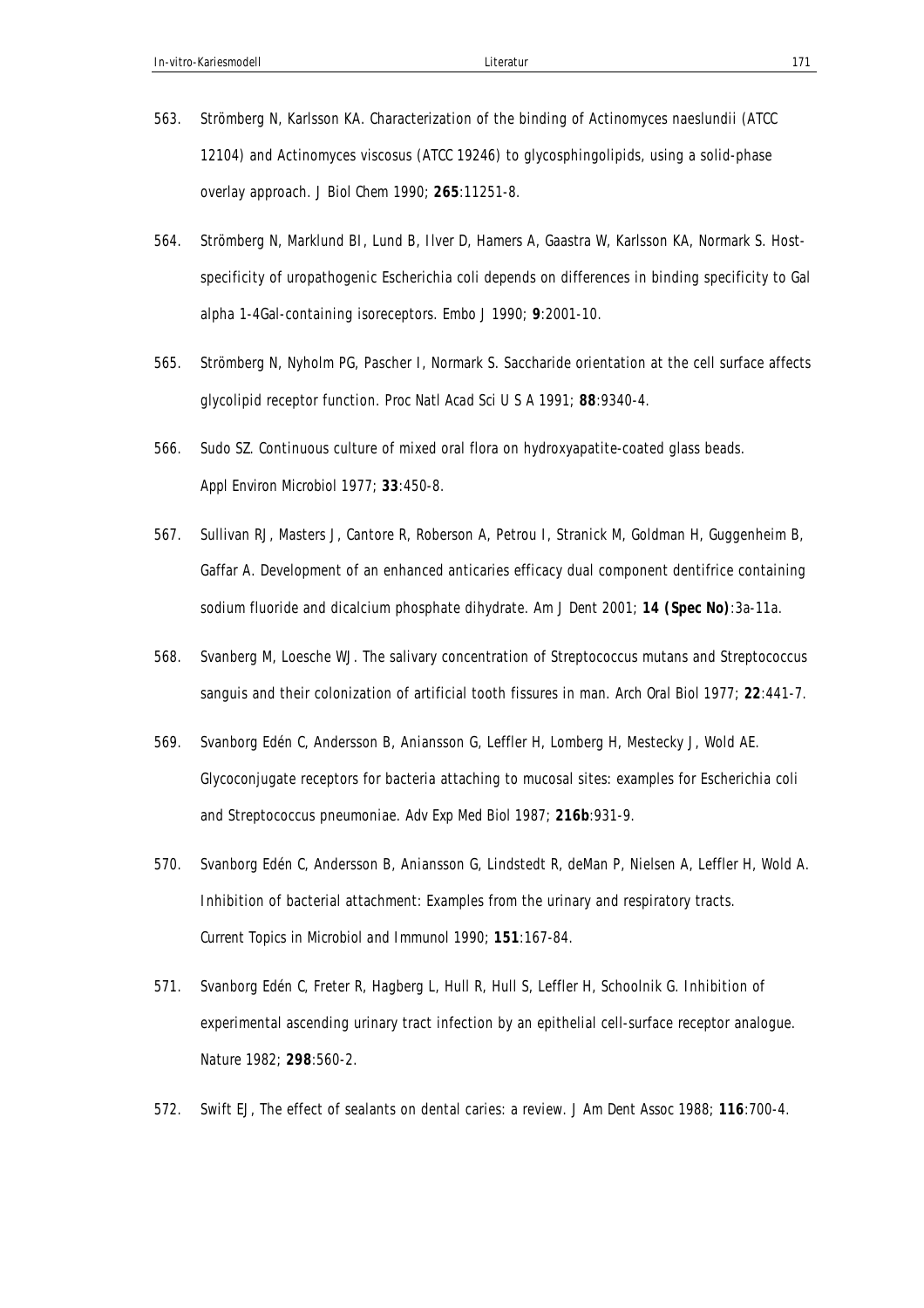563. Strömberg N, Karlsson KA. Characterization of the binding of Actinomyces naeslundii (ATCC 12104) and Actinomyces viscosus (ATCC 19246) to glycosphingolipids, using a solid-phase overlay approach. J Biol Chem 1990; **265**:11251-8.

564. Strömberg N, Marklund BI, Lund B, Ilver D, Hamers A, Gaastra W, Karlsson KA, Normark S. Host-specificity of uropathogenic Escherichia coli depends on differences in binding specificity to Gal alpha 1-4Gal-containing isoreceptors. Embo J 1990; **9**:2001-10.

565. Strömberg N, Nyholm PG, Pascher I, Normark S. Saccharide orientation at the cell surface affects glycolipid receptor function. Proc Natl Acad Sci U S A 1991; **88**:9340-4.

566. Sudo SZ. Continuous culture of mixed oral flora on hydroxyapatite-coated glass beads. Appl Environ Microbiol 1977; **33**:450-8.

567. Sullivan RJ, Masters J, Cantore R, Roberson A, Petrou I, Stranick M, Goldman H, Guggenheim B, Gaffar A. Development of an enhanced anticaries efficacy dual component dentifrice containing sodium fluoride and dicalcium phosphate dihydrate. Am J Dent 2001; **14 (Spec No)**:3a-11a.

568. Svanberg M, Loesche WJ. The salivary concentration of Streptococcus mutans and Streptococcus sanguis and their colonization of artificial tooth fissures in man. Arch Oral Biol 1977; **22**:441-7.

569. Svanborg Edén C, Andersson B, Aniansson G, Leffler H, Lomberg H, Mestecky J, Wold AE. Glycoconjugate receptors for bacteria attaching to mucosal sites: examples for Escherichia coli and Streptococcus pneumoniae. Adv Exp Med Biol 1987; **216b**:931-9.

570. Svanborg Edén C, Andersson B, Aniansson G, Lindstedt R, deMan P, Nielsen A, Leffler H, Wold A. Inhibition of bacterial attachment: Examples from the urinary and respiratory tracts. Current Topics in Microbiol and Immunol 1990; **151**:167-84.

571. Svanborg Edén C, Freter R, Hagberg L, Hull R, Hull S, Leffler H, Schoolnik G. Inhibition of experimental ascending urinary tract infection by an epithelial cell-surface receptor analogue. Nature 1982; **298**:560-2.

572. Swift EJ, The effect of sealants on dental caries: a review. J Am Dent Assoc 1988; **116**:700-4.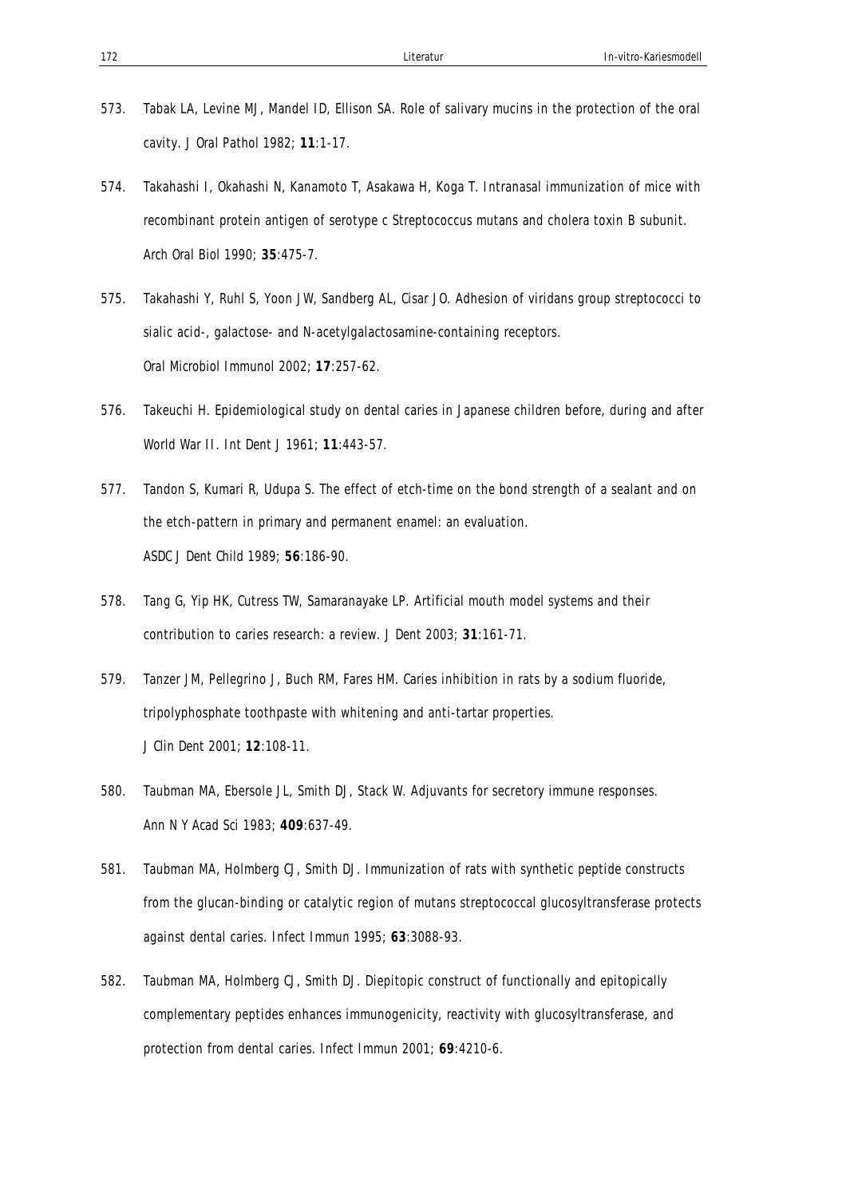573. Tabak LA, Levine MJ, Mandel ID, Ellison SA. Role of salivary mucins in the protection of the oral cavity. J Oral Pathol 1982; **11**:1-17.

574. Takahashi I, Okahashi N, Kanamoto T, Asakawa H, Koga T. Intranasal immunization of mice with recombinant protein antigen of serotype c Streptococcus mutans and cholera toxin B subunit. Arch Oral Biol 1990; **35**:475-7.

575. Takahashi Y, Ruhl S, Yoon JW, Sandberg AL, Cisar JO. Adhesion of viridans group streptococci to sialic acid-, galactose- and N-acetylgalactosamine-containing receptors. Oral Microbiol Immunol 2002; **17**:257-62.

576. Takeuchi H. Epidemiological study on dental caries in Japanese children before, during and after World War II. Int Dent J 1961; **11**:443-57.

577. Tandon S, Kumari R, Udupa S. The effect of etch-time on the bond strength of a sealant and on the etch-pattern in primary and permanent enamel: an evaluation. ASDC J Dent Child 1989; **56**:186-90.

578. Tang G, Yip HK, Cutress TW, Samaranayake LP. Artificial mouth model systems and their contribution to caries research: a review. J Dent 2003; **31**:161-71.

579. Tanzer JM, Pellegrino J, Buch RM, Fares HM. Caries inhibition in rats by a sodium fluoride, tripolyphosphate toothpaste with whitening and anti-tartar properties. J Clin Dent 2001; **12**:108-11.

580. Taubman MA, Ebersole JL, Smith DJ, Stack W. Adjuvants for secretory immune responses. Ann N Y Acad Sci 1983; **409**:637-49.

581. Taubman MA, Holmberg CJ, Smith DJ. Immunization of rats with synthetic peptide constructs from the glucan-binding or catalytic region of mutans streptococcal glucosyltransferase protects against dental caries. Infect Immun 1995; **63**:3088-93.

582. Taubman MA, Holmberg CJ, Smith DJ. Diepitopic construct of functionally and epitopically complementary peptides enhances immunogenicity, reactivity with glucosyltransferase, and protection from dental caries. Infect Immun 2001; **69**:4210-6.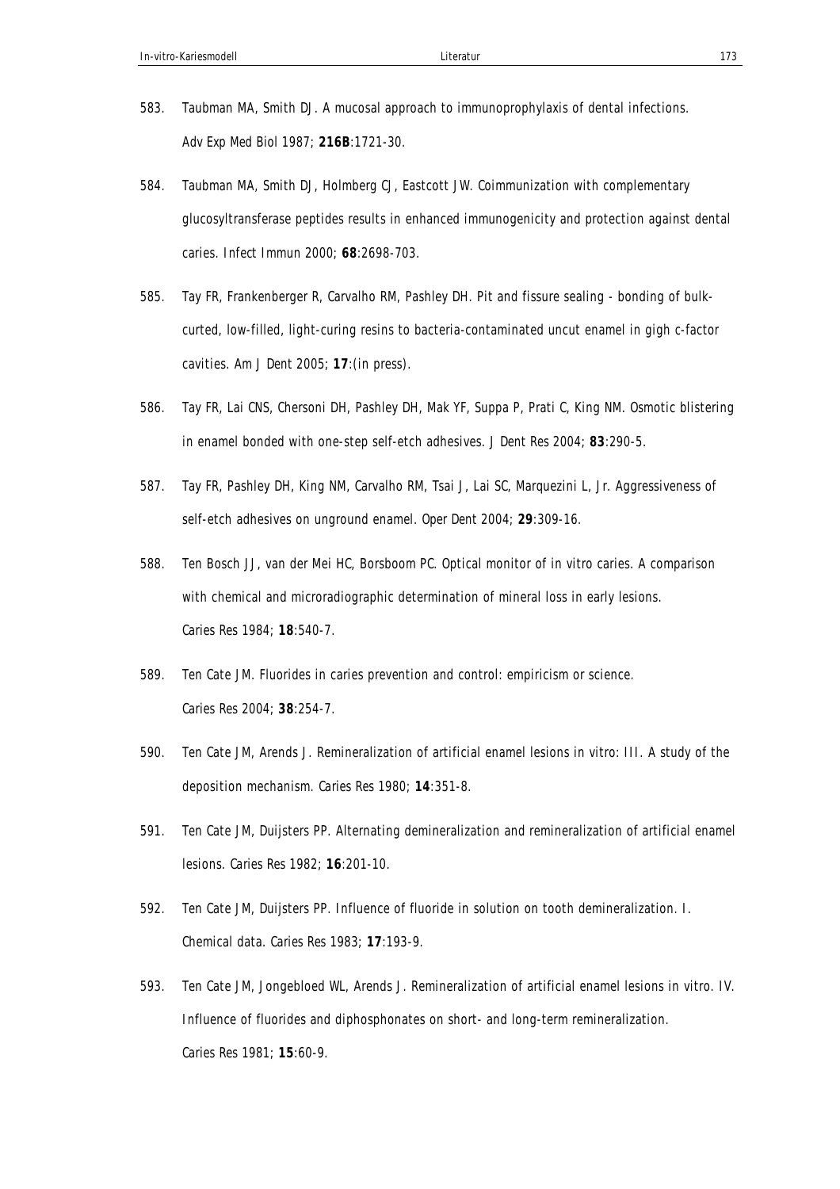583. Taubman MA, Smith DJ. A mucosal approach to immunoprophylaxis of dental infections. Adv Exp Med Biol 1987; **216B**:1721-30.

584. Taubman MA, Smith DJ, Holmberg CJ, Eastcott JW. Coimmunization with complementary glucosyltransferase peptides results in enhanced immunogenicity and protection against dental caries. Infect Immun 2000; **68**:2698-703.

585. Tay FR, Frankenberger R, Carvalho RM, Pashley DH. Pit and fissure sealing - bonding of bulk-curted, low-filled, light-curing resins to bacteria-contaminated uncut enamel in gigh c-factor cavities. Am J Dent 2005; **17**:(in press).

586. Tay FR, Lai CNS, Chersoni DH, Pashley DH, Mak YF, Suppa P, Prati C, King NM. Osmotic blistering in enamel bonded with one-step self-etch adhesives. J Dent Res 2004; **83**:290-5.

587. Tay FR, Pashley DH, King NM, Carvalho RM, Tsai J, Lai SC, Marquezini L, Jr. Aggressiveness of self-etch adhesives on unground enamel. Oper Dent 2004; **29**:309-16.

588. Ten Bosch JJ, van der Mei HC, Borsboom PC. Optical monitor of in vitro caries. A comparison with chemical and microradiographic determination of mineral loss in early lesions. Caries Res 1984; **18**:540-7.

589. Ten Cate JM. Fluorides in caries prevention and control: empiricism or science. Caries Res 2004; **38**:254-7.

590. Ten Cate JM, Arends J. Remineralization of artificial enamel lesions in vitro: III. A study of the deposition mechanism. Caries Res 1980; **14**:351-8.

591. Ten Cate JM, Duijsters PP. Alternating demineralization and remineralization of artificial enamel lesions. Caries Res 1982; **16**:201-10.

592. Ten Cate JM, Duijsters PP. Influence of fluoride in solution on tooth demineralization. I. Chemical data. Caries Res 1983; **17**:193-9.

593. Ten Cate JM, Jongebloed WL, Arends J. Remineralization of artificial enamel lesions in vitro. IV. Influence of fluorides and diphosphonates on short- and long-term remineralization. Caries Res 1981; **15**:60-9.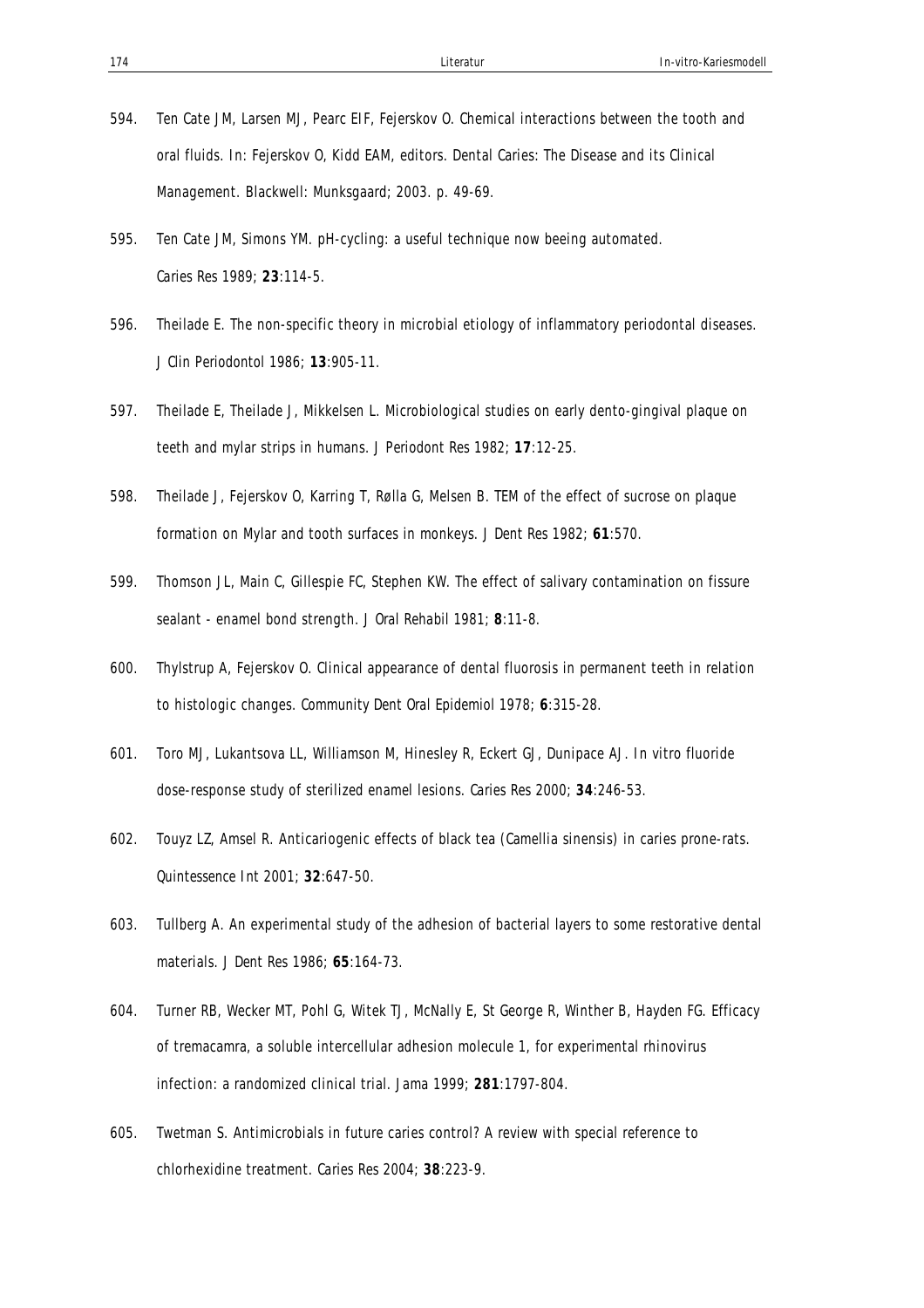594. Ten Cate JM, Larsen MJ, Pearc EIF, Fejerskov O. Chemical interactions between the tooth and oral fluids. In: Fejerskov O, Kidd EAM, editors. Dental Caries: The Disease and its Clinical Management. Blackwell: Munksgaard; 2003. p. 49-69.

595. Ten Cate JM, Simons YM. pH-cycling: a useful technique now beeing automated. Caries Res 1989; **23**:114-5.

596. Theilade E. The non-specific theory in microbial etiology of inflammatory periodontal diseases. J Clin Periodontol 1986; **13**:905-11.

597. Theilade E, Theilade J, Mikkelsen L. Microbiological studies on early dento-gingival plaque on teeth and mylar strips in humans. J Periodont Res 1982; **17**:12-25.

598. Theilade J, Fejerskov O, Karring T, Rølla G, Melsen B. TEM of the effect of sucrose on plaque formation on Mylar and tooth surfaces in monkeys. J Dent Res 1982; **61**:570.

599. Thomson JL, Main C, Gillespie FC, Stephen KW. The effect of salivary contamination on fissure sealant - enamel bond strength. J Oral Rehabil 1981; **8**:11-8.

600. Thylstrup A, Fejerskov O. Clinical appearance of dental fluorosis in permanent teeth in relation to histologic changes. Community Dent Oral Epidemiol 1978; **6**:315-28.

601. Toro MJ, Lukantsova LL, Williamson M, Hinesley R, Eckert GJ, Dunipace AJ. In vitro fluoride dose-response study of sterilized enamel lesions. Caries Res 2000; **34**:246-53.

602. Touyz LZ, Amsel R. Anticariogenic effects of black tea (Camellia sinensis) in caries prone-rats. Quintessence Int 2001; **32**:647-50.

603. Tullberg A. An experimental study of the adhesion of bacterial layers to some restorative dental materials. J Dent Res 1986; **65**:164-73.

604. Turner RB, Wecker MT, Pohl G, Witek TJ, McNally E, St George R, Winther B, Hayden FG. Efficacy of tremacamra, a soluble intercellular adhesion molecule 1, for experimental rhinovirus infection: a randomized clinical trial. Jama 1999; **281**:1797-804.

605. Twetman S. Antimicrobials in future caries control? A review with special reference to chlorhexidine treatment. Caries Res 2004; **38**:223-9.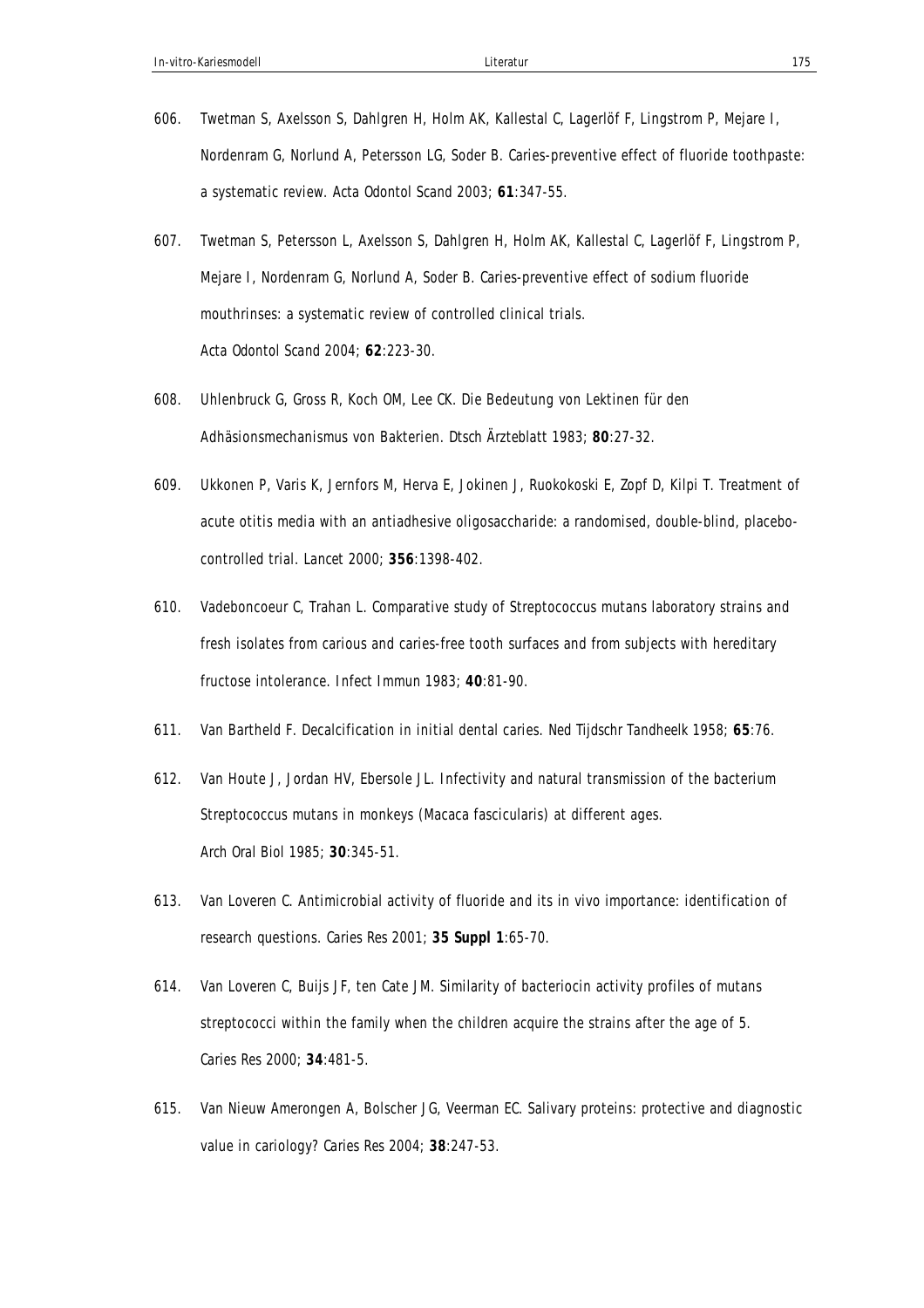606. Twetman S, Axelsson S, Dahlgren H, Holm AK, Kallestal C, Lagerlöf F, Lingstrom P, Mejare I, Nordenram G, Norlund A, Petersson LG, Soder B. Caries-preventive effect of fluoride toothpaste: a systematic review. Acta Odontol Scand 2003; **61**:347-55.

607. Twetman S, Petersson L, Axelsson S, Dahlgren H, Holm AK, Kallestal C, Lagerlöf F, Lingstrom P, Mejare I, Nordenram G, Norlund A, Soder B. Caries-preventive effect of sodium fluoride mouthrinses: a systematic review of controlled clinical trials. Acta Odontol Scand 2004; **62**:223-30.

608. Uhlenbruck G, Gross R, Koch OM, Lee CK. Die Bedeutung von Lektinen für den Adhäsionsmechanismus von Bakterien. Dtsch Ärzteblatt 1983; **80**:27-32.

609. Ukkonen P, Varis K, Jernfors M, Herva E, Jokinen J, Ruokokoski E, Zopf D, Kilpi T. Treatment of acute otitis media with an antiadhesive oligosaccharide: a randomised, double-blind, placebo-controlled trial. Lancet 2000; **356**:1398-402.

610. Vadeboncoeur C, Trahan L. Comparative study of Streptococcus mutans laboratory strains and fresh isolates from carious and caries-free tooth surfaces and from subjects with hereditary fructose intolerance. Infect Immun 1983; **40**:81-90.

611. Van Bartheld F. Decalcification in initial dental caries. Ned Tijdschr Tandheelk 1958; **65**:76.

612. Van Houte J, Jordan HV, Ebersole JL. Infectivity and natural transmission of the bacterium Streptococcus mutans in monkeys (Macaca fascicularis) at different ages. Arch Oral Biol 1985; **30**:345-51.

613. Van Loveren C. Antimicrobial activity of fluoride and its in vivo importance: identification of research questions. Caries Res 2001; **35 Suppl 1**:65-70.

614. Van Loveren C, Buijs JF, ten Cate JM. Similarity of bacteriocin activity profiles of mutans streptococci within the family when the children acquire the strains after the age of 5. Caries Res 2000; **34**:481-5.

615. Van Nieuw Amerongen A, Bolscher JG, Veerman EC. Salivary proteins: protective and diagnostic value in cariology? Caries Res 2004; **38**:247-53.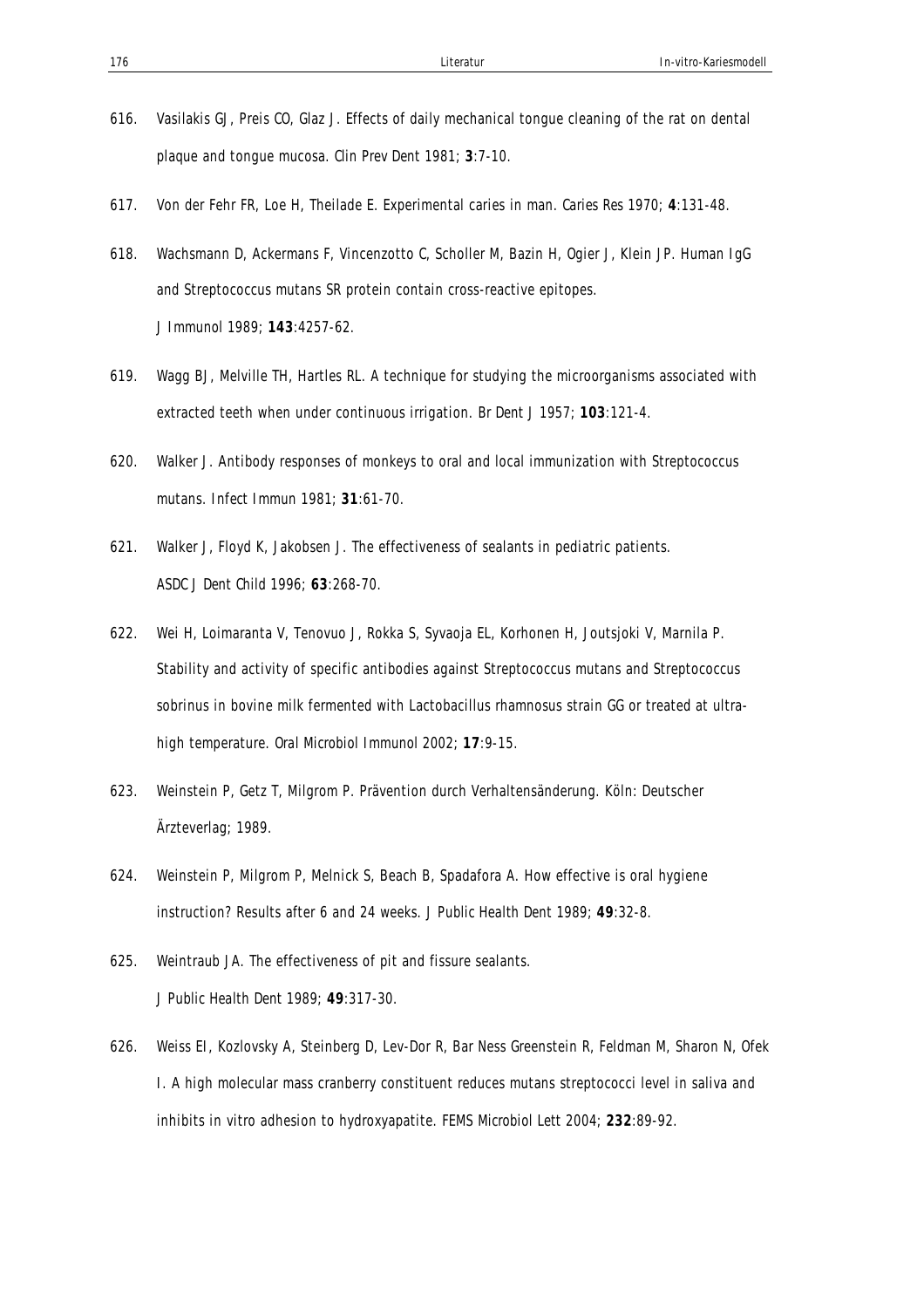616. Vasilakis GJ, Preis CO, Glaz J. Effects of daily mechanical tongue cleaning of the rat on dental plaque and tongue mucosa. Clin Prev Dent 1981; **3**:7-10.

617. Von der Fehr FR, Loe H, Theilade E. Experimental caries in man. Caries Res 1970; **4**:131-48.

618. Wachsmann D, Ackermans F, Vincenzotto C, Scholler M, Bazin H, Ogier J, Klein JP. Human IgG and Streptococcus mutans SR protein contain cross-reactive epitopes. J Immunol 1989; **143**:4257-62.

619. Wagg BJ, Melville TH, Hartles RL. A technique for studying the microorganisms associated with extracted teeth when under continuous irrigation. Br Dent J 1957; **103**:121-4.

620. Walker J. Antibody responses of monkeys to oral and local immunization with Streptococcus mutans. Infect Immun 1981; **31**:61-70.

621. Walker J, Floyd K, Jakobsen J. The effectiveness of sealants in pediatric patients. ASDC J Dent Child 1996; **63**:268-70.

622. Wei H, Loimaranta V, Tenovuo J, Rokka S, Syvaoja EL, Korhonen H, Joutsjoki V, Marnila P. Stability and activity of specific antibodies against Streptococcus mutans and Streptococcus sobrinus in bovine milk fermented with Lactobacillus rhamnosus strain GG or treated at ultra-high temperature. Oral Microbiol Immunol 2002; **17**:9-15.

623. Weinstein P, Getz T, Milgrom P. Prävention durch Verhaltensänderung. Köln: Deutscher Ärzteverlag; 1989.

624. Weinstein P, Milgrom P, Melnick S, Beach B, Spadafora A. How effective is oral hygiene instruction? Results after 6 and 24 weeks. J Public Health Dent 1989; **49**:32-8.

625. Weintraub JA. The effectiveness of pit and fissure sealants. J Public Health Dent 1989; **49**:317-30.

626. Weiss EI, Kozlovsky A, Steinberg D, Lev-Dor R, Bar Ness Greenstein R, Feldman M, Sharon N, Ofek I. A high molecular mass cranberry constituent reduces mutans streptococci level in saliva and inhibits in vitro adhesion to hydroxyapatite. FEMS Microbiol Lett 2004; **232**:89-92.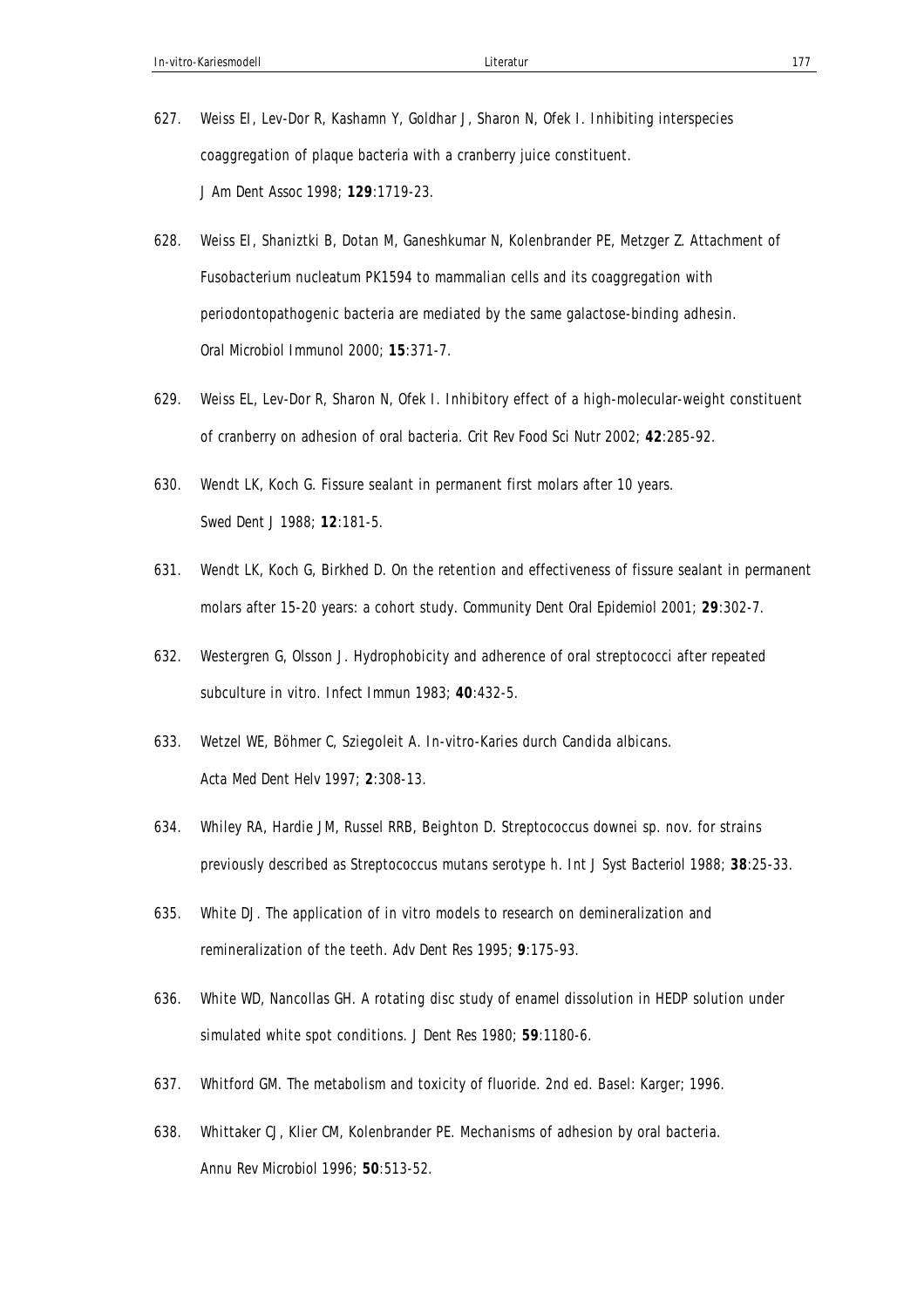627. Weiss EI, Lev-Dor R, Kashamn Y, Goldhar J, Sharon N, Ofek I. Inhibiting interspecies coaggregation of plaque bacteria with a cranberry juice constituent. J Am Dent Assoc 1998; **129**:1719-23.

628. Weiss EI, Shaniztki B, Dotan M, Ganeshkumar N, Kolenbrander PE, Metzger Z. Attachment of Fusobacterium nucleatum PK1594 to mammalian cells and its coaggregation with periodontopathogenic bacteria are mediated by the same galactose-binding adhesin. Oral Microbiol Immunol 2000; **15**:371-7.

629. Weiss EL, Lev-Dor R, Sharon N, Ofek I. Inhibitory effect of a high-molecular-weight constituent of cranberry on adhesion of oral bacteria. Crit Rev Food Sci Nutr 2002; **42**:285-92.

630. Wendt LK, Koch G. Fissure sealant in permanent first molars after 10 years. Swed Dent J 1988; **12**:181-5.

631. Wendt LK, Koch G, Birkhed D. On the retention and effectiveness of fissure sealant in permanent molars after 15-20 years: a cohort study. Community Dent Oral Epidemiol 2001; **29**:302-7.

632. Westergren G, Olsson J. Hydrophobicity and adherence of oral streptococci after repeated subculture in vitro. Infect Immun 1983; **40**:432-5.

633. Wetzel WE, Böhmer C, Sziegoleit A. In-vitro-Karies durch Candida albicans. Acta Med Dent Helv 1997; **2**:308-13.

634. Whiley RA, Hardie JM, Russel RRB, Beighton D. Streptococcus downei sp. nov. for strains previously described as Streptococcus mutans serotype h. Int J Syst Bacteriol 1988; **38**:25-33.

635. White DJ. The application of in vitro models to research on demineralization and remineralization of the teeth. Adv Dent Res 1995; **9**:175-93.

636. White WD, Nancollas GH. A rotating disc study of enamel dissolution in HEDP solution under simulated white spot conditions. J Dent Res 1980; **59**:1180-6.

637. Whitford GM. The metabolism and toxicity of fluoride. 2nd ed. Basel: Karger; 1996.

638. Whittaker CJ, Klier CM, Kolenbrander PE. Mechanisms of adhesion by oral bacteria. Annu Rev Microbiol 1996; **50**:513-52.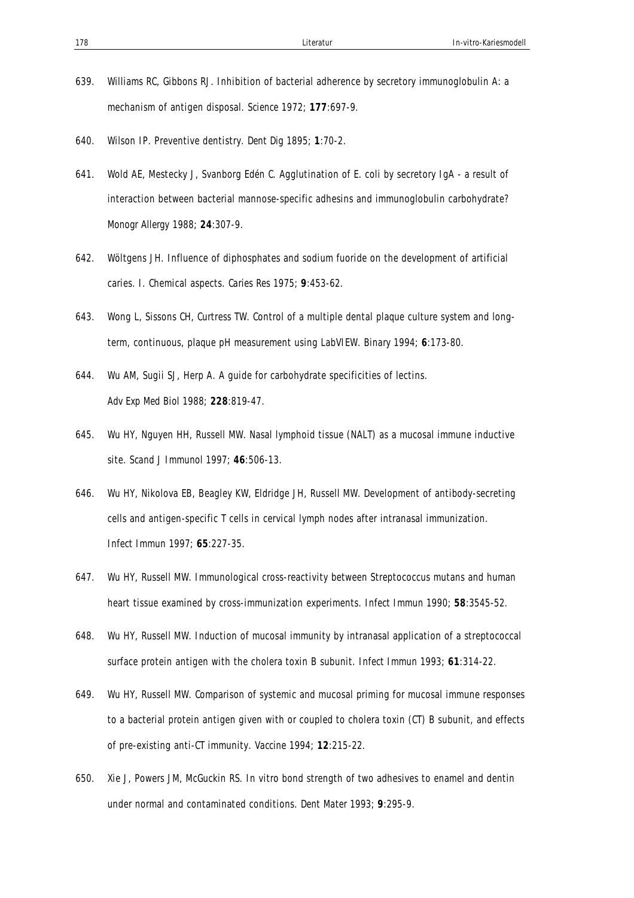639. Williams RC, Gibbons RJ. Inhibition of bacterial adherence by secretory immunoglobulin A: a mechanism of antigen disposal. Science 1972; **177**:697-9.

640. Wilson IP. Preventive dentistry. Dent Dig 1895; **1**:70-2.

641. Wold AE, Mestecky J, Svanborg Edén C. Agglutination of E. coli by secretory IgA - a result of interaction between bacterial mannose-specific adhesins and immunoglobulin carbohydrate? Monogr Allergy 1988; **24**:307-9.

642. Wöltgens JH. Influence of diphosphates and sodium fuoride on the development of artificial caries. I. Chemical aspects. Caries Res 1975; **9**:453-62.

643. Wong L, Sissons CH, Curtress TW. Control of a multiple dental plaque culture system and long-term, continuous, plaque pH measurement using LabVIEW. Binary 1994; **6**:173-80.

644. Wu AM, Sugii SJ, Herp A. A guide for carbohydrate specificities of lectins. Adv Exp Med Biol 1988; **228**:819-47.

645. Wu HY, Nguyen HH, Russell MW. Nasal lymphoid tissue (NALT) as a mucosal immune inductive site. Scand J Immunol 1997; **46**:506-13.

646. Wu HY, Nikolova EB, Beagley KW, Eldridge JH, Russell MW. Development of antibody-secreting cells and antigen-specific T cells in cervical lymph nodes after intranasal immunization. Infect Immun 1997; **65**:227-35.

647. Wu HY, Russell MW. Immunological cross-reactivity between Streptococcus mutans and human heart tissue examined by cross-immunization experiments. Infect Immun 1990; **58**:3545-52.

648. Wu HY, Russell MW. Induction of mucosal immunity by intranasal application of a streptococcal surface protein antigen with the cholera toxin B subunit. Infect Immun 1993; **61**:314-22.

649. Wu HY, Russell MW. Comparison of systemic and mucosal priming for mucosal immune responses to a bacterial protein antigen given with or coupled to cholera toxin (CT) B subunit, and effects of pre-existing anti-CT immunity. Vaccine 1994; **12**:215-22.

650. Xie J, Powers JM, McGuckin RS. In vitro bond strength of two adhesives to enamel and dentin under normal and contaminated conditions. Dent Mater 1993; **9**:295-9.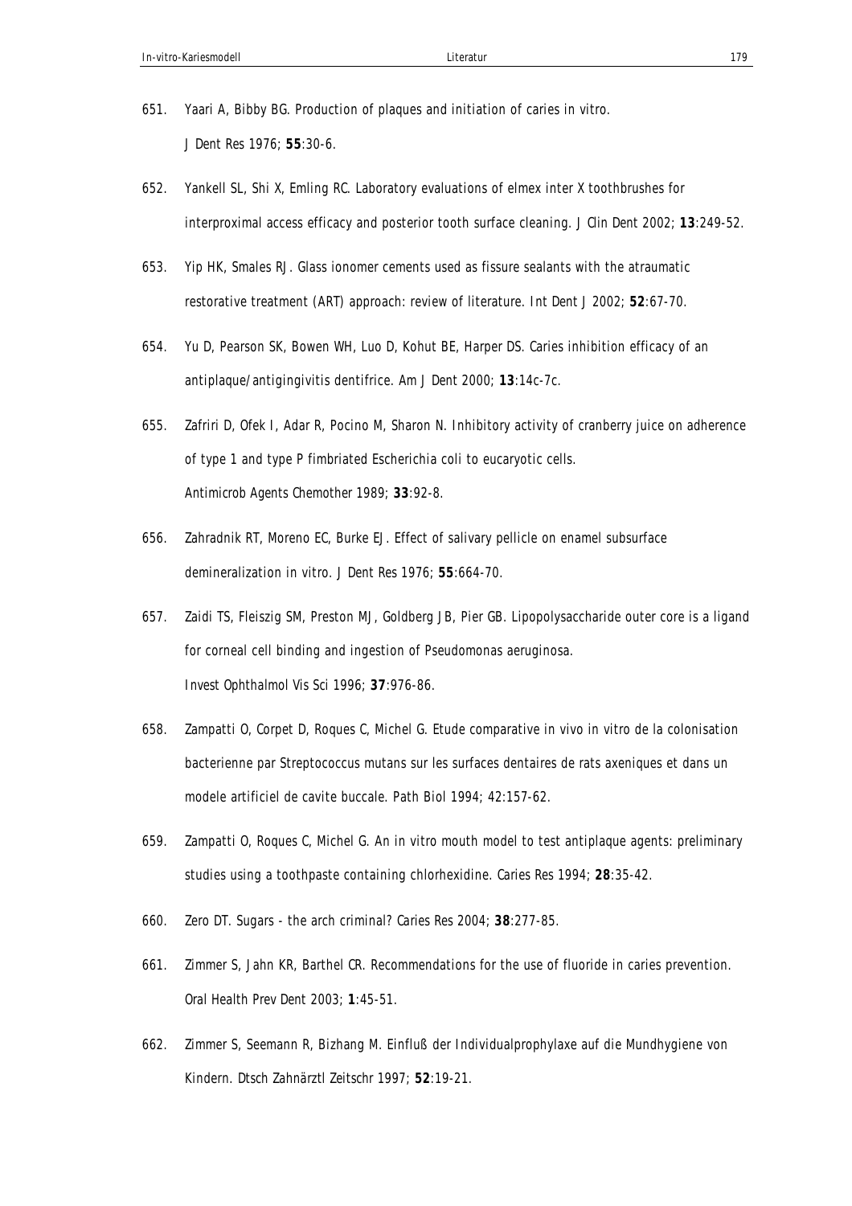651. Yaari A, Bibby BG. Production of plaques and initiation of caries in vitro. J Dent Res 1976; **55**:30-6.

652. Yankell SL, Shi X, Emling RC. Laboratory evaluations of elmex inter X toothbrushes for interproximal access efficacy and posterior tooth surface cleaning. J Clin Dent 2002; **13**:249-52.

653. Yip HK, Smales RJ. Glass ionomer cements used as fissure sealants with the atraumatic restorative treatment (ART) approach: review of literature. Int Dent J 2002; **52**:67-70.

654. Yu D, Pearson SK, Bowen WH, Luo D, Kohut BE, Harper DS. Caries inhibition efficacy of an antiplaque/antigingivitis dentifrice. Am J Dent 2000; **13**:14c-7c.

655. Zafriri D, Ofek I, Adar R, Pocino M, Sharon N. Inhibitory activity of cranberry juice on adherence of type 1 and type P fimbriated Escherichia coli to eucaryotic cells. Antimicrob Agents Chemother 1989; **33**:92-8.

656. Zahradnik RT, Moreno EC, Burke EJ. Effect of salivary pellicle on enamel subsurface demineralization in vitro. J Dent Res 1976; **55**:664-70.

657. Zaidi TS, Fleiszig SM, Preston MJ, Goldberg JB, Pier GB. Lipopolysaccharide outer core is a ligand for corneal cell binding and ingestion of Pseudomonas aeruginosa. Invest Ophthalmol Vis Sci 1996; **37**:976-86.

658. Zampatti O, Corpet D, Roques C, Michel G. Etude comparative in vivo in vitro de la colonisation bacterienne par Streptococcus mutans sur les surfaces dentaires de rats axeniques et dans un modele artificiel de cavite buccale. Path Biol 1994; 42:157-62.

659. Zampatti O, Roques C, Michel G. An in vitro mouth model to test antiplaque agents: preliminary studies using a toothpaste containing chlorhexidine. Caries Res 1994; **28**:35-42.

660. Zero DT. Sugars - the arch criminal? Caries Res 2004; **38**:277-85.

661. Zimmer S, Jahn KR, Barthel CR. Recommendations for the use of fluoride in caries prevention. Oral Health Prev Dent 2003; **1**:45-51.

662. Zimmer S, Seemann R, Bizhang M. Einfluß der Individualprophylaxe auf die Mundhygiene von Kindern. Dtsch Zahnärztl Zeitschr 1997; **52**:19-21.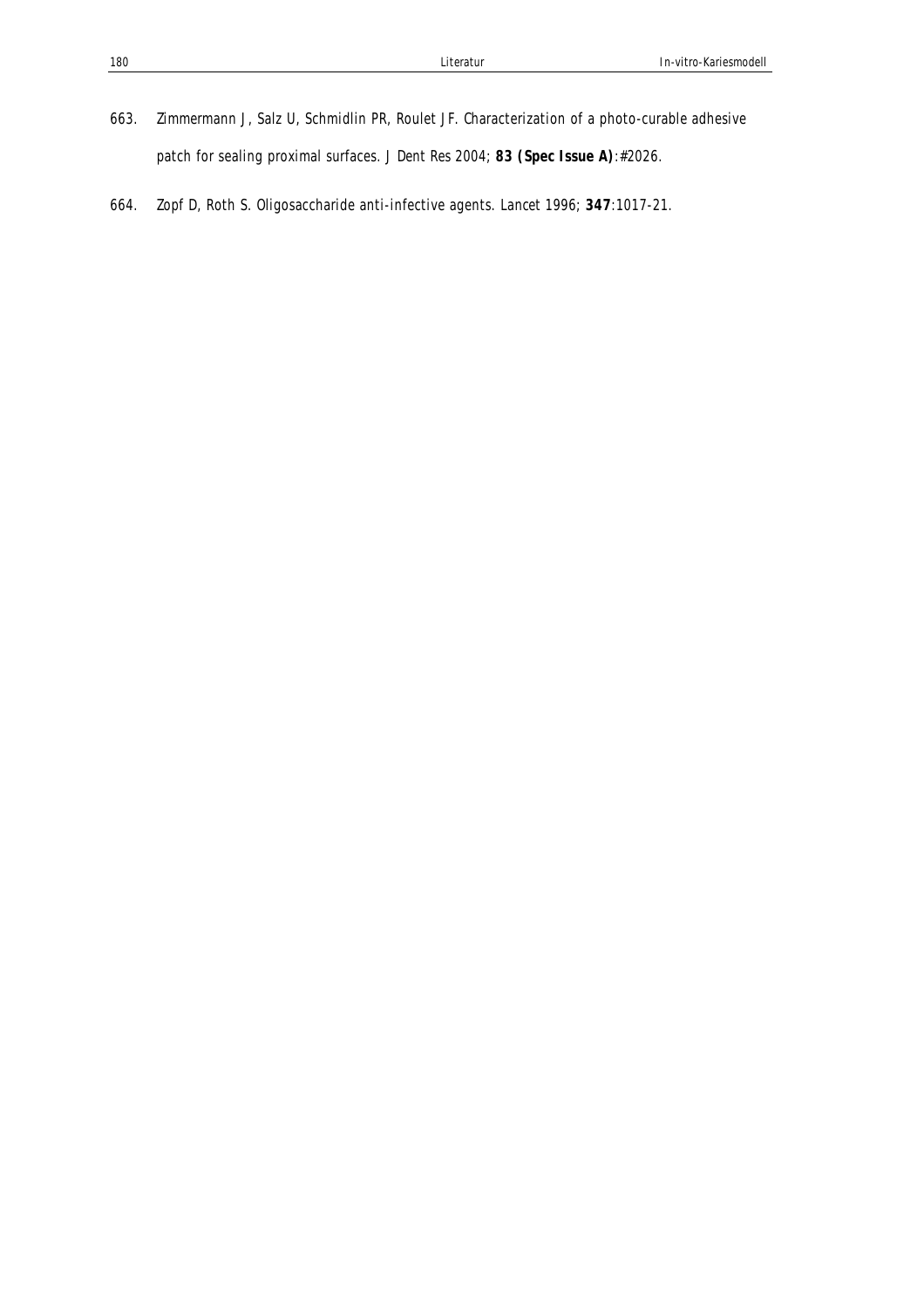663. Zimmermann J, Salz U, Schmidlin PR, Roulet JF. Characterization of a photo-curable adhesive patch for sealing proximal surfaces. J Dent Res 2004; **83 (Spec Issue A)**:#2026.

664. Zopf D, Roth S. Oligosaccharide anti-infective agents. Lancet 1996; **347**:1017-21.